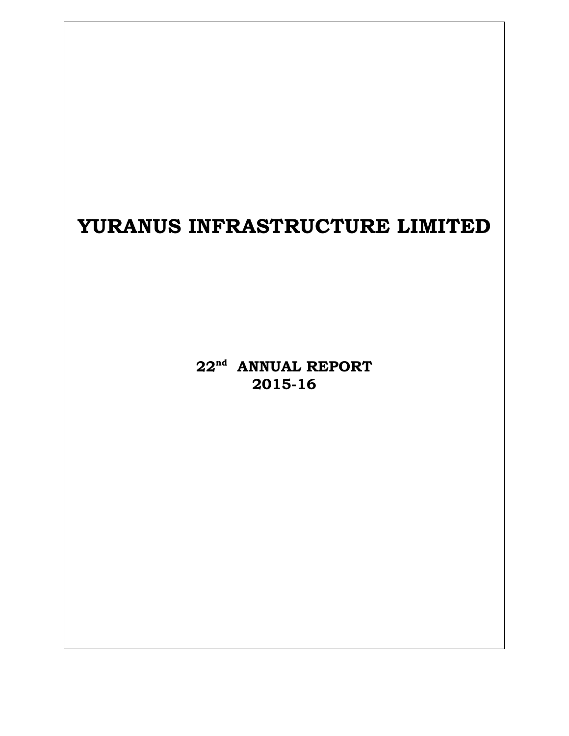# YURANUS INFRASTRUCTURE LIMITED

**22nd ANNUAL REPORT**
**2015-16**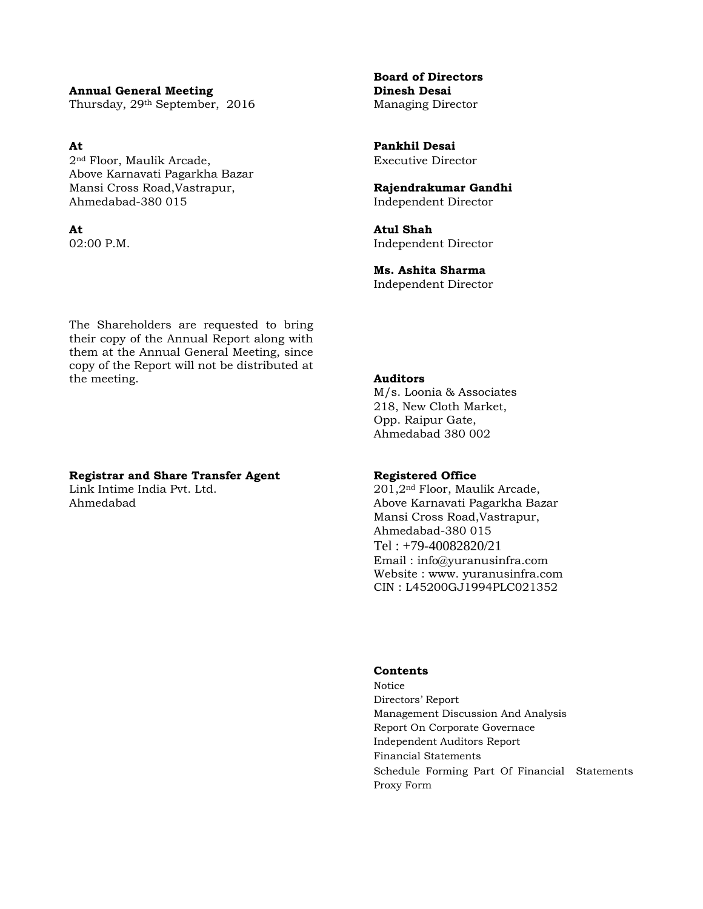**Annual General Meeting**
Thursday, 29th September, 2016

**At**
2nd Floor, Maulik Arcade,
Above Karnavati Pagarkha Bazar
Mansi Cross Road,Vastrapur,
Ahmedabad-380 015

**At**
02:00 P.M.

The Shareholders are requested to bring their copy of the Annual Report along with them at the Annual General Meeting, since copy of the Report will not be distributed at the meeting.

**Registrar and Share Transfer Agent**
Link Intime India Pvt. Ltd.
Ahmedabad

**Board of Directors**

**Dinesh Desai**
Managing Director

**Pankhil Desai**
Executive Director

**Rajendrakumar Gandhi**
Independent Director

**Atul Shah**
Independent Director

**Ms. Ashita Sharma**
Independent Director

**Auditors**
M/s. Loonia & Associates
218, New Cloth Market,
Opp. Raipur Gate,
Ahmedabad 380 002

**Registered Office**
201,2nd Floor, Maulik Arcade,
Above Karnavati Pagarkha Bazar
Mansi Cross Road,Vastrapur,
Ahmedabad-380 015
Tel : +79-40082820/21
Email : info@yuranusinfra.com
Website : www. yuranusinfra.com
CIN : L45200GJ1994PLC021352

**Contents**

- Notice
- Directors' Report
- Management Discussion And Analysis
- Report On Corporate Governace
- Independent Auditors Report
- Financial Statements
- Schedule Forming Part Of Financial Statements
- Proxy Form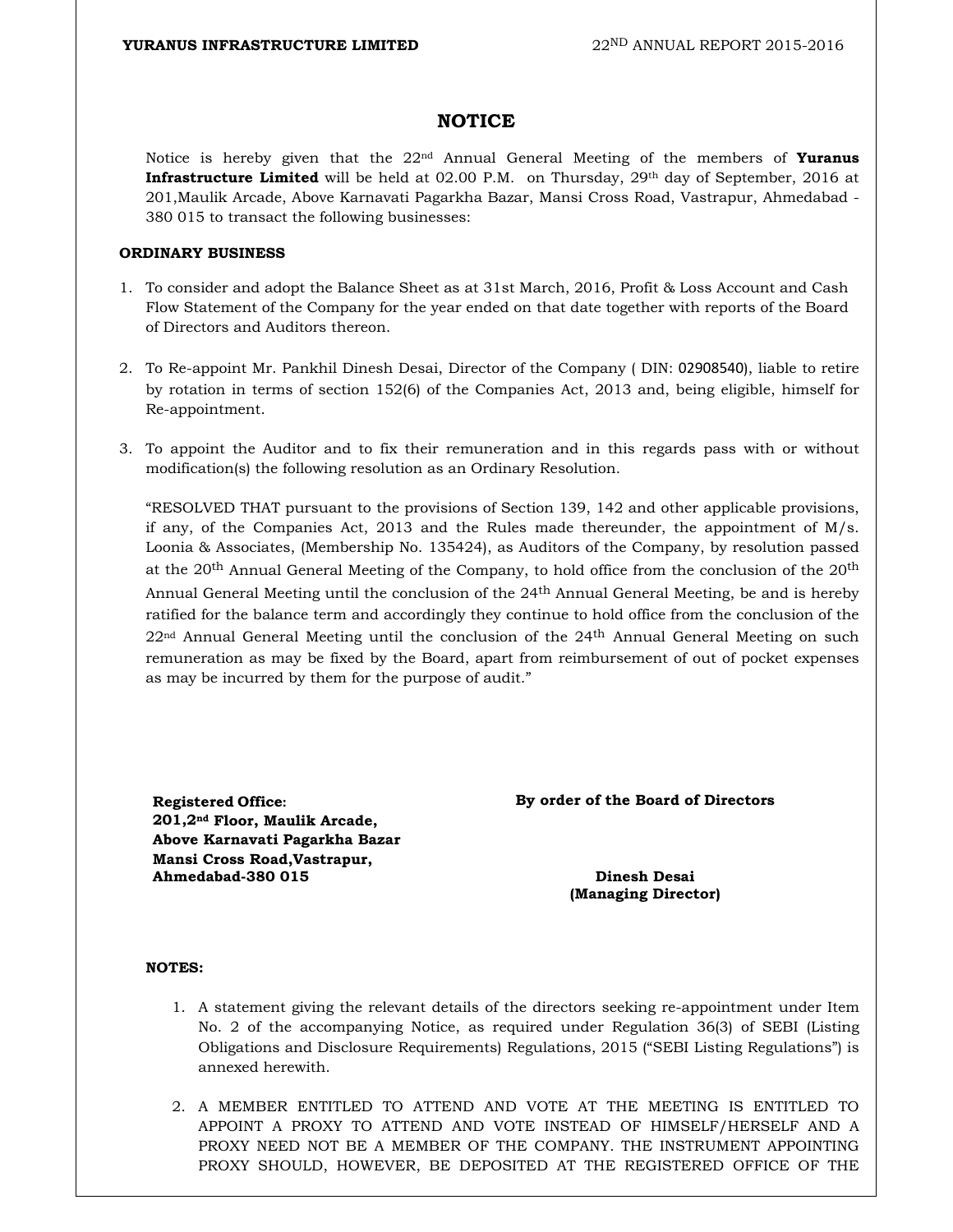# NOTICE

Notice is hereby given that the 22nd Annual General Meeting of the members of **Yuranus Infrastructure Limited** will be held at 02.00 P.M. on Thursday, 29th day of September, 2016 at 201,Maulik Arcade, Above Karnavati Pagarkha Bazar, Mansi Cross Road, Vastrapur, Ahmedabad - 380 015 to transact the following businesses:

**ORDINARY BUSINESS**

1. To consider and adopt the Balance Sheet as at 31st March, 2016, Profit & Loss Account and Cash Flow Statement of the Company for the year ended on that date together with reports of the Board of Directors and Auditors thereon.

2. To Re-appoint Mr. Pankhil Dinesh Desai, Director of the Company ( DIN: 02908540), liable to retire by rotation in terms of section 152(6) of the Companies Act, 2013 and, being eligible, himself for Re-appointment.

3. To appoint the Auditor and to fix their remuneration and in this regards pass with or without modification(s) the following resolution as an Ordinary Resolution.

   "RESOLVED THAT pursuant to the provisions of Section 139, 142 and other applicable provisions, if any, of the Companies Act, 2013 and the Rules made thereunder, the appointment of M/s. Loonia & Associates, (Membership No. 135424), as Auditors of the Company, by resolution passed at the 20th Annual General Meeting of the Company, to hold office from the conclusion of the 20th Annual General Meeting until the conclusion of the 24th Annual General Meeting, be and is hereby ratified for the balance term and accordingly they continue to hold office from the conclusion of the 22nd Annual General Meeting until the conclusion of the 24th Annual General Meeting on such remuneration as may be fixed by the Board, apart from reimbursement of out of pocket expenses as may be incurred by them for the purpose of audit."

**Registered Office:**
**201,2nd Floor, Maulik Arcade,**
**Above Karnavati Pagarkha Bazar**
**Mansi Cross Road,Vastrapur,**
**Ahmedabad-380 015**

**By order of the Board of Directors**

**Dinesh Desai**
**(Managing Director)**

**NOTES:**

1. A statement giving the relevant details of the directors seeking re-appointment under Item No. 2 of the accompanying Notice, as required under Regulation 36(3) of SEBI (Listing Obligations and Disclosure Requirements) Regulations, 2015 ("SEBI Listing Regulations") is annexed herewith.

2. A MEMBER ENTITLED TO ATTEND AND VOTE AT THE MEETING IS ENTITLED TO APPOINT A PROXY TO ATTEND AND VOTE INSTEAD OF HIMSELF/HERSELF AND A PROXY NEED NOT BE A MEMBER OF THE COMPANY. THE INSTRUMENT APPOINTING PROXY SHOULD, HOWEVER, BE DEPOSITED AT THE REGISTERED OFFICE OF THE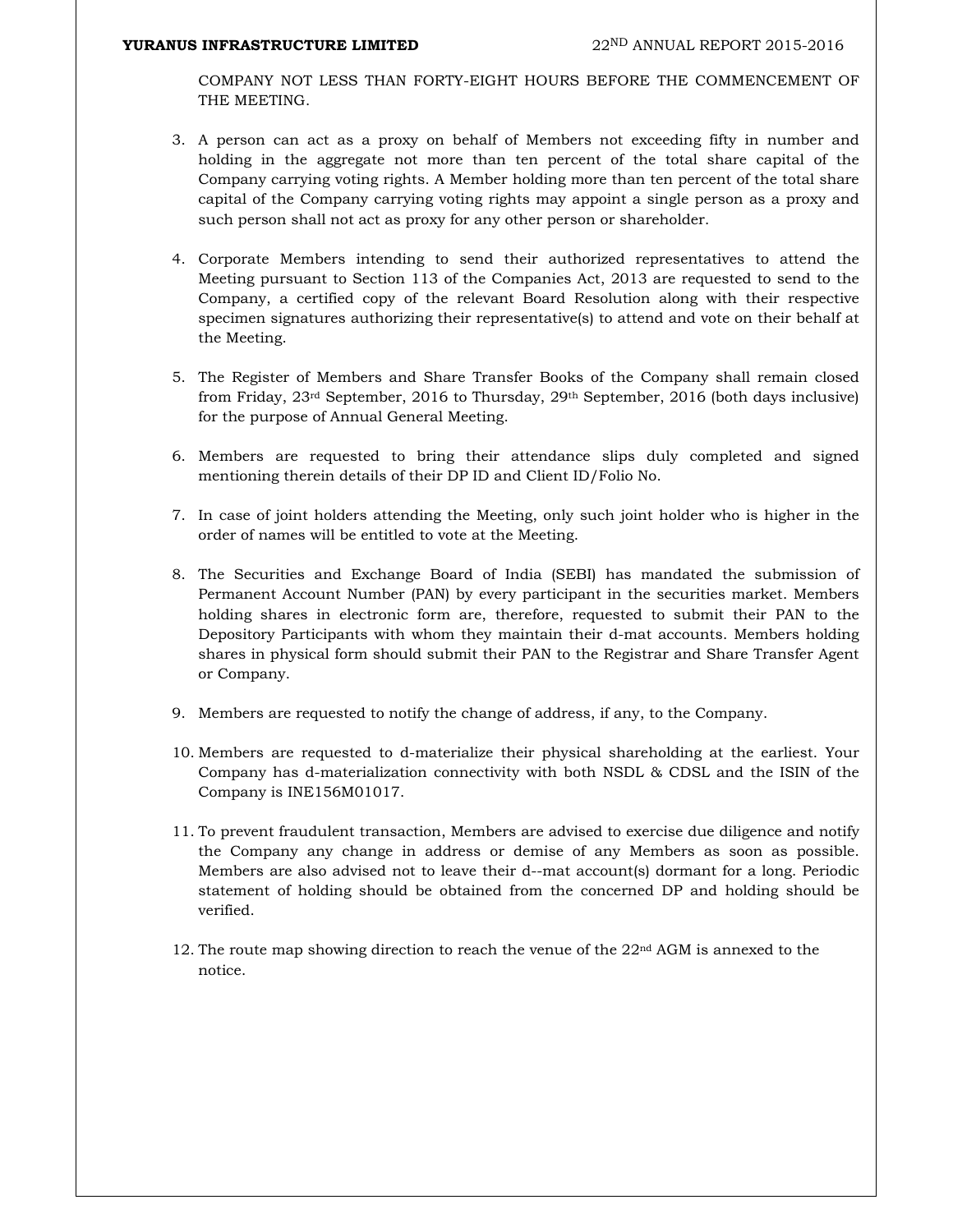COMPANY NOT LESS THAN FORTY-EIGHT HOURS BEFORE THE COMMENCEMENT OF THE MEETING.

3. A person can act as a proxy on behalf of Members not exceeding fifty in number and holding in the aggregate not more than ten percent of the total share capital of the Company carrying voting rights. A Member holding more than ten percent of the total share capital of the Company carrying voting rights may appoint a single person as a proxy and such person shall not act as proxy for any other person or shareholder.

4. Corporate Members intending to send their authorized representatives to attend the Meeting pursuant to Section 113 of the Companies Act, 2013 are requested to send to the Company, a certified copy of the relevant Board Resolution along with their respective specimen signatures authorizing their representative(s) to attend and vote on their behalf at the Meeting.

5. The Register of Members and Share Transfer Books of the Company shall remain closed from Friday, 23rd September, 2016 to Thursday, 29th September, 2016 (both days inclusive) for the purpose of Annual General Meeting.

6. Members are requested to bring their attendance slips duly completed and signed mentioning therein details of their DP ID and Client ID/Folio No.

7. In case of joint holders attending the Meeting, only such joint holder who is higher in the order of names will be entitled to vote at the Meeting.

8. The Securities and Exchange Board of India (SEBI) has mandated the submission of Permanent Account Number (PAN) by every participant in the securities market. Members holding shares in electronic form are, therefore, requested to submit their PAN to the Depository Participants with whom they maintain their d-mat accounts. Members holding shares in physical form should submit their PAN to the Registrar and Share Transfer Agent or Company.

9. Members are requested to notify the change of address, if any, to the Company.

10. Members are requested to d-materialize their physical shareholding at the earliest. Your Company has d-materialization connectivity with both NSDL & CDSL and the ISIN of the Company is INE156M01017.

11. To prevent fraudulent transaction, Members are advised to exercise due diligence and notify the Company any change in address or demise of any Members as soon as possible. Members are also advised not to leave their d--mat account(s) dormant for a long. Periodic statement of holding should be obtained from the concerned DP and holding should be verified.

12. The route map showing direction to reach the venue of the 22nd AGM is annexed to the notice.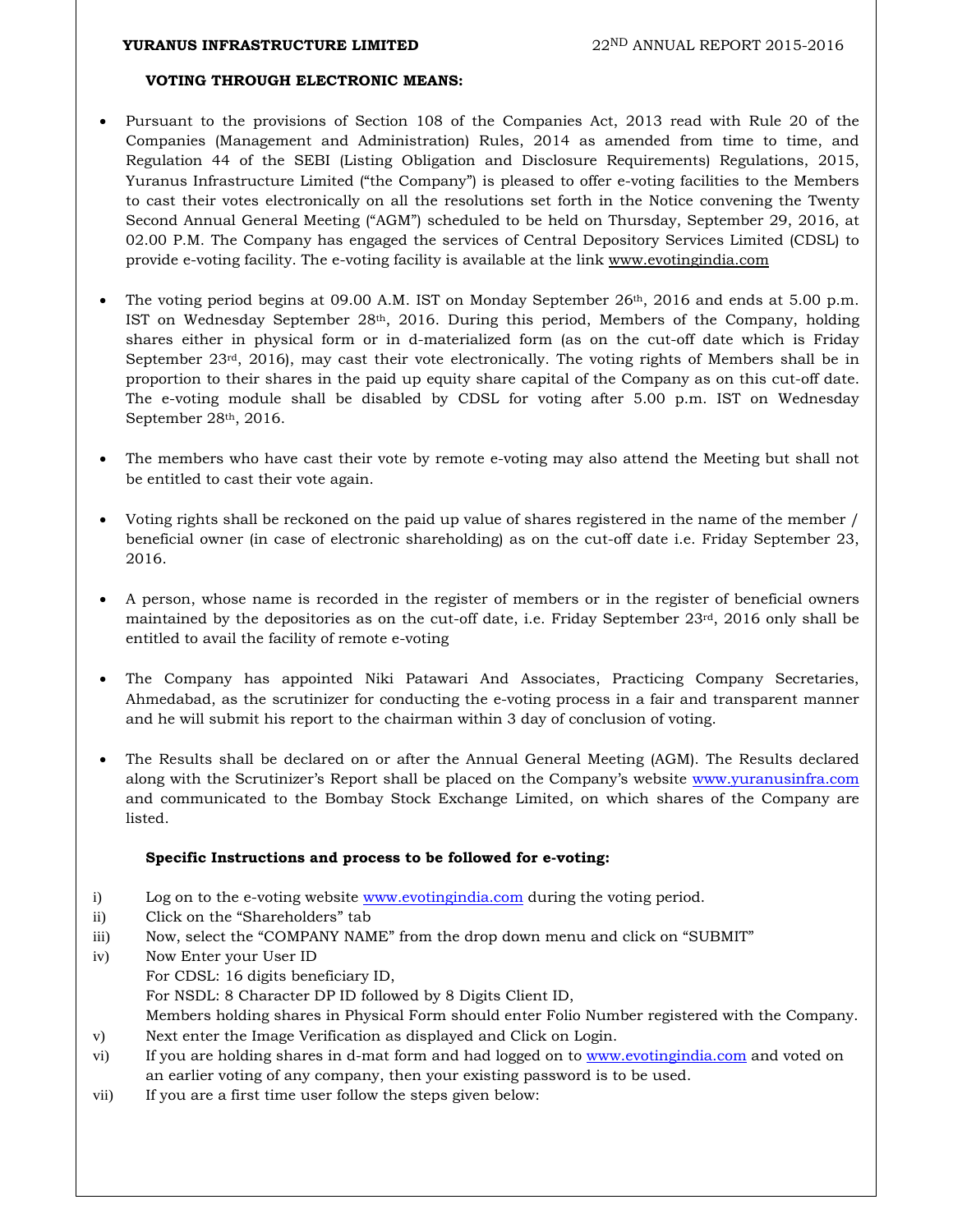**VOTING THROUGH ELECTRONIC MEANS:**

- Pursuant to the provisions of Section 108 of the Companies Act, 2013 read with Rule 20 of the Companies (Management and Administration) Rules, 2014 as amended from time to time, and Regulation 44 of the SEBI (Listing Obligation and Disclosure Requirements) Regulations, 2015, Yuranus Infrastructure Limited ("the Company") is pleased to offer e-voting facilities to the Members to cast their votes electronically on all the resolutions set forth in the Notice convening the Twenty Second Annual General Meeting ("AGM") scheduled to be held on Thursday, September 29, 2016, at 02.00 P.M. The Company has engaged the services of Central Depository Services Limited (CDSL) to provide e-voting facility. The e-voting facility is available at the link www.evotingindia.com

- The voting period begins at 09.00 A.M. IST on Monday September 26th, 2016 and ends at 5.00 p.m. IST on Wednesday September 28th, 2016. During this period, Members of the Company, holding shares either in physical form or in d-materialized form (as on the cut-off date which is Friday September 23rd, 2016), may cast their vote electronically. The voting rights of Members shall be in proportion to their shares in the paid up equity share capital of the Company as on this cut-off date. The e-voting module shall be disabled by CDSL for voting after 5.00 p.m. IST on Wednesday September 28th, 2016.

- The members who have cast their vote by remote e-voting may also attend the Meeting but shall not be entitled to cast their vote again.

- Voting rights shall be reckoned on the paid up value of shares registered in the name of the member / beneficial owner (in case of electronic shareholding) as on the cut-off date i.e. Friday September 23, 2016.

- A person, whose name is recorded in the register of members or in the register of beneficial owners maintained by the depositories as on the cut-off date, i.e. Friday September 23rd, 2016 only shall be entitled to avail the facility of remote e-voting

- The Company has appointed Niki Patawari And Associates, Practicing Company Secretaries, Ahmedabad, as the scrutinizer for conducting the e-voting process in a fair and transparent manner and he will submit his report to the chairman within 3 day of conclusion of voting.

- The Results shall be declared on or after the Annual General Meeting (AGM). The Results declared along with the Scrutinizer's Report shall be placed on the Company's website www.yuranusinfra.com and communicated to the Bombay Stock Exchange Limited, on which shares of the Company are listed.

**Specific Instructions and process to be followed for e-voting:**

i) Log on to the e-voting website www.evotingindia.com during the voting period.

ii) Click on the "Shareholders" tab

iii) Now, select the "COMPANY NAME" from the drop down menu and click on "SUBMIT"

iv) Now Enter your User ID
For CDSL: 16 digits beneficiary ID,
For NSDL: 8 Character DP ID followed by 8 Digits Client ID,
Members holding shares in Physical Form should enter Folio Number registered with the Company.

v) Next enter the Image Verification as displayed and Click on Login.

vi) If you are holding shares in d-mat form and had logged on to www.evotingindia.com and voted on an earlier voting of any company, then your existing password is to be used.

vii) If you are a first time user follow the steps given below: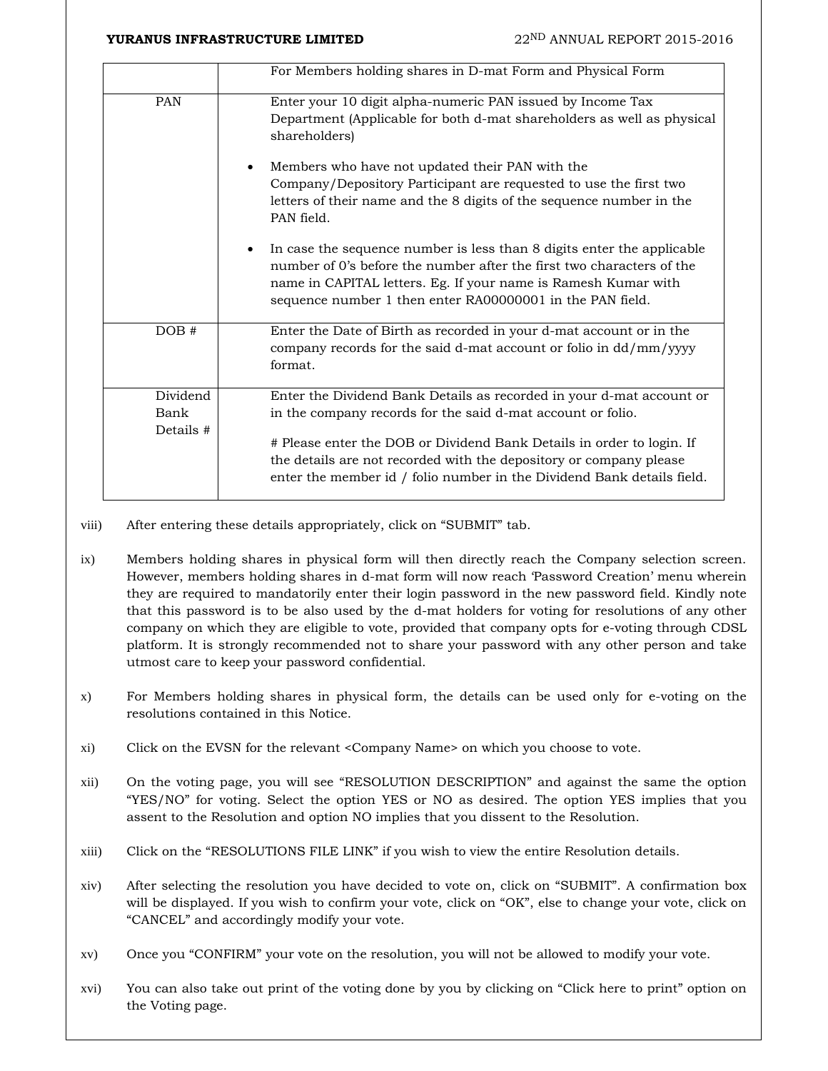| | For Members holding shares in D-mat Form and Physical Form |
|---|---|
| PAN | Enter your 10 digit alpha-numeric PAN issued by Income Tax Department (Applicable for both d-mat shareholders as well as physical shareholders)<br><br>• Members who have not updated their PAN with the Company/Depository Participant are requested to use the first two letters of their name and the 8 digits of the sequence number in the PAN field.<br><br>• In case the sequence number is less than 8 digits enter the applicable number of 0's before the number after the first two characters of the name in CAPITAL letters. Eg. If your name is Ramesh Kumar with sequence number 1 then enter RA00000001 in the PAN field. |
| DOB # | Enter the Date of Birth as recorded in your d-mat account or in the company records for the said d-mat account or folio in dd/mm/yyyy format. |
| Dividend Bank Details # | Enter the Dividend Bank Details as recorded in your d-mat account or in the company records for the said d-mat account or folio.<br><br># Please enter the DOB or Dividend Bank Details in order to login. If the details are not recorded with the depository or company please enter the member id / folio number in the Dividend Bank details field. |

viii) After entering these details appropriately, click on "SUBMIT" tab.

ix) Members holding shares in physical form will then directly reach the Company selection screen. However, members holding shares in d-mat form will now reach 'Password Creation' menu wherein they are required to mandatorily enter their login password in the new password field. Kindly note that this password is to be also used by the d-mat holders for voting for resolutions of any other company on which they are eligible to vote, provided that company opts for e-voting through CDSL platform. It is strongly recommended not to share your password with any other person and take utmost care to keep your password confidential.

x) For Members holding shares in physical form, the details can be used only for e-voting on the resolutions contained in this Notice.

xi) Click on the EVSN for the relevant <Company Name> on which you choose to vote.

xii) On the voting page, you will see "RESOLUTION DESCRIPTION" and against the same the option "YES/NO" for voting. Select the option YES or NO as desired. The option YES implies that you assent to the Resolution and option NO implies that you dissent to the Resolution.

xiii) Click on the "RESOLUTIONS FILE LINK" if you wish to view the entire Resolution details.

xiv) After selecting the resolution you have decided to vote on, click on "SUBMIT". A confirmation box will be displayed. If you wish to confirm your vote, click on "OK", else to change your vote, click on "CANCEL" and accordingly modify your vote.

xv) Once you "CONFIRM" your vote on the resolution, you will not be allowed to modify your vote.

xvi) You can also take out print of the voting done by you by clicking on "Click here to print" option on the Voting page.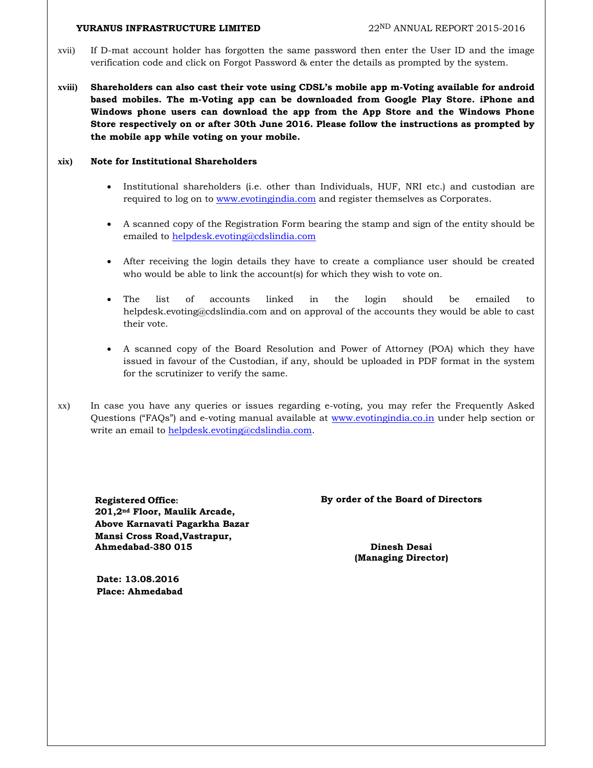xvii) If D-mat account holder has forgotten the same password then enter the User ID and the image verification code and click on Forgot Password & enter the details as prompted by the system.

**xviii) Shareholders can also cast their vote using CDSL's mobile app m-Voting available for android based mobiles. The m-Voting app can be downloaded from Google Play Store. iPhone and Windows phone users can download the app from the App Store and the Windows Phone Store respectively on or after 30th June 2016. Please follow the instructions as prompted by the mobile app while voting on your mobile.**

**xix) Note for Institutional Shareholders**

- Institutional shareholders (i.e. other than Individuals, HUF, NRI etc.) and custodian are required to log on to www.evotingindia.com and register themselves as Corporates.
- A scanned copy of the Registration Form bearing the stamp and sign of the entity should be emailed to helpdesk.evoting@cdslindia.com
- After receiving the login details they have to create a compliance user should be created who would be able to link the account(s) for which they wish to vote on.
- The list of accounts linked in the login should be emailed to helpdesk.evoting@cdslindia.com and on approval of the accounts they would be able to cast their vote.
- A scanned copy of the Board Resolution and Power of Attorney (POA) which they have issued in favour of the Custodian, if any, should be uploaded in PDF format in the system for the scrutinizer to verify the same.

xx) In case you have any queries or issues regarding e-voting, you may refer the Frequently Asked Questions ("FAQs") and e-voting manual available at www.evotingindia.co.in under help section or write an email to helpdesk.evoting@cdslindia.com.

**Registered Office:**
**201,2nd Floor, Maulik Arcade,**
**Above Karnavati Pagarkha Bazar**
**Mansi Cross Road,Vastrapur,**
**Ahmedabad-380 015**

**By order of the Board of Directors**

**Dinesh Desai**
**(Managing Director)**

**Date: 13.08.2016**
**Place: Ahmedabad**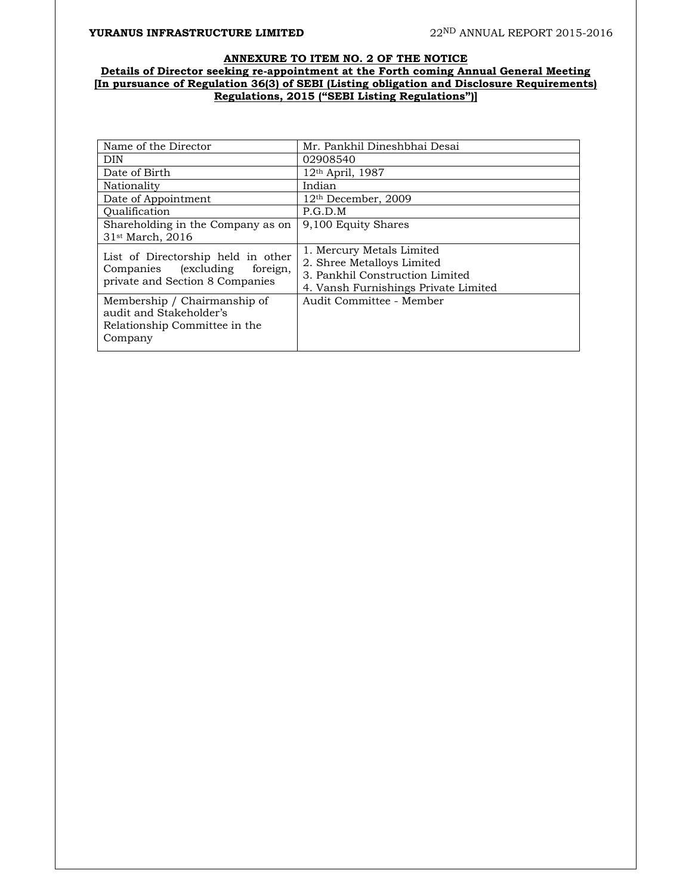## ANNEXURE TO ITEM NO. 2 OF THE NOTICE

**Details of Director seeking re-appointment at the Forth coming Annual General Meeting**
**[In pursuance of Regulation 36(3) of SEBI (Listing obligation and Disclosure Requirements) Regulations, 2015 ("SEBI Listing Regulations")]**

| Name of the Director | Mr. Pankhil Dineshbhai Desai |
|---|---|
| DIN | 02908540 |
| Date of Birth | 12th April, 1987 |
| Nationality | Indian |
| Date of Appointment | 12th December, 2009 |
| Qualification | P.G.D.M |
| Shareholding in the Company as on 31st March, 2016 | 9,100 Equity Shares |
| List of Directorship held in other Companies (excluding foreign, private and Section 8 Companies | 1. Mercury Metals Limited<br>2. Shree Metalloys Limited<br>3. Pankhil Construction Limited<br>4. Vansh Furnishings Private Limited |
| Membership / Chairmanship of audit and Stakeholder's Relationship Committee in the Company | Audit Committee - Member |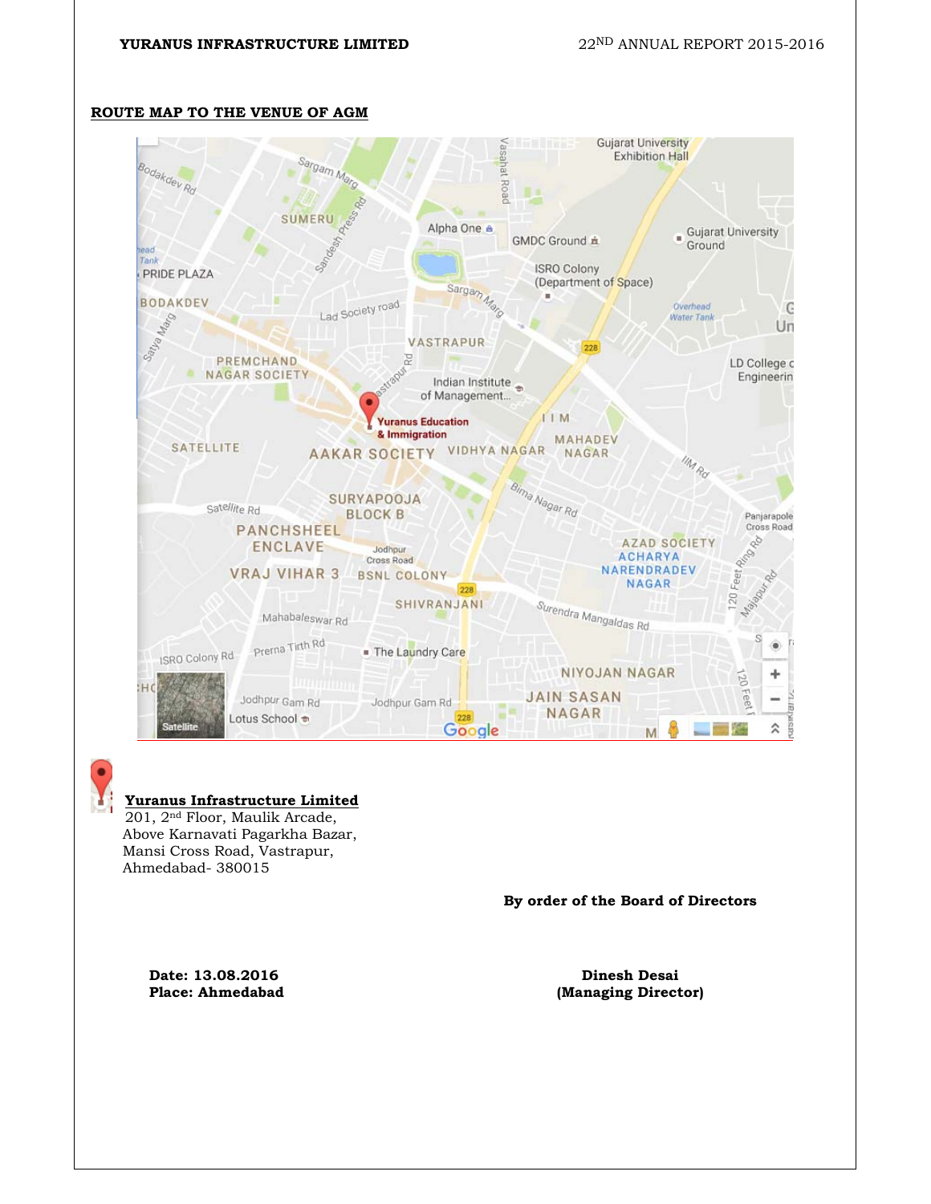**ROUTE MAP TO THE VENUE OF AGM**

**Yuranus Infrastructure Limited**
201, 2nd Floor, Maulik Arcade,
Above Karnavati Pagarkha Bazar,
Mansi Cross Road, Vastrapur,
Ahmedabad- 380015

**By order of the Board of Directors**

**Date: 13.08.2016**
**Place: Ahmedabad**

**Dinesh Desai**
**(Managing Director)**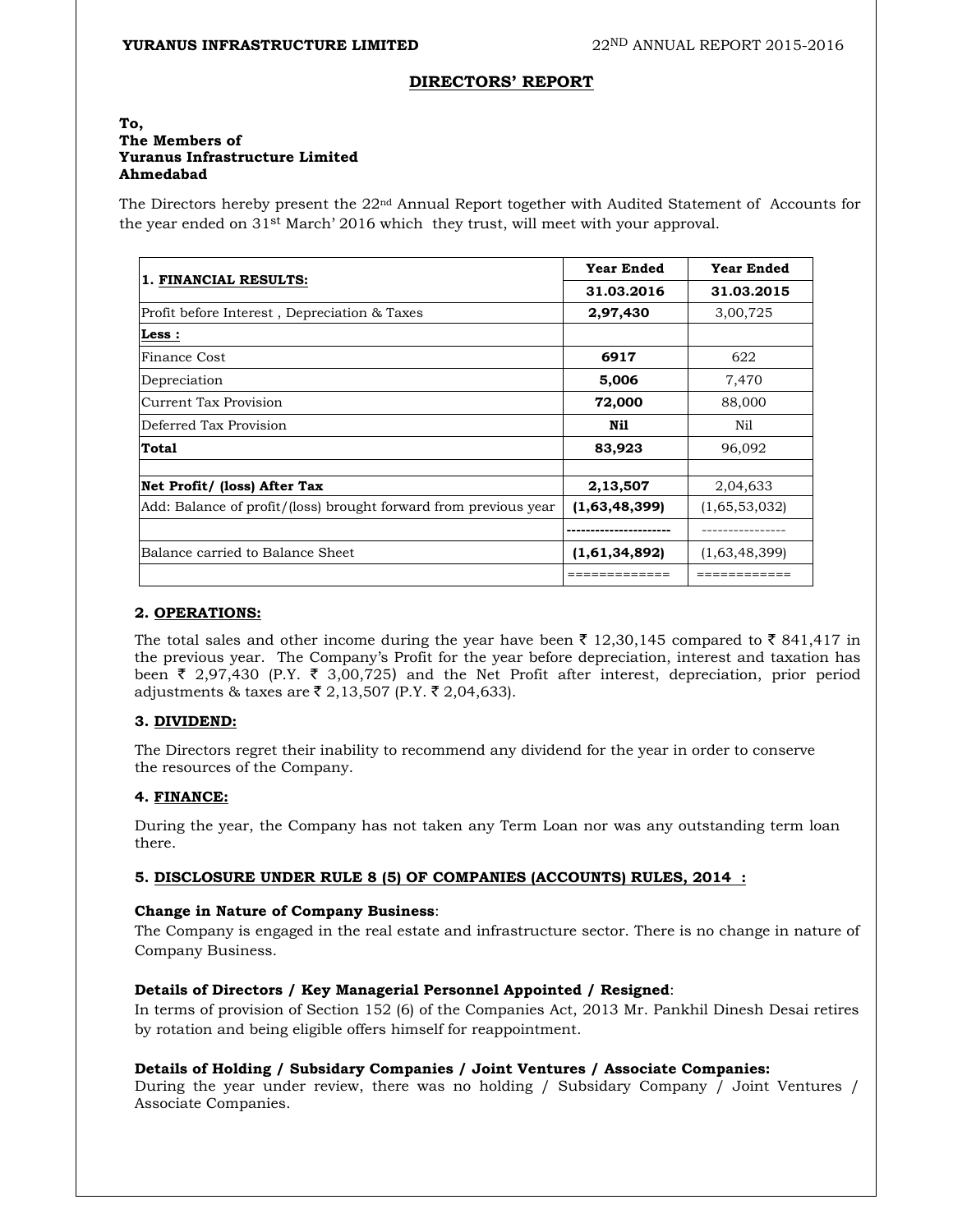## DIRECTORS' REPORT

**To,**
**The Members of**
**Yuranus Infrastructure Limited**
**Ahmedabad**

The Directors hereby present the 22nd Annual Report together with Audited Statement of Accounts for the year ended on 31st March' 2016 which they trust, will meet with your approval.

| 1. **FINANCIAL RESULTS:** | **Year Ended 31.03.2016** | **Year Ended 31.03.2015** |
|---|---|---|
| Profit before Interest , Depreciation & Taxes | **2,97,430** | 3,00,725 |
| **Less :** | | |
| Finance Cost | **6917** | 622 |
| Depreciation | **5,006** | 7,470 |
| Current Tax Provision | **72,000** | 88,000 |
| Deferred Tax Provision | **Nil** | Nil |
| **Total** | **83,923** | 96,092 |
| | | |
| **Net Profit/ (loss) After Tax** | **2,13,507** | 2,04,633 |
| Add: Balance of profit/(loss) brought forward from previous year | **(1,63,48,399)** | (1,65,53,032) |
| | --------------------- | ---------------- |
| Balance carried to Balance Sheet | **(1,61,34,892)** | (1,63,48,399) |
| | ============= | ============ |

### 2. OPERATIONS:

The total sales and other income during the year have been ₹ 12,30,145 compared to ₹ 841,417 in the previous year. The Company's Profit for the year before depreciation, interest and taxation has been ₹ 2,97,430 (P.Y. ₹ 3,00,725) and the Net Profit after interest, depreciation, prior period adjustments & taxes are ₹ 2,13,507 (P.Y. ₹ 2,04,633).

### 3. DIVIDEND:

The Directors regret their inability to recommend any dividend for the year in order to conserve the resources of the Company.

### 4. FINANCE:

During the year, the Company has not taken any Term Loan nor was any outstanding term loan there.

### 5. DISCLOSURE UNDER RULE 8 (5) OF COMPANIES (ACCOUNTS) RULES, 2014 :

**Change in Nature of Company Business**:
The Company is engaged in the real estate and infrastructure sector. There is no change in nature of Company Business.

**Details of Directors / Key Managerial Personnel Appointed / Resigned**:
In terms of provision of Section 152 (6) of the Companies Act, 2013 Mr. Pankhil Dinesh Desai retires by rotation and being eligible offers himself for reappointment.

**Details of Holding / Subsidary Companies / Joint Ventures / Associate Companies:**
During the year under review, there was no holding / Subsidary Company / Joint Ventures / Associate Companies.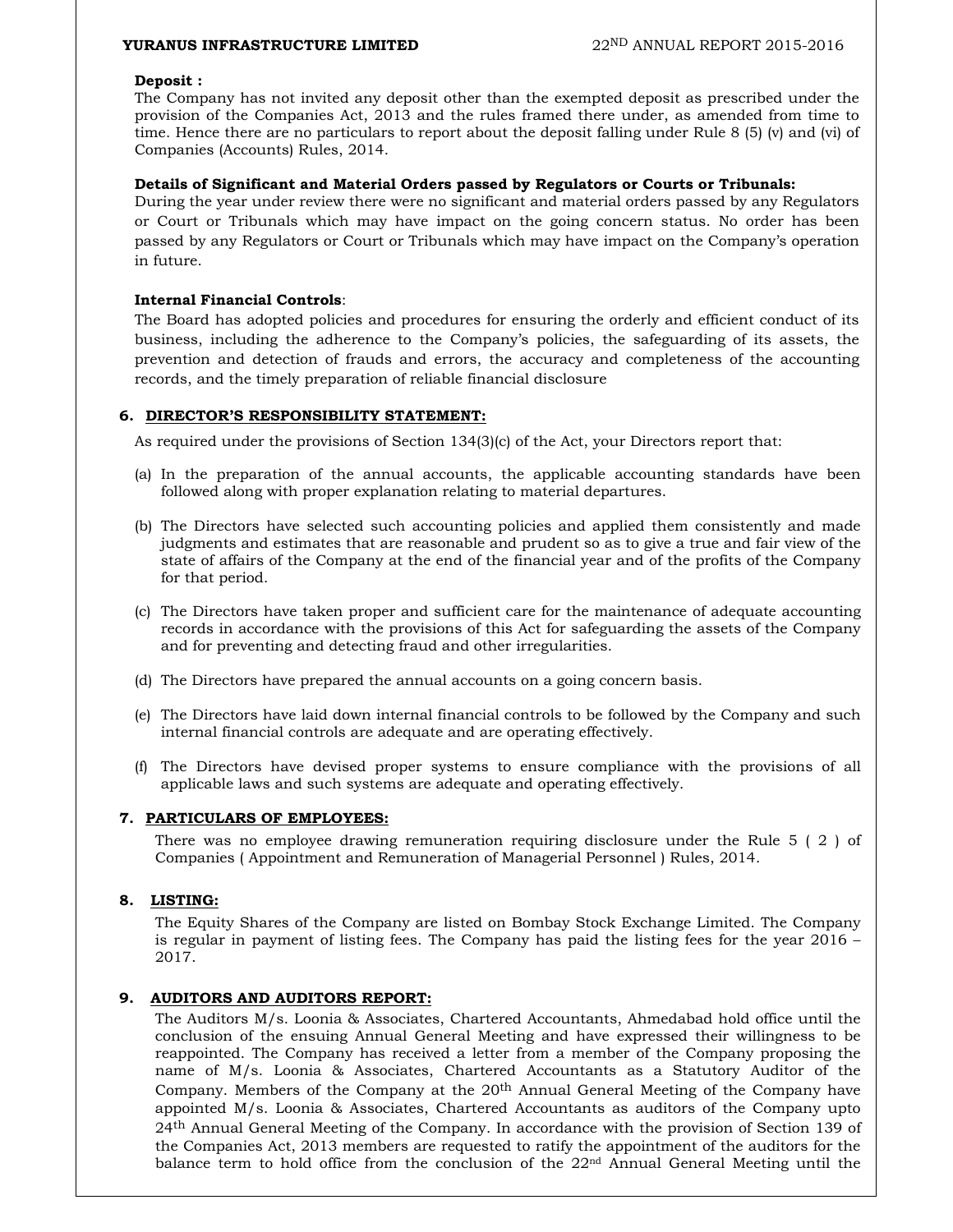**Deposit :**

The Company has not invited any deposit other than the exempted deposit as prescribed under the provision of the Companies Act, 2013 and the rules framed there under, as amended from time to time. Hence there are no particulars to report about the deposit falling under Rule 8 (5) (v) and (vi) of Companies (Accounts) Rules, 2014.

**Details of Significant and Material Orders passed by Regulators or Courts or Tribunals:**

During the year under review there were no significant and material orders passed by any Regulators or Court or Tribunals which may have impact on the going concern status. No order has been passed by any Regulators or Court or Tribunals which may have impact on the Company's operation in future.

**Internal Financial Controls**:

The Board has adopted policies and procedures for ensuring the orderly and efficient conduct of its business, including the adherence to the Company's policies, the safeguarding of its assets, the prevention and detection of frauds and errors, the accuracy and completeness of the accounting records, and the timely preparation of reliable financial disclosure

## 6. DIRECTOR'S RESPONSIBILITY STATEMENT:

As required under the provisions of Section 134(3)(c) of the Act, your Directors report that:

(a) In the preparation of the annual accounts, the applicable accounting standards have been followed along with proper explanation relating to material departures.

(b) The Directors have selected such accounting policies and applied them consistently and made judgments and estimates that are reasonable and prudent so as to give a true and fair view of the state of affairs of the Company at the end of the financial year and of the profits of the Company for that period.

(c) The Directors have taken proper and sufficient care for the maintenance of adequate accounting records in accordance with the provisions of this Act for safeguarding the assets of the Company and for preventing and detecting fraud and other irregularities.

(d) The Directors have prepared the annual accounts on a going concern basis.

(e) The Directors have laid down internal financial controls to be followed by the Company and such internal financial controls are adequate and are operating effectively.

(f) The Directors have devised proper systems to ensure compliance with the provisions of all applicable laws and such systems are adequate and operating effectively.

## 7. PARTICULARS OF EMPLOYEES:

There was no employee drawing remuneration requiring disclosure under the Rule 5 ( 2 ) of Companies ( Appointment and Remuneration of Managerial Personnel ) Rules, 2014.

## 8. LISTING:

The Equity Shares of the Company are listed on Bombay Stock Exchange Limited. The Company is regular in payment of listing fees. The Company has paid the listing fees for the year 2016 – 2017.

## 9. AUDITORS AND AUDITORS REPORT:

The Auditors M/s. Loonia & Associates, Chartered Accountants, Ahmedabad hold office until the conclusion of the ensuing Annual General Meeting and have expressed their willingness to be reappointed. The Company has received a letter from a member of the Company proposing the name of M/s. Loonia & Associates, Chartered Accountants as a Statutory Auditor of the Company. Members of the Company at the 20th Annual General Meeting of the Company have appointed M/s. Loonia & Associates, Chartered Accountants as auditors of the Company upto 24th Annual General Meeting of the Company. In accordance with the provision of Section 139 of the Companies Act, 2013 members are requested to ratify the appointment of the auditors for the balance term to hold office from the conclusion of the 22nd Annual General Meeting until the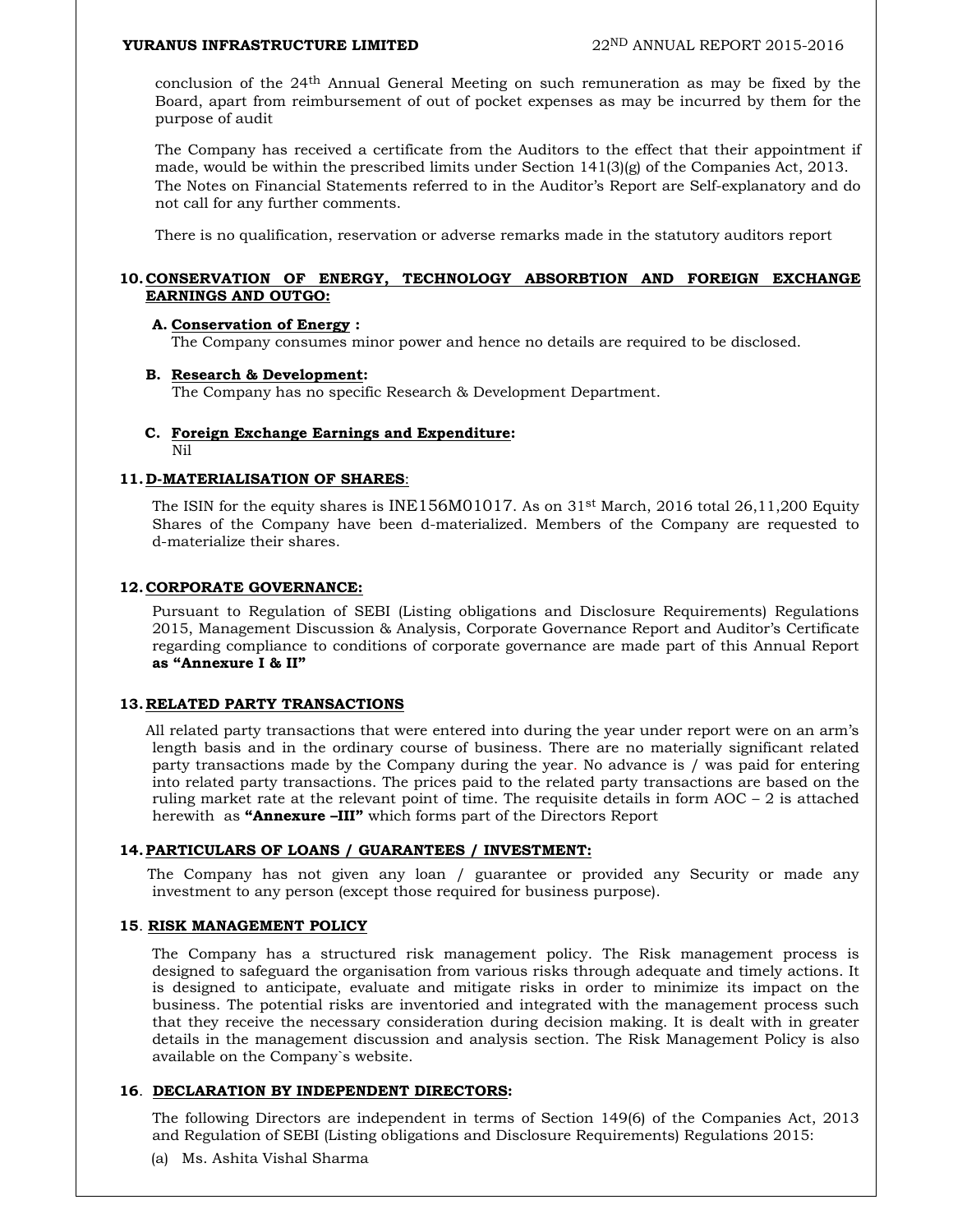conclusion of the 24th Annual General Meeting on such remuneration as may be fixed by the Board, apart from reimbursement of out of pocket expenses as may be incurred by them for the purpose of audit

The Company has received a certificate from the Auditors to the effect that their appointment if made, would be within the prescribed limits under Section 141(3)(g) of the Companies Act, 2013. The Notes on Financial Statements referred to in the Auditor's Report are Self-explanatory and do not call for any further comments.

There is no qualification, reservation or adverse remarks made in the statutory auditors report

## 10. CONSERVATION OF ENERGY, TECHNOLOGY ABSORBTION AND FOREIGN EXCHANGE EARNINGS AND OUTGO:

**A. Conservation of Energy :**
The Company consumes minor power and hence no details are required to be disclosed.

**B. Research & Development:**
The Company has no specific Research & Development Department.

**C. Foreign Exchange Earnings and Expenditure:**
Nil

## 11. D-MATERIALISATION OF SHARES:

The ISIN for the equity shares is INE156M01017. As on 31st March, 2016 total 26,11,200 Equity Shares of the Company have been d-materialized. Members of the Company are requested to d-materialize their shares.

## 12. CORPORATE GOVERNANCE:

Pursuant to Regulation of SEBI (Listing obligations and Disclosure Requirements) Regulations 2015, Management Discussion & Analysis, Corporate Governance Report and Auditor's Certificate regarding compliance to conditions of corporate governance are made part of this Annual Report **as "Annexure I & II"**

## 13. RELATED PARTY TRANSACTIONS

All related party transactions that were entered into during the year under report were on an arm's length basis and in the ordinary course of business. There are no materially significant related party transactions made by the Company during the year. No advance is / was paid for entering into related party transactions. The prices paid to the related party transactions are based on the ruling market rate at the relevant point of time. The requisite details in form AOC – 2 is attached herewith as **"Annexure –III"** which forms part of the Directors Report

## 14. PARTICULARS OF LOANS / GUARANTEES / INVESTMENT:

The Company has not given any loan / guarantee or provided any Security or made any investment to any person (except those required for business purpose).

## 15. RISK MANAGEMENT POLICY

The Company has a structured risk management policy. The Risk management process is designed to safeguard the organisation from various risks through adequate and timely actions. It is designed to anticipate, evaluate and mitigate risks in order to minimize its impact on the business. The potential risks are inventoried and integrated with the management process such that they receive the necessary consideration during decision making. It is dealt with in greater details in the management discussion and analysis section. The Risk Management Policy is also available on the Company`s website.

## 16. DECLARATION BY INDEPENDENT DIRECTORS:

The following Directors are independent in terms of Section 149(6) of the Companies Act, 2013 and Regulation of SEBI (Listing obligations and Disclosure Requirements) Regulations 2015:

(a) Ms. Ashita Vishal Sharma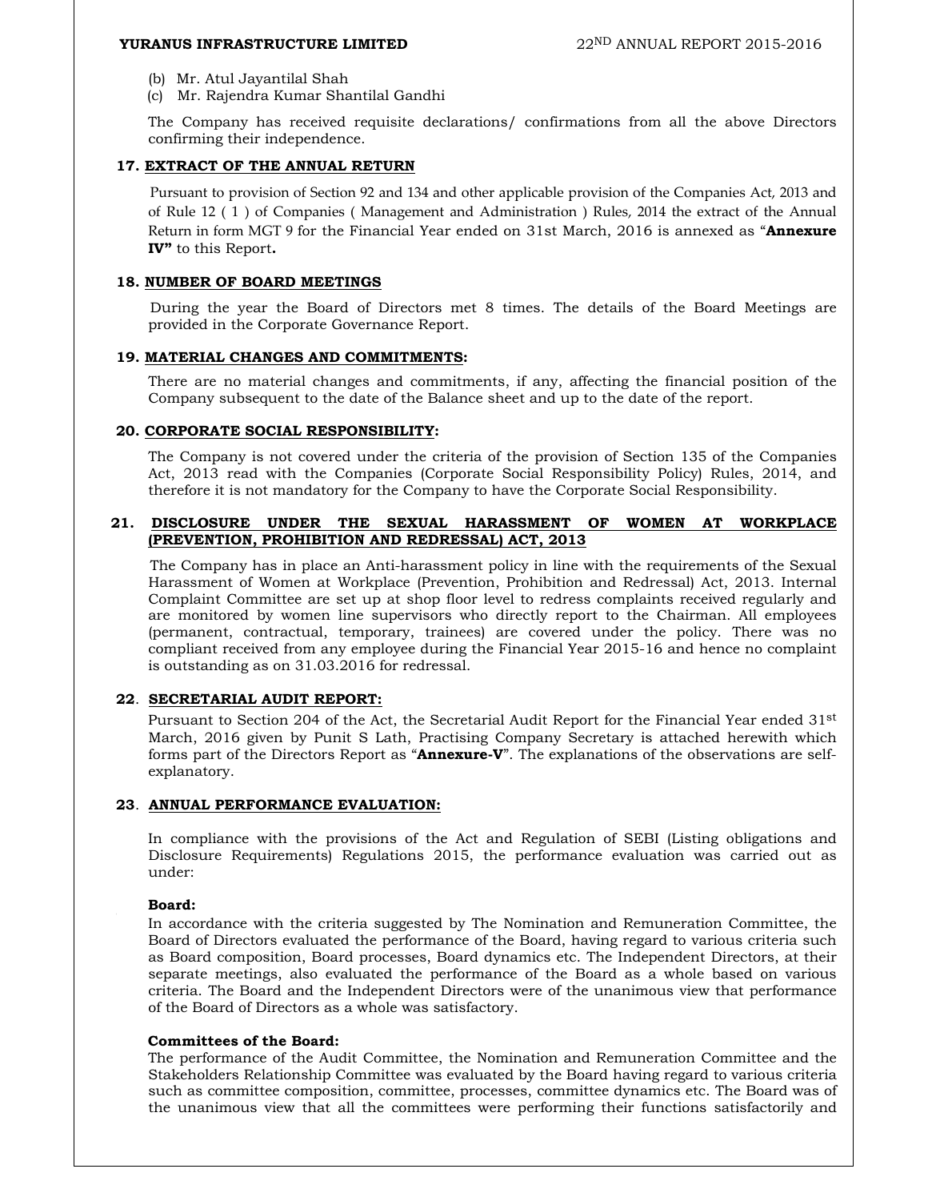(b) Mr. Atul Jayantilal Shah
(c) Mr. Rajendra Kumar Shantilal Gandhi

The Company has received requisite declarations/ confirmations from all the above Directors confirming their independence.

**17. EXTRACT OF THE ANNUAL RETURN**

Pursuant to provision of Section 92 and 134 and other applicable provision of the Companies Act, 2013 and of Rule 12 ( 1 ) of Companies ( Management and Administration ) Rules, 2014 the extract of the Annual Return in form MGT 9 for the Financial Year ended on 31st March, 2016 is annexed as "**Annexure IV"** to this Report**.**

**18. NUMBER OF BOARD MEETINGS**

During the year the Board of Directors met 8 times. The details of the Board Meetings are provided in the Corporate Governance Report.

**19. MATERIAL CHANGES AND COMMITMENTS:**

There are no material changes and commitments, if any, affecting the financial position of the Company subsequent to the date of the Balance sheet and up to the date of the report.

**20. CORPORATE SOCIAL RESPONSIBILITY:**

The Company is not covered under the criteria of the provision of Section 135 of the Companies Act, 2013 read with the Companies (Corporate Social Responsibility Policy) Rules, 2014, and therefore it is not mandatory for the Company to have the Corporate Social Responsibility.

**21. DISCLOSURE UNDER THE SEXUAL HARASSMENT OF WOMEN AT WORKPLACE (PREVENTION, PROHIBITION AND REDRESSAL) ACT, 2013**

The Company has in place an Anti-harassment policy in line with the requirements of the Sexual Harassment of Women at Workplace (Prevention, Prohibition and Redressal) Act, 2013. Internal Complaint Committee are set up at shop floor level to redress complaints received regularly and are monitored by women line supervisors who directly report to the Chairman. All employees (permanent, contractual, temporary, trainees) are covered under the policy. There was no compliant received from any employee during the Financial Year 2015-16 and hence no complaint is outstanding as on 31.03.2016 for redressal.

**22. SECRETARIAL AUDIT REPORT:**

Pursuant to Section 204 of the Act, the Secretarial Audit Report for the Financial Year ended 31st March, 2016 given by Punit S Lath, Practising Company Secretary is attached herewith which forms part of the Directors Report as "**Annexure-V**". The explanations of the observations are self-explanatory.

**23. ANNUAL PERFORMANCE EVALUATION:**

In compliance with the provisions of the Act and Regulation of SEBI (Listing obligations and Disclosure Requirements) Regulations 2015, the performance evaluation was carried out as under:

**Board:**
In accordance with the criteria suggested by The Nomination and Remuneration Committee, the Board of Directors evaluated the performance of the Board, having regard to various criteria such as Board composition, Board processes, Board dynamics etc. The Independent Directors, at their separate meetings, also evaluated the performance of the Board as a whole based on various criteria. The Board and the Independent Directors were of the unanimous view that performance of the Board of Directors as a whole was satisfactory.

**Committees of the Board:**
The performance of the Audit Committee, the Nomination and Remuneration Committee and the Stakeholders Relationship Committee was evaluated by the Board having regard to various criteria such as committee composition, committee, processes, committee dynamics etc. The Board was of the unanimous view that all the committees were performing their functions satisfactorily and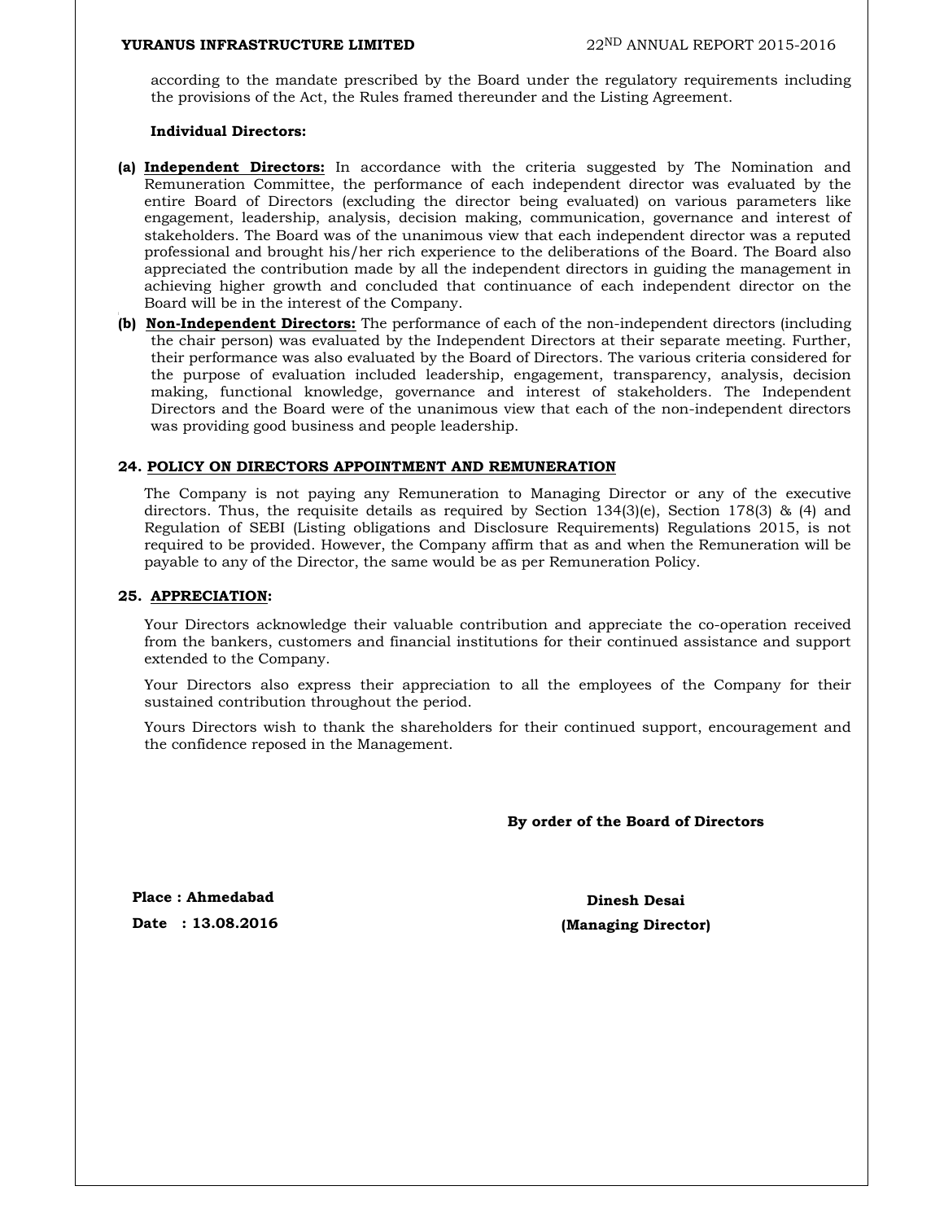according to the mandate prescribed by the Board under the regulatory requirements including the provisions of the Act, the Rules framed thereunder and the Listing Agreement.

**Individual Directors:**

**(a)** **<u>Independent Directors:</u>** In accordance with the criteria suggested by The Nomination and Remuneration Committee, the performance of each independent director was evaluated by the entire Board of Directors (excluding the director being evaluated) on various parameters like engagement, leadership, analysis, decision making, communication, governance and interest of stakeholders. The Board was of the unanimous view that each independent director was a reputed professional and brought his/her rich experience to the deliberations of the Board. The Board also appreciated the contribution made by all the independent directors in guiding the management in achieving higher growth and concluded that continuance of each independent director on the Board will be in the interest of the Company.

**(b)** **<u>Non-Independent Directors:</u>** The performance of each of the non-independent directors (including the chair person) was evaluated by the Independent Directors at their separate meeting. Further, their performance was also evaluated by the Board of Directors. The various criteria considered for the purpose of evaluation included leadership, engagement, transparency, analysis, decision making, functional knowledge, governance and interest of stakeholders. The Independent Directors and the Board were of the unanimous view that each of the non-independent directors was providing good business and people leadership.

## 24. POLICY ON DIRECTORS APPOINTMENT AND REMUNERATION

The Company is not paying any Remuneration to Managing Director or any of the executive directors. Thus, the requisite details as required by Section 134(3)(e), Section 178(3) & (4) and Regulation of SEBI (Listing obligations and Disclosure Requirements) Regulations 2015, is not required to be provided. However, the Company affirm that as and when the Remuneration will be payable to any of the Director, the same would be as per Remuneration Policy.

## 25. APPRECIATION:

Your Directors acknowledge their valuable contribution and appreciate the co-operation received from the bankers, customers and financial institutions for their continued assistance and support extended to the Company.

Your Directors also express their appreciation to all the employees of the Company for their sustained contribution throughout the period.

Yours Directors wish to thank the shareholders for their continued support, encouragement and the confidence reposed in the Management.

**By order of the Board of Directors**

**Place : Ahmedabad**
**Date : 13.08.2016**

**Dinesh Desai**
**(Managing Director)**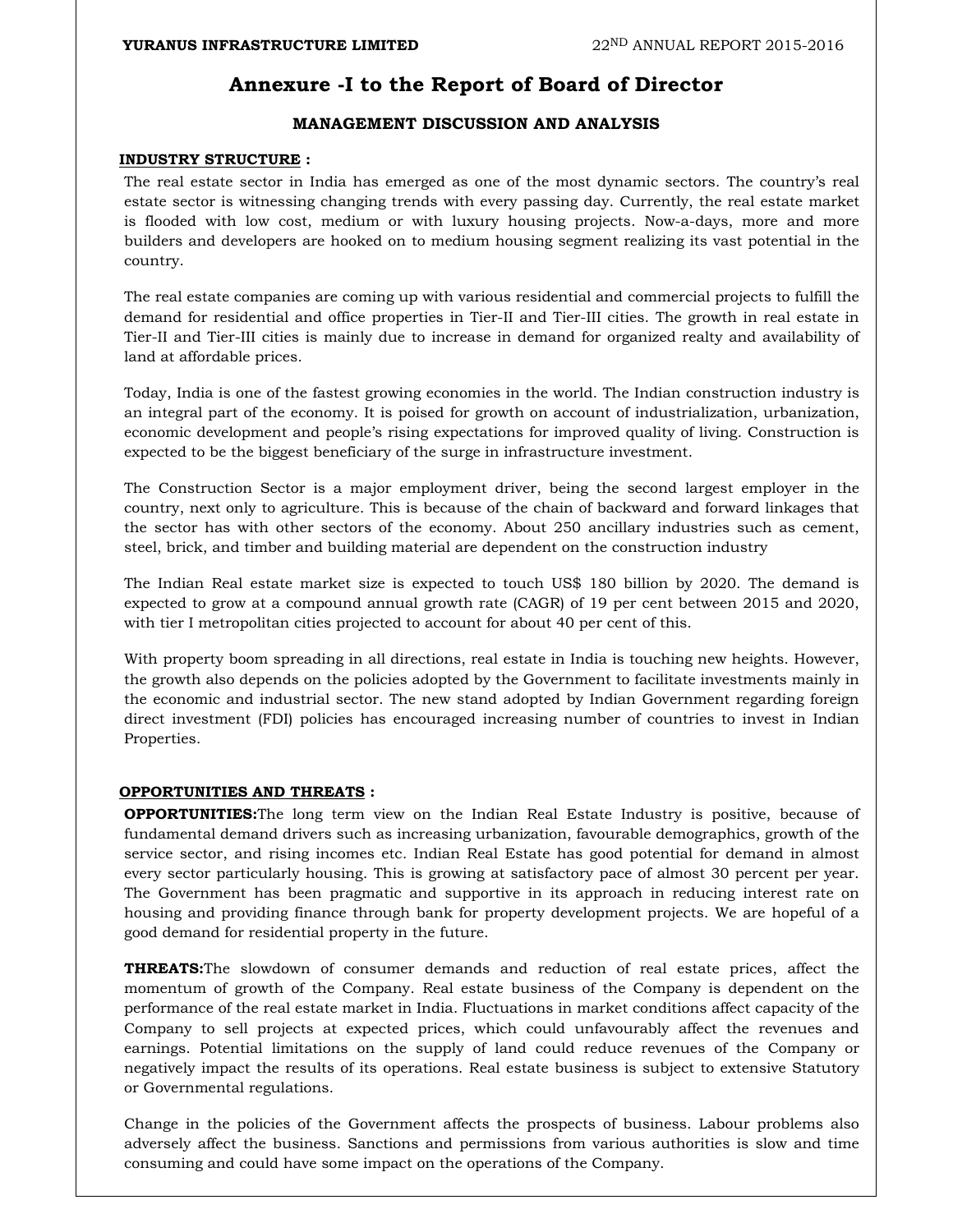# Annexure -I to the Report of Board of Director

## MANAGEMENT DISCUSSION AND ANALYSIS

**INDUSTRY STRUCTURE :**

The real estate sector in India has emerged as one of the most dynamic sectors. The country's real estate sector is witnessing changing trends with every passing day. Currently, the real estate market is flooded with low cost, medium or with luxury housing projects. Now-a-days, more and more builders and developers are hooked on to medium housing segment realizing its vast potential in the country.

The real estate companies are coming up with various residential and commercial projects to fulfill the demand for residential and office properties in Tier-II and Tier-III cities. The growth in real estate in Tier-II and Tier-III cities is mainly due to increase in demand for organized realty and availability of land at affordable prices.

Today, India is one of the fastest growing economies in the world. The Indian construction industry is an integral part of the economy. It is poised for growth on account of industrialization, urbanization, economic development and people's rising expectations for improved quality of living. Construction is expected to be the biggest beneficiary of the surge in infrastructure investment.

The Construction Sector is a major employment driver, being the second largest employer in the country, next only to agriculture. This is because of the chain of backward and forward linkages that the sector has with other sectors of the economy. About 250 ancillary industries such as cement, steel, brick, and timber and building material are dependent on the construction industry

The Indian Real estate market size is expected to touch US$ 180 billion by 2020. The demand is expected to grow at a compound annual growth rate (CAGR) of 19 per cent between 2015 and 2020, with tier I metropolitan cities projected to account for about 40 per cent of this.

With property boom spreading in all directions, real estate in India is touching new heights. However, the growth also depends on the policies adopted by the Government to facilitate investments mainly in the economic and industrial sector. The new stand adopted by Indian Government regarding foreign direct investment (FDI) policies has encouraged increasing number of countries to invest in Indian Properties.

**OPPORTUNITIES AND THREATS :**

**OPPORTUNITIES:**The long term view on the Indian Real Estate Industry is positive, because of fundamental demand drivers such as increasing urbanization, favourable demographics, growth of the service sector, and rising incomes etc. Indian Real Estate has good potential for demand in almost every sector particularly housing. This is growing at satisfactory pace of almost 30 percent per year. The Government has been pragmatic and supportive in its approach in reducing interest rate on housing and providing finance through bank for property development projects. We are hopeful of a good demand for residential property in the future.

**THREATS:**The slowdown of consumer demands and reduction of real estate prices, affect the momentum of growth of the Company. Real estate business of the Company is dependent on the performance of the real estate market in India. Fluctuations in market conditions affect capacity of the Company to sell projects at expected prices, which could unfavourably affect the revenues and earnings. Potential limitations on the supply of land could reduce revenues of the Company or negatively impact the results of its operations. Real estate business is subject to extensive Statutory or Governmental regulations.

Change in the policies of the Government affects the prospects of business. Labour problems also adversely affect the business. Sanctions and permissions from various authorities is slow and time consuming and could have some impact on the operations of the Company.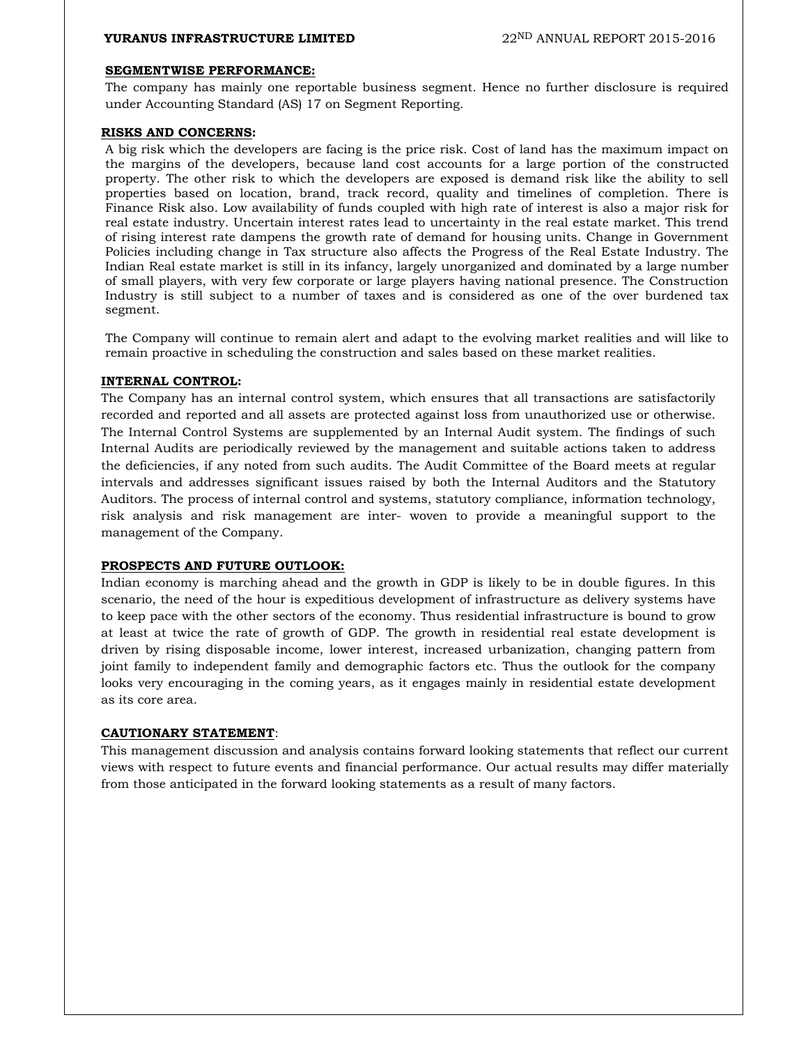**SEGMENTWISE PERFORMANCE:**

The company has mainly one reportable business segment. Hence no further disclosure is required under Accounting Standard (AS) 17 on Segment Reporting.

**RISKS AND CONCERNS:**

A big risk which the developers are facing is the price risk. Cost of land has the maximum impact on the margins of the developers, because land cost accounts for a large portion of the constructed property. The other risk to which the developers are exposed is demand risk like the ability to sell properties based on location, brand, track record, quality and timelines of completion. There is Finance Risk also. Low availability of funds coupled with high rate of interest is also a major risk for real estate industry. Uncertain interest rates lead to uncertainty in the real estate market. This trend of rising interest rate dampens the growth rate of demand for housing units. Change in Government Policies including change in Tax structure also affects the Progress of the Real Estate Industry. The Indian Real estate market is still in its infancy, largely unorganized and dominated by a large number of small players, with very few corporate or large players having national presence. The Construction Industry is still subject to a number of taxes and is considered as one of the over burdened tax segment.

The Company will continue to remain alert and adapt to the evolving market realities and will like to remain proactive in scheduling the construction and sales based on these market realities.

**INTERNAL CONTROL:**

The Company has an internal control system, which ensures that all transactions are satisfactorily recorded and reported and all assets are protected against loss from unauthorized use or otherwise. The Internal Control Systems are supplemented by an Internal Audit system. The findings of such Internal Audits are periodically reviewed by the management and suitable actions taken to address the deficiencies, if any noted from such audits. The Audit Committee of the Board meets at regular intervals and addresses significant issues raised by both the Internal Auditors and the Statutory Auditors. The process of internal control and systems, statutory compliance, information technology, risk analysis and risk management are inter- woven to provide a meaningful support to the management of the Company.

**PROSPECTS AND FUTURE OUTLOOK:**

Indian economy is marching ahead and the growth in GDP is likely to be in double figures. In this scenario, the need of the hour is expeditious development of infrastructure as delivery systems have to keep pace with the other sectors of the economy. Thus residential infrastructure is bound to grow at least at twice the rate of growth of GDP. The growth in residential real estate development is driven by rising disposable income, lower interest, increased urbanization, changing pattern from joint family to independent family and demographic factors etc. Thus the outlook for the company looks very encouraging in the coming years, as it engages mainly in residential estate development as its core area.

**CAUTIONARY STATEMENT**:

This management discussion and analysis contains forward looking statements that reflect our current views with respect to future events and financial performance. Our actual results may differ materially from those anticipated in the forward looking statements as a result of many factors.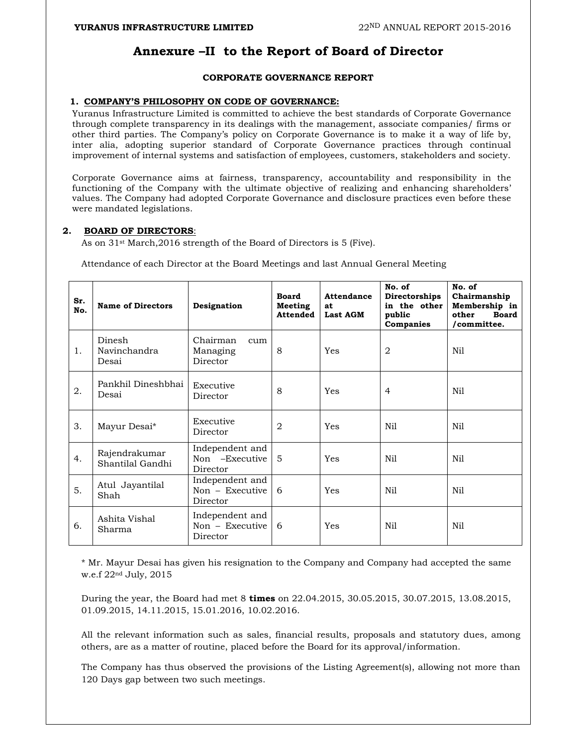# Annexure –II to the Report of Board of Director

## CORPORATE GOVERNANCE REPORT

### 1. COMPANY'S PHILOSOPHY ON CODE OF GOVERNANCE:

Yuranus Infrastructure Limited is committed to achieve the best standards of Corporate Governance through complete transparency in its dealings with the management, associate companies/ firms or other third parties. The Company's policy on Corporate Governance is to make it a way of life by, inter alia, adopting superior standard of Corporate Governance practices through continual improvement of internal systems and satisfaction of employees, customers, stakeholders and society.

Corporate Governance aims at fairness, transparency, accountability and responsibility in the functioning of the Company with the ultimate objective of realizing and enhancing shareholders' values. The Company had adopted Corporate Governance and disclosure practices even before these were mandated legislations.

### 2. BOARD OF DIRECTORS:

As on 31st March,2016 strength of the Board of Directors is 5 (Five).

Attendance of each Director at the Board Meetings and last Annual General Meeting

| Sr. No. | Name of Directors | Designation | Board Meeting Attended | Attendance at Last AGM | No. of Directorships in the other public Companies | No. of Chairmanship Membership in other Board /committee. |
|---|---|---|---|---|---|---|
| 1. | Dinesh Navinchandra Desai | Chairman cum Managing Director | 8 | Yes | 2 | Nil |
| 2. | Pankhil Dineshbhai Desai | Executive Director | 8 | Yes | 4 | Nil |
| 3. | Mayur Desai* | Executive Director | 2 | Yes | Nil | Nil |
| 4. | Rajendrakumar Shantilal Gandhi | Independent and Non –Executive Director | 5 | Yes | Nil | Nil |
| 5. | Atul Jayantilal Shah | Independent and Non – Executive Director | 6 | Yes | Nil | Nil |
| 6. | Ashita Vishal Sharma | Independent and Non – Executive Director | 6 | Yes | Nil | Nil |

* Mr. Mayur Desai has given his resignation to the Company and Company had accepted the same w.e.f 22nd July, 2015

During the year, the Board had met 8 **times** on 22.04.2015, 30.05.2015, 30.07.2015, 13.08.2015, 01.09.2015, 14.11.2015, 15.01.2016, 10.02.2016.

All the relevant information such as sales, financial results, proposals and statutory dues, among others, are as a matter of routine, placed before the Board for its approval/information.

The Company has thus observed the provisions of the Listing Agreement(s), allowing not more than 120 Days gap between two such meetings.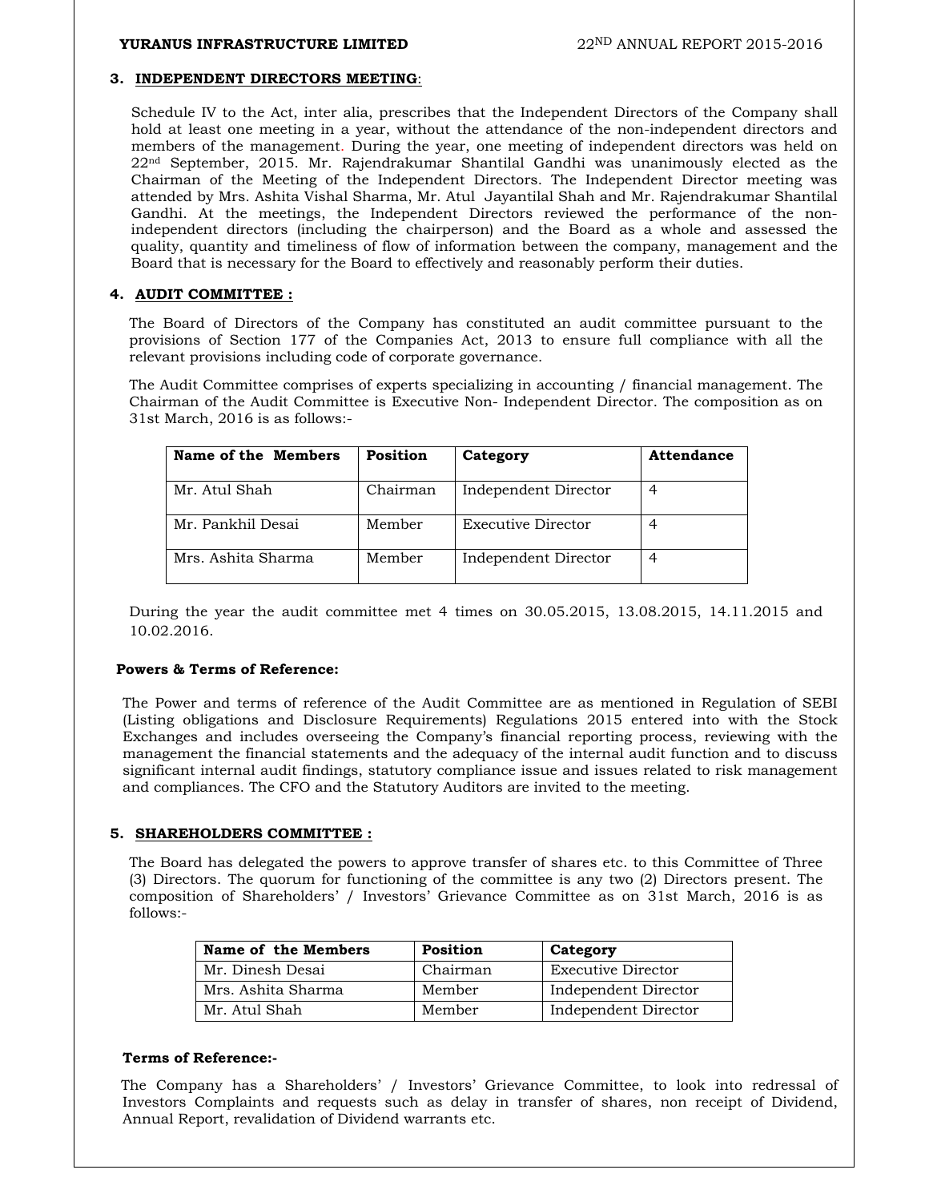## 3. INDEPENDENT DIRECTORS MEETING:

Schedule IV to the Act, inter alia, prescribes that the Independent Directors of the Company shall hold at least one meeting in a year, without the attendance of the non-independent directors and members of the management. During the year, one meeting of independent directors was held on 22nd September, 2015. Mr. Rajendrakumar Shantilal Gandhi was unanimously elected as the Chairman of the Meeting of the Independent Directors. The Independent Director meeting was attended by Mrs. Ashita Vishal Sharma, Mr. Atul Jayantilal Shah and Mr. Rajendrakumar Shantilal Gandhi. At the meetings, the Independent Directors reviewed the performance of the non-independent directors (including the chairperson) and the Board as a whole and assessed the quality, quantity and timeliness of flow of information between the company, management and the Board that is necessary for the Board to effectively and reasonably perform their duties.

## 4. AUDIT COMMITTEE :

The Board of Directors of the Company has constituted an audit committee pursuant to the provisions of Section 177 of the Companies Act, 2013 to ensure full compliance with all the relevant provisions including code of corporate governance.

The Audit Committee comprises of experts specializing in accounting / financial management. The Chairman of the Audit Committee is Executive Non- Independent Director. The composition as on 31st March, 2016 is as follows:-

| Name of the Members | Position | Category | Attendance |
|---|---|---|---|
| Mr. Atul Shah | Chairman | Independent Director | 4 |
| Mr. Pankhil Desai | Member | Executive Director | 4 |
| Mrs. Ashita Sharma | Member | Independent Director | 4 |

During the year the audit committee met 4 times on 30.05.2015, 13.08.2015, 14.11.2015 and 10.02.2016.

**Powers & Terms of Reference:**

The Power and terms of reference of the Audit Committee are as mentioned in Regulation of SEBI (Listing obligations and Disclosure Requirements) Regulations 2015 entered into with the Stock Exchanges and includes overseeing the Company's financial reporting process, reviewing with the management the financial statements and the adequacy of the internal audit function and to discuss significant internal audit findings, statutory compliance issue and issues related to risk management and compliances. The CFO and the Statutory Auditors are invited to the meeting.

## 5. SHAREHOLDERS COMMITTEE :

The Board has delegated the powers to approve transfer of shares etc. to this Committee of Three (3) Directors. The quorum for functioning of the committee is any two (2) Directors present. The composition of Shareholders' / Investors' Grievance Committee as on 31st March, 2016 is as follows:-

| Name of the Members | Position | Category |
|---|---|---|
| Mr. Dinesh Desai | Chairman | Executive Director |
| Mrs. Ashita Sharma | Member | Independent Director |
| Mr. Atul Shah | Member | Independent Director |

**Terms of Reference:-**

The Company has a Shareholders' / Investors' Grievance Committee, to look into redressal of Investors Complaints and requests such as delay in transfer of shares, non receipt of Dividend, Annual Report, revalidation of Dividend warrants etc.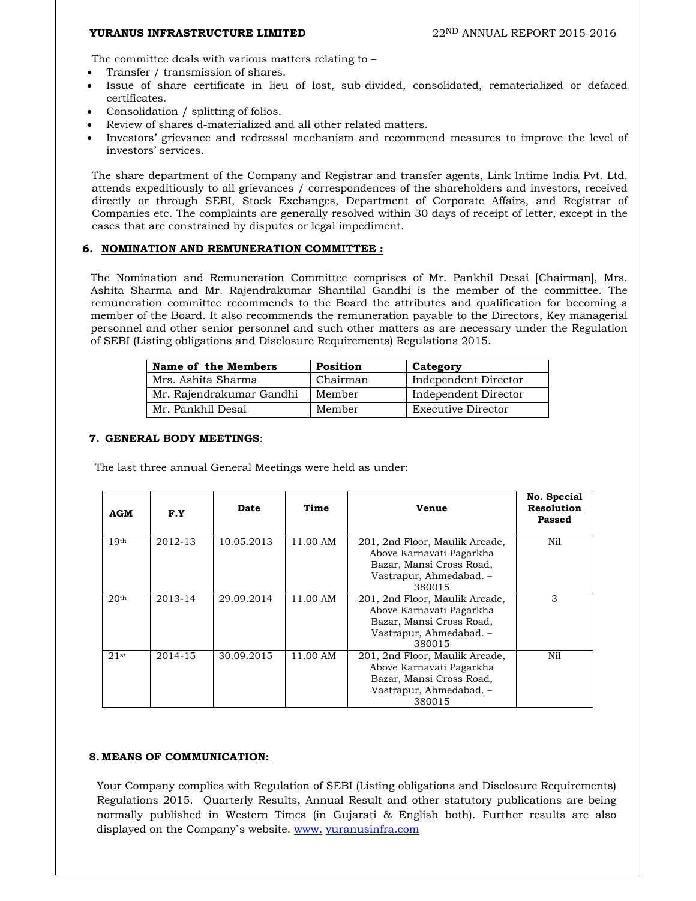The committee deals with various matters relating to –

- Transfer / transmission of shares.
- Issue of share certificate in lieu of lost, sub-divided, consolidated, rematerialized or defaced certificates.
- Consolidation / splitting of folios.
- Review of shares d-materialized and all other related matters.
- Investors' grievance and redressal mechanism and recommend measures to improve the level of investors' services.

The share department of the Company and Registrar and transfer agents, Link Intime India Pvt. Ltd. attends expeditiously to all grievances / correspondences of the shareholders and investors, received directly or through SEBI, Stock Exchanges, Department of Corporate Affairs, and Registrar of Companies etc. The complaints are generally resolved within 30 days of receipt of letter, except in the cases that are constrained by disputes or legal impediment.

## 6. NOMINATION AND REMUNERATION COMMITTEE :

The Nomination and Remuneration Committee comprises of Mr. Pankhil Desai [Chairman], Mrs. Ashita Sharma and Mr. Rajendrakumar Shantilal Gandhi is the member of the committee. The remuneration committee recommends to the Board the attributes and qualification for becoming a member of the Board. It also recommends the remuneration payable to the Directors, Key managerial personnel and other senior personnel and such other matters as are necessary under the Regulation of SEBI (Listing obligations and Disclosure Requirements) Regulations 2015.

| Name of the Members | Position | Category |
|---|---|---|
| Mrs. Ashita Sharma | Chairman | Independent Director |
| Mr. Rajendrakumar Gandhi | Member | Independent Director |
| Mr. Pankhil Desai | Member | Executive Director |

## 7. GENERAL BODY MEETINGS:

The last three annual General Meetings were held as under:

| AGM | F.Y | Date | Time | Venue | No. Special Resolution Passed |
|---|---|---|---|---|---|
| 19th | 2012-13 | 10.05.2013 | 11.00 AM | 201, 2nd Floor, Maulik Arcade, Above Karnavati Pagarkha Bazar, Mansi Cross Road, Vastrapur, Ahmedabad. – 380015 | Nil |
| 20th | 2013-14 | 29.09.2014 | 11.00 AM | 201, 2nd Floor, Maulik Arcade, Above Karnavati Pagarkha Bazar, Mansi Cross Road, Vastrapur, Ahmedabad. – 380015 | 3 |
| 21st | 2014-15 | 30.09.2015 | 11.00 AM | 201, 2nd Floor, Maulik Arcade, Above Karnavati Pagarkha Bazar, Mansi Cross Road, Vastrapur, Ahmedabad. – 380015 | Nil |

## 8. MEANS OF COMMUNICATION:

Your Company complies with Regulation of SEBI (Listing obligations and Disclosure Requirements) Regulations 2015. Quarterly Results, Annual Result and other statutory publications are being normally published in Western Times (in Gujarati & English both). Further results are also displayed on the Company`s website. www. yuranusinfra.com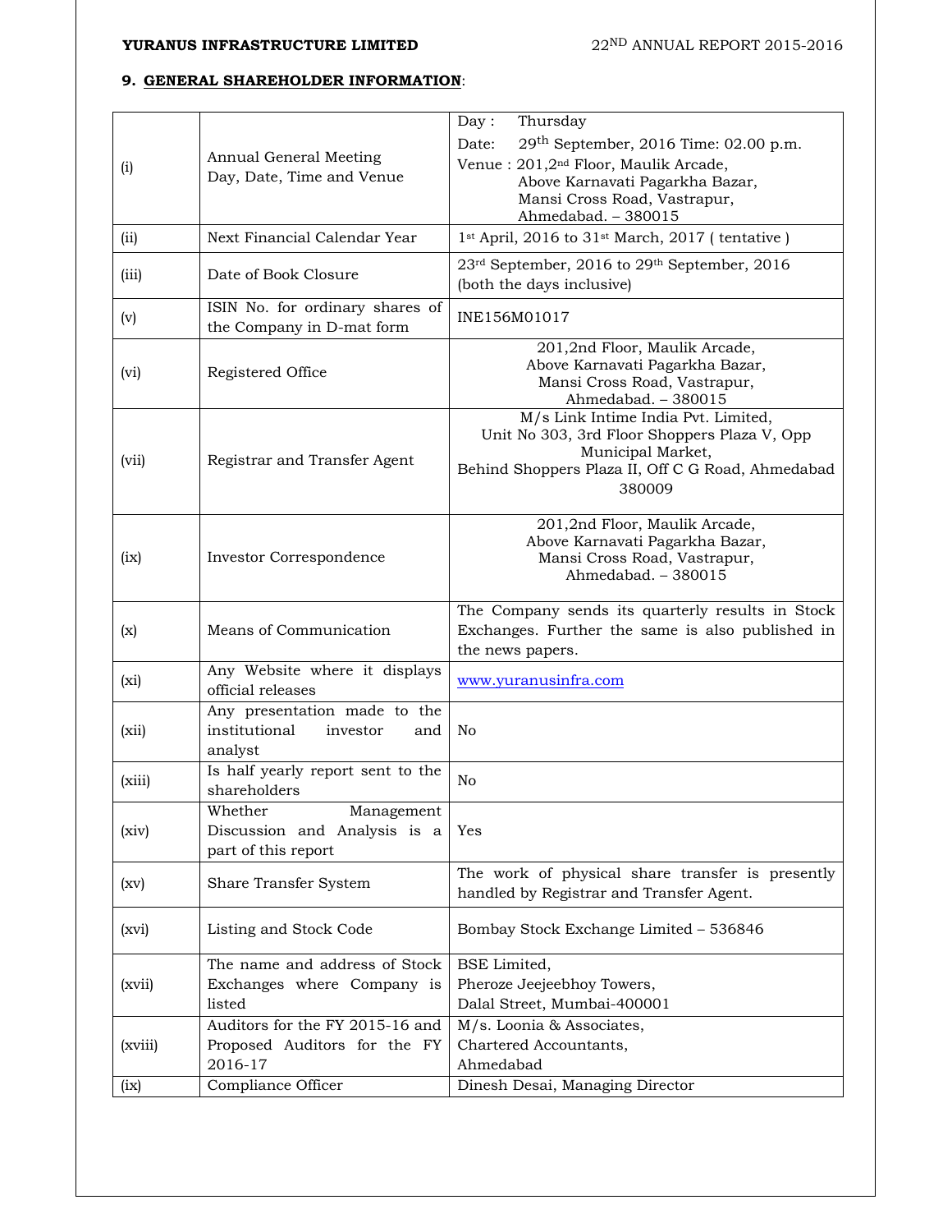## 9. GENERAL SHAREHOLDER INFORMATION:

| | | |
|---|---|---|
| (i) | Annual General Meeting Day, Date, Time and Venue | Day : Thursday<br>Date: 29th September, 2016 Time: 02.00 p.m.<br>Venue : 201,2nd Floor, Maulik Arcade, Above Karnavati Pagarkha Bazar, Mansi Cross Road, Vastrapur, Ahmedabad. – 380015 |
| (ii) | Next Financial Calendar Year | 1st April, 2016 to 31st March, 2017 ( tentative ) |
| (iii) | Date of Book Closure | 23rd September, 2016 to 29th September, 2016 (both the days inclusive) |
| (v) | ISIN No. for ordinary shares of the Company in D-mat form | INE156M01017 |
| (vi) | Registered Office | 201,2nd Floor, Maulik Arcade, Above Karnavati Pagarkha Bazar, Mansi Cross Road, Vastrapur, Ahmedabad. – 380015 |
| (vii) | Registrar and Transfer Agent | M/s Link Intime India Pvt. Limited, Unit No 303, 3rd Floor Shoppers Plaza V, Opp Municipal Market, Behind Shoppers Plaza II, Off C G Road, Ahmedabad 380009 |
| (ix) | Investor Correspondence | 201,2nd Floor, Maulik Arcade, Above Karnavati Pagarkha Bazar, Mansi Cross Road, Vastrapur, Ahmedabad. – 380015 |
| (x) | Means of Communication | The Company sends its quarterly results in Stock Exchanges. Further the same is also published in the news papers. |
| (xi) | Any Website where it displays official releases | www.yuranusinfra.com |
| (xii) | Any presentation made to the institutional investor and analyst | No |
| (xiii) | Is half yearly report sent to the shareholders | No |
| (xiv) | Whether Management Discussion and Analysis is a part of this report | Yes |
| (xv) | Share Transfer System | The work of physical share transfer is presently handled by Registrar and Transfer Agent. |
| (xvi) | Listing and Stock Code | Bombay Stock Exchange Limited – 536846 |
| (xvii) | The name and address of Stock Exchanges where Company is listed | BSE Limited, Pheroze Jeejeebhoy Towers, Dalal Street, Mumbai-400001 |
| (xviii) | Auditors for the FY 2015-16 and Proposed Auditors for the FY 2016-17 | M/s. Loonia & Associates, Chartered Accountants, Ahmedabad |
| (ix) | Compliance Officer | Dinesh Desai, Managing Director |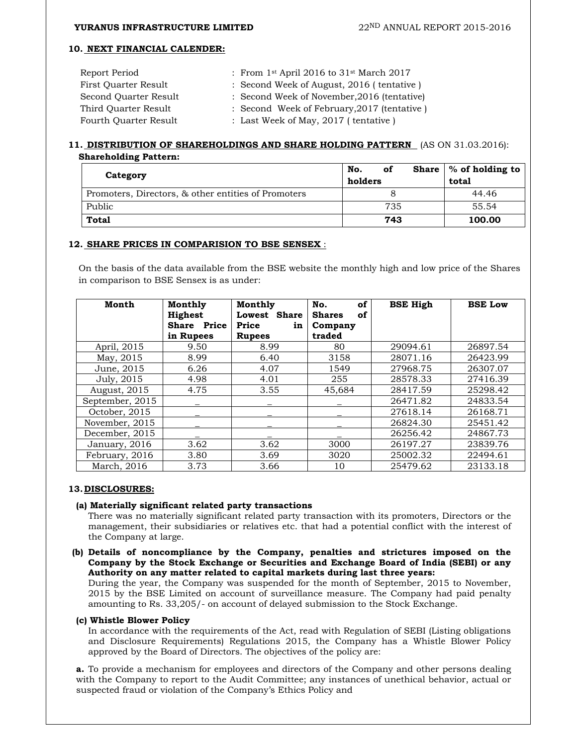## 10. NEXT FINANCIAL CALENDER:

| | |
|---|---|
| Report Period | : From 1st April 2016 to 31st March 2017 |
| First Quarter Result | : Second Week of August, 2016 ( tentative ) |
| Second Quarter Result | : Second Week of November,2016 (tentative) |
| Third Quarter Result | : Second Week of February,2017 (tentative ) |
| Fourth Quarter Result | : Last Week of May, 2017 ( tentative ) |

## 11. DISTRIBUTION OF SHAREHOLDINGS AND SHARE HOLDING PATTERN (AS ON 31.03.2016):

**Shareholding Pattern:**

| Category | No. of Share holders | % of holding to total |
|---|---|---|
| Promoters, Directors, & other entities of Promoters | 8 | 44.46 |
| Public | 735 | 55.54 |
| **Total** | **743** | **100.00** |

## 12. SHARE PRICES IN COMPARISION TO BSE SENSEX :

On the basis of the data available from the BSE website the monthly high and low price of the Shares in comparison to BSE Sensex is as under:

| Month | Monthly Highest Share Price in Rupees | Monthly Lowest Share Price in Rupees | No. of Shares of Company traded | BSE High | BSE Low |
|---|---|---|---|---|---|
| April, 2015 | 9.50 | 8.99 | 80 | 29094.61 | 26897.54 |
| May, 2015 | 8.99 | 6.40 | 3158 | 28071.16 | 26423.99 |
| June, 2015 | 6.26 | 4.07 | 1549 | 27968.75 | 26307.07 |
| July, 2015 | 4.98 | 4.01 | 255 | 28578.33 | 27416.39 |
| August, 2015 | 4.75 | 3.55 | 45,684 | 28417.59 | 25298.42 |
| September, 2015 | _ | _ | _ | 26471.82 | 24833.54 |
| October, 2015 | _ | _ | _ | 27618.14 | 26168.71 |
| November, 2015 | _ | _ | _ | 26824.30 | 25451.42 |
| December, 2015 | _ | _ | _ | 26256.42 | 24867.73 |
| January, 2016 | 3.62 | 3.62 | 3000 | 26197.27 | 23839.76 |
| February, 2016 | 3.80 | 3.69 | 3020 | 25002.32 | 22494.61 |
| March, 2016 | 3.73 | 3.66 | 10 | 25479.62 | 23133.18 |

## 13. DISCLOSURES:

**(a) Materially significant related party transactions**

There was no materially significant related party transaction with its promoters, Directors or the management, their subsidiaries or relatives etc. that had a potential conflict with the interest of the Company at large.

**(b) Details of noncompliance by the Company, penalties and strictures imposed on the Company by the Stock Exchange or Securities and Exchange Board of India (SEBI) or any Authority on any matter related to capital markets during last three years:**

During the year, the Company was suspended for the month of September, 2015 to November, 2015 by the BSE Limited on account of surveillance measure. The Company had paid penalty amounting to Rs. 33,205/- on account of delayed submission to the Stock Exchange.

**(c) Whistle Blower Policy**

In accordance with the requirements of the Act, read with Regulation of SEBI (Listing obligations and Disclosure Requirements) Regulations 2015, the Company has a Whistle Blower Policy approved by the Board of Directors. The objectives of the policy are:

**a.** To provide a mechanism for employees and directors of the Company and other persons dealing with the Company to report to the Audit Committee; any instances of unethical behavior, actual or suspected fraud or violation of the Company's Ethics Policy and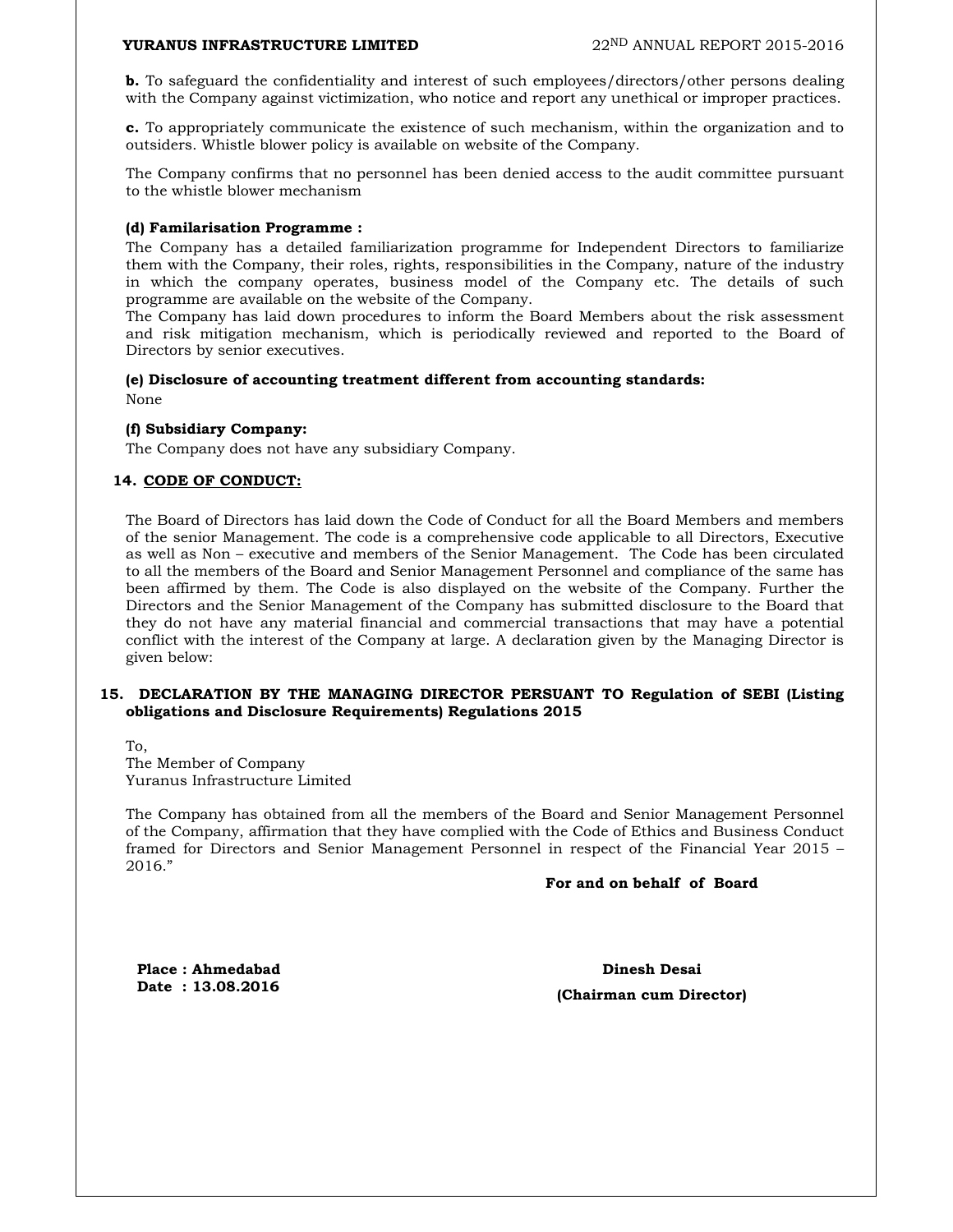**b.** To safeguard the confidentiality and interest of such employees/directors/other persons dealing with the Company against victimization, who notice and report any unethical or improper practices.

**c.** To appropriately communicate the existence of such mechanism, within the organization and to outsiders. Whistle blower policy is available on website of the Company.

The Company confirms that no personnel has been denied access to the audit committee pursuant to the whistle blower mechanism

**(d) Familarisation Programme :**

The Company has a detailed familiarization programme for Independent Directors to familiarize them with the Company, their roles, rights, responsibilities in the Company, nature of the industry in which the company operates, business model of the Company etc. The details of such programme are available on the website of the Company.

The Company has laid down procedures to inform the Board Members about the risk assessment and risk mitigation mechanism, which is periodically reviewed and reported to the Board of Directors by senior executives.

**(e) Disclosure of accounting treatment different from accounting standards:**

None

**(f) Subsidiary Company:**

The Company does not have any subsidiary Company.

## 14. CODE OF CONDUCT:

The Board of Directors has laid down the Code of Conduct for all the Board Members and members of the senior Management. The code is a comprehensive code applicable to all Directors, Executive as well as Non – executive and members of the Senior Management. The Code has been circulated to all the members of the Board and Senior Management Personnel and compliance of the same has been affirmed by them. The Code is also displayed on the website of the Company. Further the Directors and the Senior Management of the Company has submitted disclosure to the Board that they do not have any material financial and commercial transactions that may have a potential conflict with the interest of the Company at large. A declaration given by the Managing Director is given below:

## 15. DECLARATION BY THE MANAGING DIRECTOR PERSUANT TO Regulation of SEBI (Listing obligations and Disclosure Requirements) Regulations 2015

To,
The Member of Company
Yuranus Infrastructure Limited

The Company has obtained from all the members of the Board and Senior Management Personnel of the Company, affirmation that they have complied with the Code of Ethics and Business Conduct framed for Directors and Senior Management Personnel in respect of the Financial Year 2015 – 2016."

**For and on behalf of Board**

**Place : Ahmedabad**
**Date : 13.08.2016**

**Dinesh Desai**
**(Chairman cum Director)**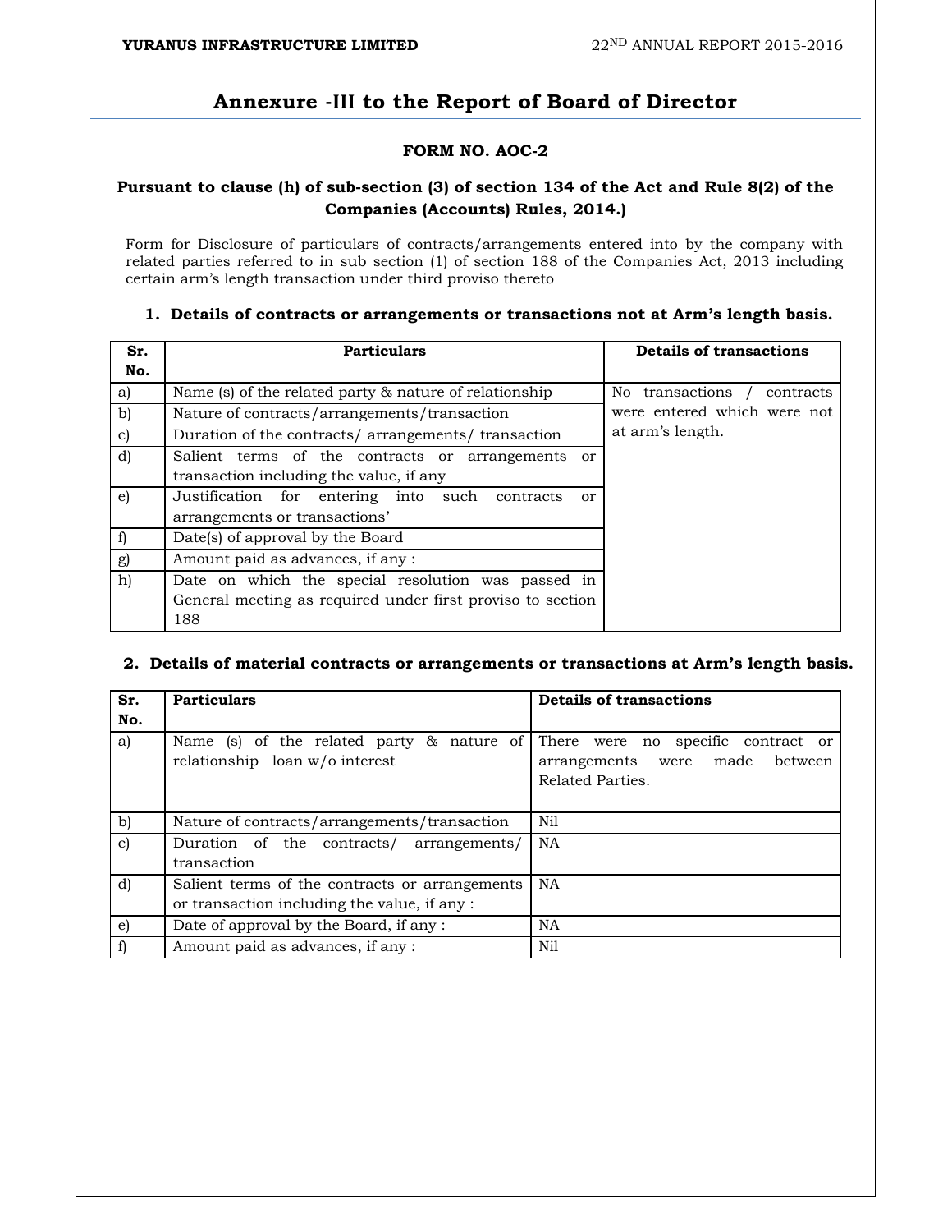# Annexure -III to the Report of Board of Director

## FORM NO. AOC-2

### Pursuant to clause (h) of sub-section (3) of section 134 of the Act and Rule 8(2) of the Companies (Accounts) Rules, 2014.)

Form for Disclosure of particulars of contracts/arrangements entered into by the company with related parties referred to in sub section (1) of section 188 of the Companies Act, 2013 including certain arm's length transaction under third proviso thereto

**1. Details of contracts or arrangements or transactions not at Arm's length basis.**

| Sr. No. | Particulars | Details of transactions |
|---|---|---|
| a) | Name (s) of the related party & nature of relationship | No transactions / contracts were entered which were not at arm's length. |
| b) | Nature of contracts/arrangements/transaction | |
| c) | Duration of the contracts/ arrangements/ transaction | |
| d) | Salient terms of the contracts or arrangements or transaction including the value, if any | |
| e) | Justification for entering into such contracts or arrangements or transactions' | |
| f) | Date(s) of approval by the Board | |
| g) | Amount paid as advances, if any : | |
| h) | Date on which the special resolution was passed in General meeting as required under first proviso to section 188 | |

**2. Details of material contracts or arrangements or transactions at Arm's length basis.**

| Sr. No. | Particulars | Details of transactions |
|---|---|---|
| a) | Name (s) of the related party & nature of relationship loan w/o interest | There were no specific contract or arrangements were made between Related Parties. |
| b) | Nature of contracts/arrangements/transaction | Nil |
| c) | Duration of the contracts/ arrangements/ transaction | NA |
| d) | Salient terms of the contracts or arrangements or transaction including the value, if any : | NA |
| e) | Date of approval by the Board, if any : | NA |
| f) | Amount paid as advances, if any : | Nil |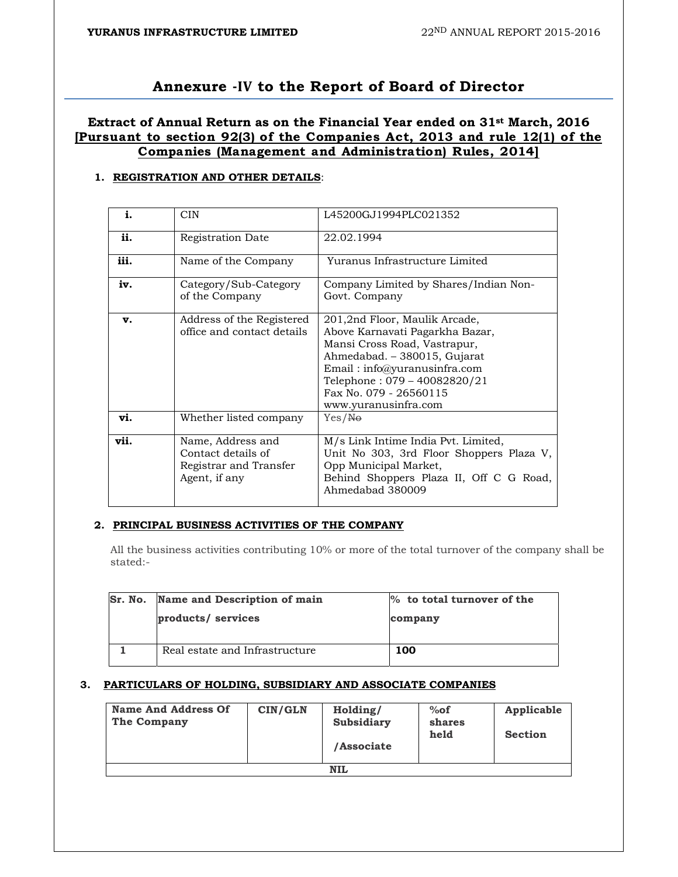# Annexure -IV to the Report of Board of Director

## Extract of Annual Return as on the Financial Year ended on 31st March, 2016 [Pursuant to section 92(3) of the Companies Act, 2013 and rule 12(1) of the Companies (Management and Administration) Rules, 2014]

### 1. REGISTRATION AND OTHER DETAILS:

| | | |
|---|---|---|
| **i.** | CIN | L45200GJ1994PLC021352 |
| **ii.** | Registration Date | 22.02.1994 |
| **iii.** | Name of the Company | Yuranus Infrastructure Limited |
| **iv.** | Category/Sub-Category of the Company | Company Limited by Shares/Indian Non-Govt. Company |
| **v.** | Address of the Registered office and contact details | 201,2nd Floor, Maulik Arcade, Above Karnavati Pagarkha Bazar, Mansi Cross Road, Vastrapur, Ahmedabad. – 380015, Gujarat Email : info@yuranusinfra.com Telephone : 079 – 40082820/21 Fax No. 079 - 26560115 www.yuranusinfra.com |
| **vi.** | Whether listed company | Yes/~~No~~ |
| **vii.** | Name, Address and Contact details of Registrar and Transfer Agent, if any | M/s Link Intime India Pvt. Limited, Unit No 303, 3rd Floor Shoppers Plaza V, Opp Municipal Market, Behind Shoppers Plaza II, Off C G Road, Ahmedabad 380009 |

### 2. PRINCIPAL BUSINESS ACTIVITIES OF THE COMPANY

All the business activities contributing 10% or more of the total turnover of the company shall be stated:-

| Sr. No. | Name and Description of main products/ services | % to total turnover of the company |
|---|---|---|
| 1 | Real estate and Infrastructure | **100** |

### 3. PARTICULARS OF HOLDING, SUBSIDIARY AND ASSOCIATE COMPANIES

| Name And Address Of The Company | CIN/GLN | Holding/ Subsidiary /Associate | %of shares held | Applicable Section |
|---|---|---|---|---|
| **NIL** | | | | |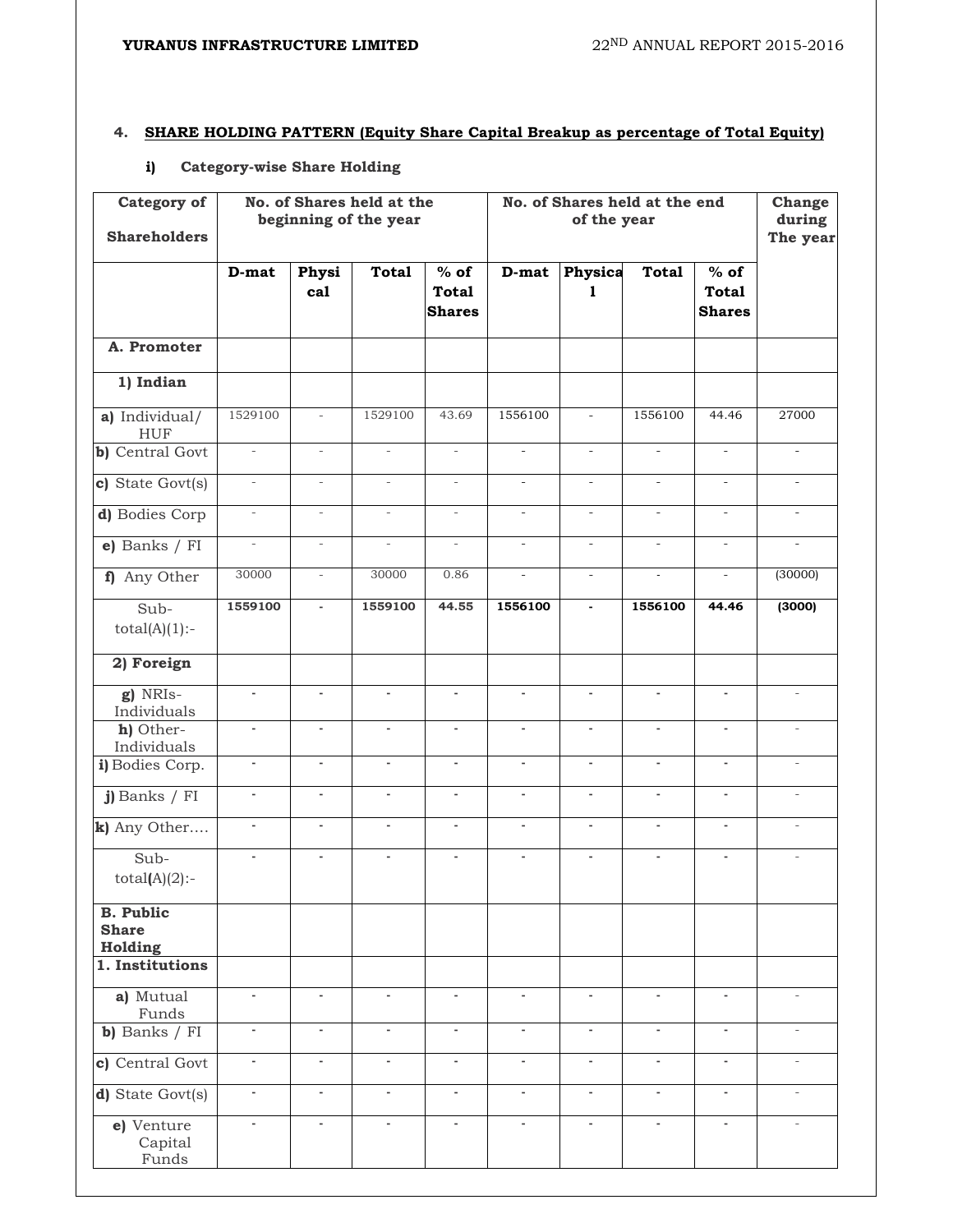## 4. SHARE HOLDING PATTERN (Equity Share Capital Breakup as percentage of Total Equity)

### i) Category-wise Share Holding

| Category of Shareholders | No. of Shares held at the beginning of the year | | | | No. of Shares held at the end of the year | | | | Change during The year |
|---|---|---|---|---|---|---|---|---|---|
| | D-mat | Physical | Total | % of Total Shares | D-mat | Physical | Total | % of Total Shares | |
| **A. Promoter** | | | | | | | | | |
| **1) Indian** | | | | | | | | | |
| **a)** Individual/ HUF | 1529100 | - | 1529100 | 43.69 | 1556100 | - | 1556100 | 44.46 | 27000 |
| **b)** Central Govt | - | - | - | - | - | - | - | - | - |
| **c)** State Govt(s) | - | - | - | - | - | - | - | - | - |
| **d)** Bodies Corp | - | - | - | - | - | - | - | - | - |
| **e)** Banks / FI | - | - | - | - | - | - | - | - | - |
| **f)** Any Other | 30000 | - | 30000 | 0.86 | - | - | - | - | (30000) |
| Sub-total(A)(1):- | **1559100** | **-** | **1559100** | **44.55** | **1556100** | **-** | **1556100** | **44.46** | **(3000)** |
| **2) Foreign** | | | | | | | | | |
| **g)** NRIs-Individuals | - | - | - | - | - | - | - | - | - |
| **h)** Other-Individuals | - | - | - | - | - | - | - | - | - |
| **i)** Bodies Corp. | - | - | - | - | - | - | - | - | - |
| **j)** Banks / FI | - | - | - | - | - | - | - | - | - |
| **k)** Any Other.... | - | - | - | - | - | - | - | - | - |
| Sub-total(A)(2):- | - | - | - | - | - | - | - | - | - |
| **B. Public Share Holding** | | | | | | | | | |
| **1. Institutions** | | | | | | | | | |
| **a)** Mutual Funds | - | - | - | - | - | - | - | - | - |
| **b)** Banks / FI | - | - | - | - | - | - | - | - | - |
| **c)** Central Govt | - | - | - | - | - | - | - | - | - |
| **d)** State Govt(s) | - | - | - | - | - | - | - | - | - |
| **e)** Venture Capital Funds | - | - | - | - | - | - | - | - | - |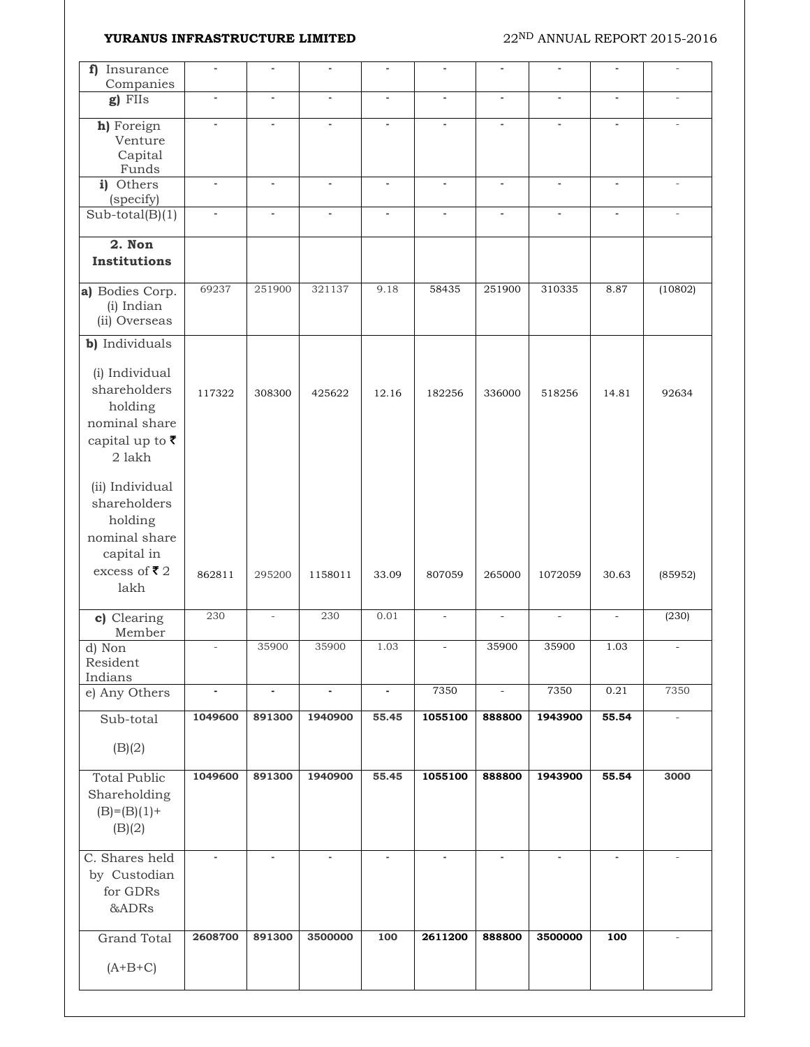| f) Insurance Companies | - | - | - | - | - | - | - | - | - |
|---|---|---|---|---|---|---|---|---|---|
| g) FIIs | - | - | - | - | - | - | - | - | - |
| h) Foreign Venture Capital Funds | - | - | - | - | - | - | - | - | - |
| i) Others (specify) | - | - | - | - | - | - | - | - | - |
| Sub-total(B)(1) | - | - | - | - | - | - | - | - | - |
| **2. Non Institutions** | | | | | | | | | |
| a) Bodies Corp. (i) Indian (ii) Overseas | 69237 | 251900 | 321137 | 9.18 | 58435 | 251900 | 310335 | 8.87 | (10802) |
| b) Individuals | | | | | | | | | |
| (i) Individual shareholders holding nominal share capital up to ₹ 2 lakh | 117322 | 308300 | 425622 | 12.16 | 182256 | 336000 | 518256 | 14.81 | 92634 |
| (ii) Individual shareholders holding nominal share capital in excess of ₹ 2 lakh | 862811 | 295200 | 1158011 | 33.09 | 807059 | 265000 | 1072059 | 30.63 | (85952) |
| c) Clearing Member | 230 | - | 230 | 0.01 | - | - | - | - | (230) |
| d) Non Resident Indians | - | 35900 | 35900 | 1.03 | - | 35900 | 35900 | 1.03 | - |
| e) Any Others | - | - | - | - | 7350 | - | 7350 | 0.21 | 7350 |
| Sub-total (B)(2) | **1049600** | **891300** | **1940900** | **55.45** | **1055100** | **888800** | **1943900** | **55.54** | - |
| Total Public Shareholding (B)=(B)(1)+ (B)(2) | **1049600** | **891300** | **1940900** | **55.45** | **1055100** | **888800** | **1943900** | **55.54** | **3000** |
| C. Shares held by Custodian for GDRs &ADRs | - | - | - | - | - | - | - | - | - |
| Grand Total (A+B+C) | **2608700** | **891300** | **3500000** | **100** | **2611200** | **888800** | **3500000** | **100** | - |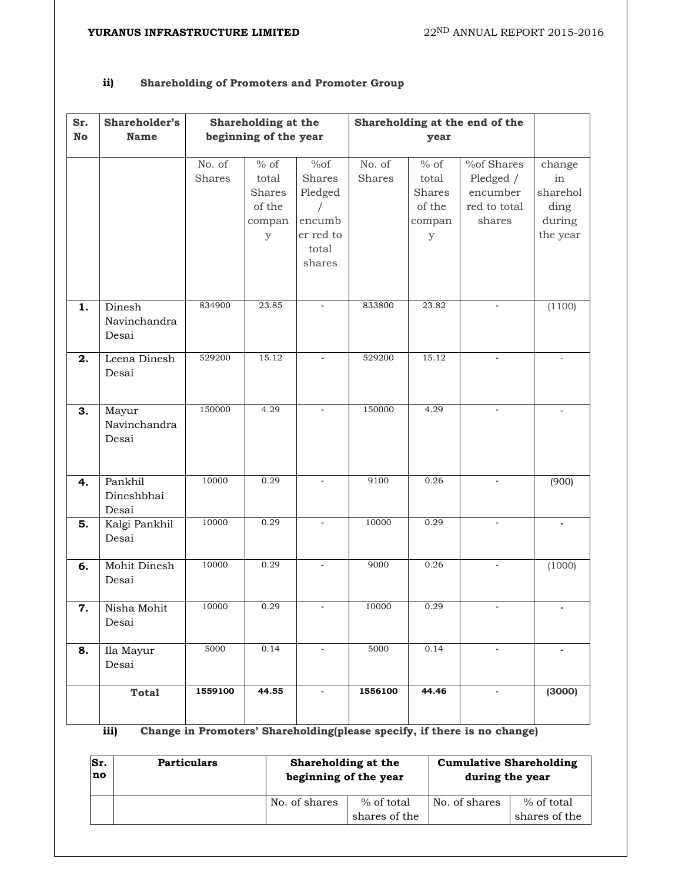**ii) Shareholding of Promoters and Promoter Group**

| Sr. No | Shareholder's Name | Shareholding at the beginning of the year | | | Shareholding at the end of the year | | | |
|---|---|---|---|---|---|---|---|---|
| | | No. of Shares | % of total Shares of the company | %of Shares Pledged / encumber red to total shares | No. of Shares | % of total Shares of the company | %of Shares Pledged / encumber red to total shares | change in shareholding during the year |
| **1.** | Dinesh Navinchandra Desai | 834900 | 23.85 | - | 833800 | 23.82 | - | (1100) |
| **2.** | Leena Dinesh Desai | 529200 | 15.12 | - | 529200 | 15.12 | - | - |
| **3.** | Mayur Navinchandra Desai | 150000 | 4.29 | - | 150000 | 4.29 | - | - |
| **4.** | Pankhil Dineshbhai Desai | 10000 | 0.29 | - | 9100 | 0.26 | - | (900) |
| **5.** | Kalgi Pankhil Desai | 10000 | 0.29 | - | 10000 | 0.29 | - | - |
| **6.** | Mohit Dinesh Desai | 10000 | 0.29 | - | 9000 | 0.26 | - | (1000) |
| **7.** | Nisha Mohit Desai | 10000 | 0.29 | - | 10000 | 0.29 | - | - |
| **8.** | Ila Mayur Desai | 5000 | 0.14 | - | 5000 | 0.14 | - | - |
| | **Total** | **1559100** | **44.55** | - | **1556100** | **44.46** | - | **(3000)** |

**iii) Change in Promoters' Shareholding(please specify, if there is no change)**

| Sr. no | Particulars | Shareholding at the beginning of the year | | Cumulative Shareholding during the year | |
|---|---|---|---|---|---|
| | | No. of shares | % of total shares of the | No. of shares | % of total shares of the |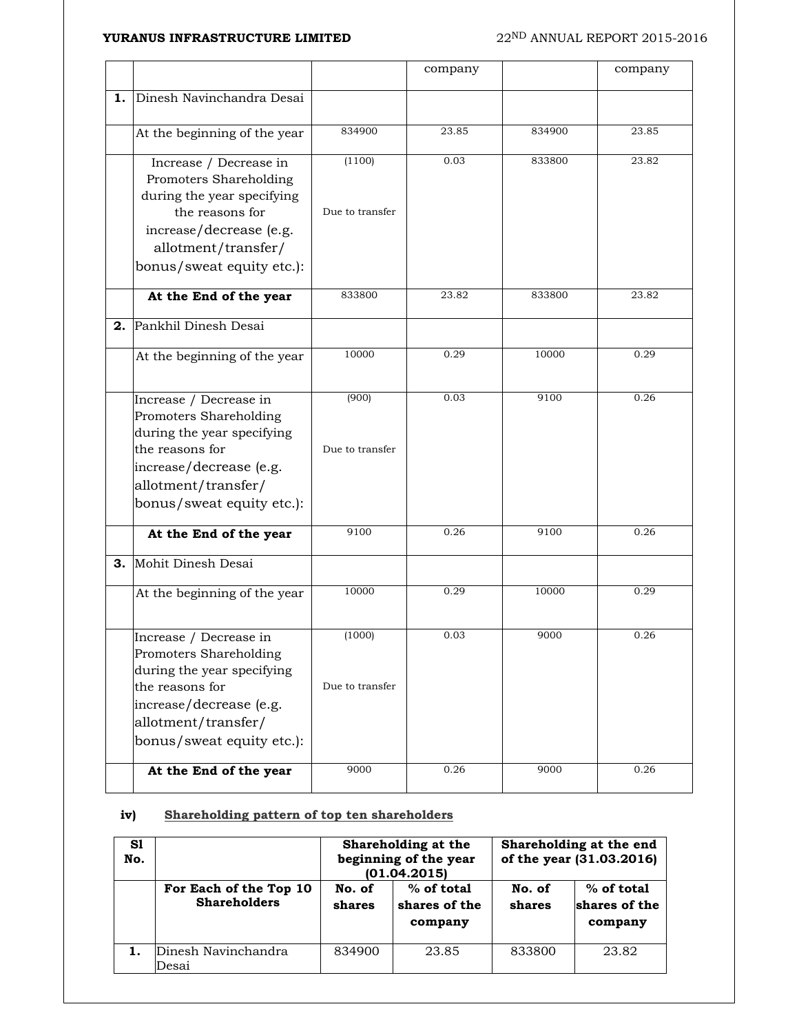| | | | company | | company |
|---|---|---|---|---|---|
| **1.** | Dinesh Navinchandra Desai | | | | |
| | At the beginning of the year | 834900 | 23.85 | 834900 | 23.85 |
| | Increase / Decrease in Promoters Shareholding during the year specifying the reasons for increase/decrease (e.g. allotment/transfer/ bonus/sweat equity etc.): | (1100) Due to transfer | 0.03 | 833800 | 23.82 |
| | **At the End of the year** | 833800 | 23.82 | 833800 | 23.82 |
| **2.** | Pankhil Dinesh Desai | | | | |
| | At the beginning of the year | 10000 | 0.29 | 10000 | 0.29 |
| | Increase / Decrease in Promoters Shareholding during the year specifying the reasons for increase/decrease (e.g. allotment/transfer/ bonus/sweat equity etc.): | (900) Due to transfer | 0.03 | 9100 | 0.26 |
| | **At the End of the year** | 9100 | 0.26 | 9100 | 0.26 |
| **3.** | Mohit Dinesh Desai | | | | |
| | At the beginning of the year | 10000 | 0.29 | 10000 | 0.29 |
| | Increase / Decrease in Promoters Shareholding during the year specifying the reasons for increase/decrease (e.g. allotment/transfer/ bonus/sweat equity etc.): | (1000) Due to transfer | 0.03 | 9000 | 0.26 |
| | **At the End of the year** | 9000 | 0.26 | 9000 | 0.26 |

**iv) Shareholding pattern of top ten shareholders**

| Sl No. | | Shareholding at the beginning of the year (01.04.2015) | | Shareholding at the end of the year (31.03.2016) | |
|---|---|---|---|---|---|
| | **For Each of the Top 10 Shareholders** | **No. of shares** | **% of total shares of the company** | **No. of shares** | **% of total shares of the company** |
| **1.** | Dinesh Navinchandra Desai | 834900 | 23.85 | 833800 | 23.82 |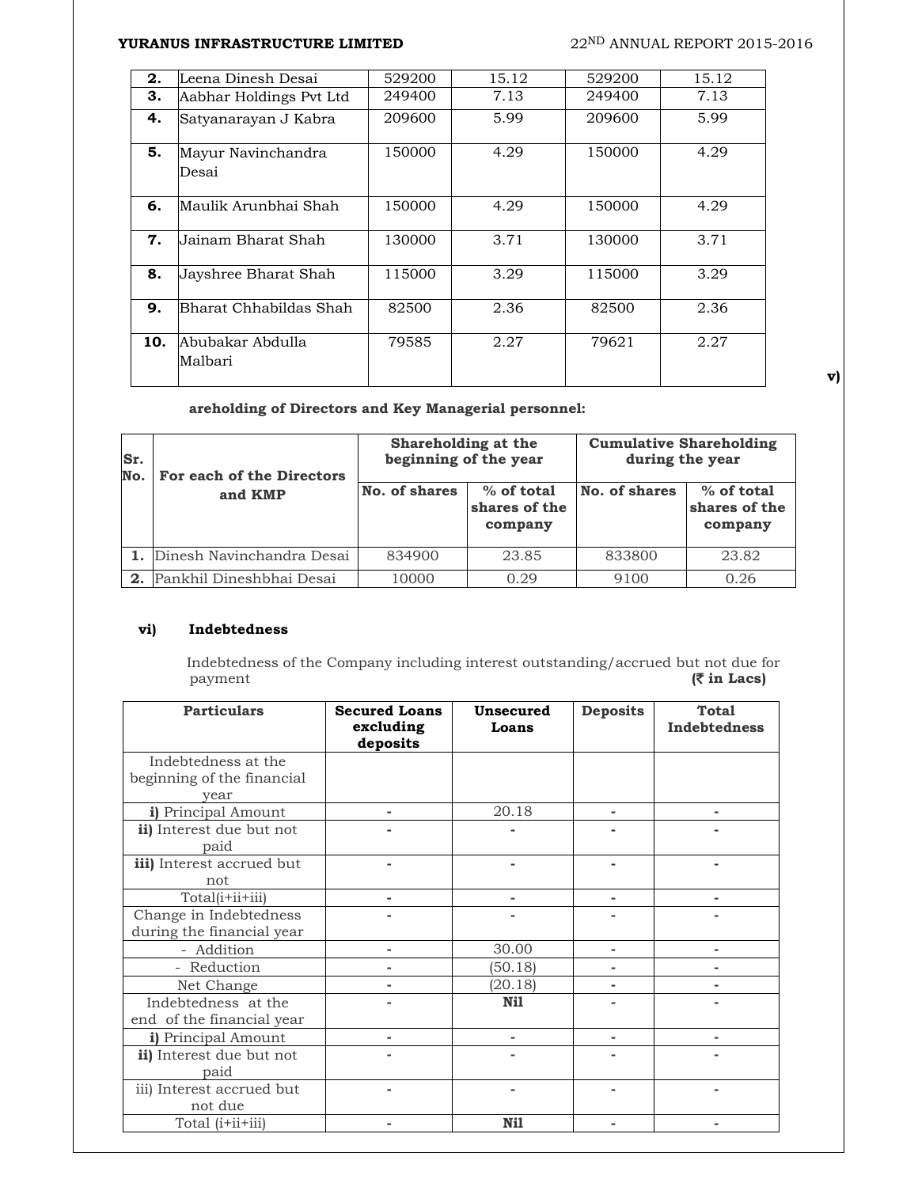| 2. | Leena Dinesh Desai | 529200 | 15.12 | 529200 | 15.12 |
|---|---|---|---|---|---|
| 3. | Aabhar Holdings Pvt Ltd | 249400 | 7.13 | 249400 | 7.13 |
| 4. | Satyanarayan J Kabra | 209600 | 5.99 | 209600 | 5.99 |
| 5. | Mayur Navinchandra Desai | 150000 | 4.29 | 150000 | 4.29 |
| 6. | Maulik Arunbhai Shah | 150000 | 4.29 | 150000 | 4.29 |
| 7. | Jainam Bharat Shah | 130000 | 3.71 | 130000 | 3.71 |
| 8. | Jayshree Bharat Shah | 115000 | 3.29 | 115000 | 3.29 |
| 9. | Bharat Chhabildas Shah | 82500 | 2.36 | 82500 | 2.36 |
| 10. | Abubakar Abdulla Malbari | 79585 | 2.27 | 79621 | 2.27 |

**v) areholding of Directors and Key Managerial personnel:**

| Sr. No. | For each of the Directors and KMP | Shareholding at the beginning of the year | | Cumulative Shareholding during the year | |
|---|---|---|---|---|---|
| | | No. of shares | % of total shares of the company | No. of shares | % of total shares of the company |
| 1. | Dinesh Navinchandra Desai | 834900 | 23.85 | 833800 | 23.82 |
| 2. | Pankhil Dineshbhai Desai | 10000 | 0.29 | 9100 | 0.26 |

**vi) Indebtedness**

Indebtedness of the Company including interest outstanding/accrued but not due for payment **(₹ in Lacs)**

| Particulars | Secured Loans excluding deposits | Unsecured Loans | Deposits | Total Indebtedness |
|---|---|---|---|---|
| Indebtedness at the beginning of the financial year | | | | |
| **i)** Principal Amount | - | 20.18 | - | - |
| **ii)** Interest due but not paid | - | - | - | - |
| **iii)** Interest accrued but not | - | - | - | - |
| Total(i+ii+iii) | - | - | - | - |
| Change in Indebtedness during the financial year | - | - | - | - |
| - Addition | - | 30.00 | - | - |
| - Reduction | - | (50.18) | - | - |
| Net Change | - | (20.18) | - | - |
| Indebtedness at the end of the financial year | - | **Nil** | - | - |
| **i)** Principal Amount | - | - | - | - |
| **ii)** Interest due but not paid | - | - | - | - |
| iii) Interest accrued but not due | - | - | - | - |
| Total (i+ii+iii) | - | **Nil** | - | - |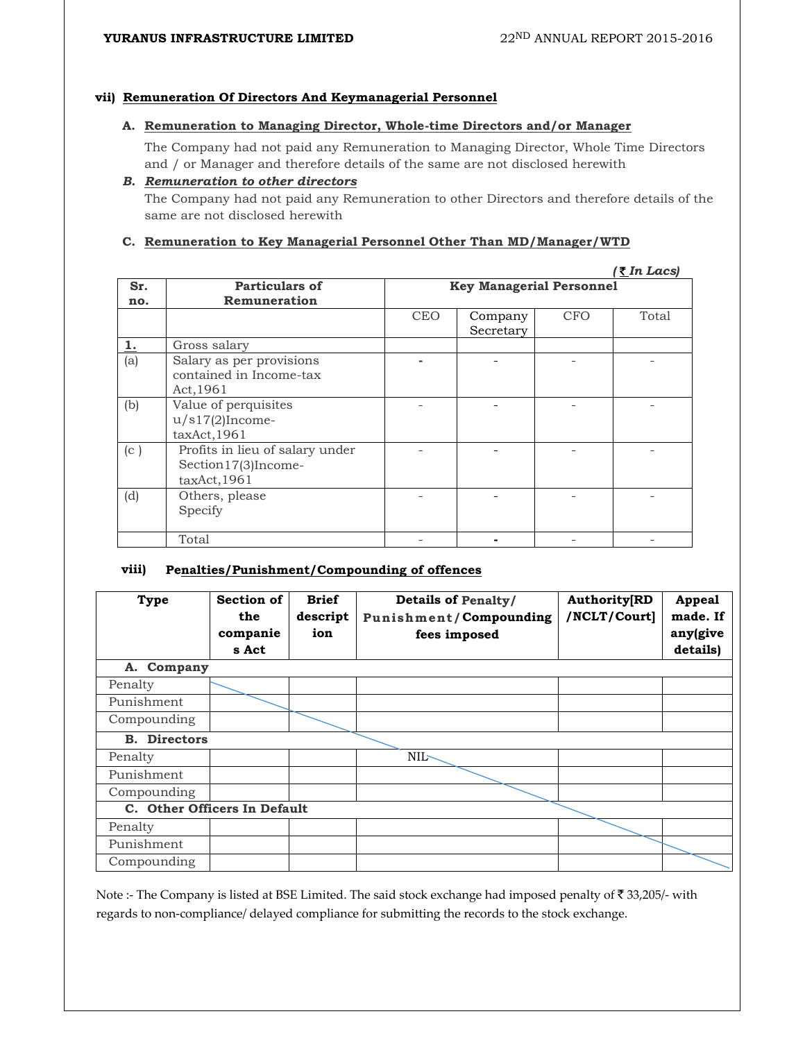**vii) Remuneration Of Directors And Keymanagerial Personnel**

**A. Remuneration to Managing Director, Whole-time Directors and/or Manager**

The Company had not paid any Remuneration to Managing Director, Whole Time Directors and / or Manager and therefore details of the same are not disclosed herewith

***B. Remuneration to other directors***

The Company had not paid any Remuneration to other Directors and therefore details of the same are not disclosed herewith

**C. Remuneration to Key Managerial Personnel Other Than MD/Manager/WTD**

*(₹ In Lacs)*

| Sr. no. | Particulars of Remuneration | Key Managerial Personnel | | | |
|---|---|---|---|---|---|
| | | CEO | Company Secretary | CFO | Total |
| 1. | Gross salary | | | | |
| (a) | Salary as per provisions contained in Income-tax Act,1961 | - | - | - | - |
| (b) | Value of perquisites u/s17(2)Income-taxAct,1961 | - | - | - | - |
| (c ) | Profits in lieu of salary under Section17(3)Income-taxAct,1961 | - | - | - | - |
| (d) | Others, please Specify | - | - | - | - |
| | Total | - | - | - | - |

**viii) Penalties/Punishment/Compounding of offences**

| Type | Section of the companies Act | Brief description | Details of Penalty/ Punishment/Compounding fees imposed | Authority[RD /NCLT/Court] | Appeal made. If any(give details) |
|---|---|---|---|---|---|
| **A. Company** | | | | | |
| Penalty | | | | | |
| Punishment | | | | | |
| Compounding | | | | | |
| **B. Directors** | | | | | |
| Penalty | | | NIL | | |
| Punishment | | | | | |
| Compounding | | | | | |
| **C. Other Officers In Default** | | | | | |
| Penalty | | | | | |
| Punishment | | | | | |
| Compounding | | | | | |

Note :- The Company is listed at BSE Limited. The said stock exchange had imposed penalty of ₹ 33,205/- with regards to non-compliance/ delayed compliance for submitting the records to the stock exchange.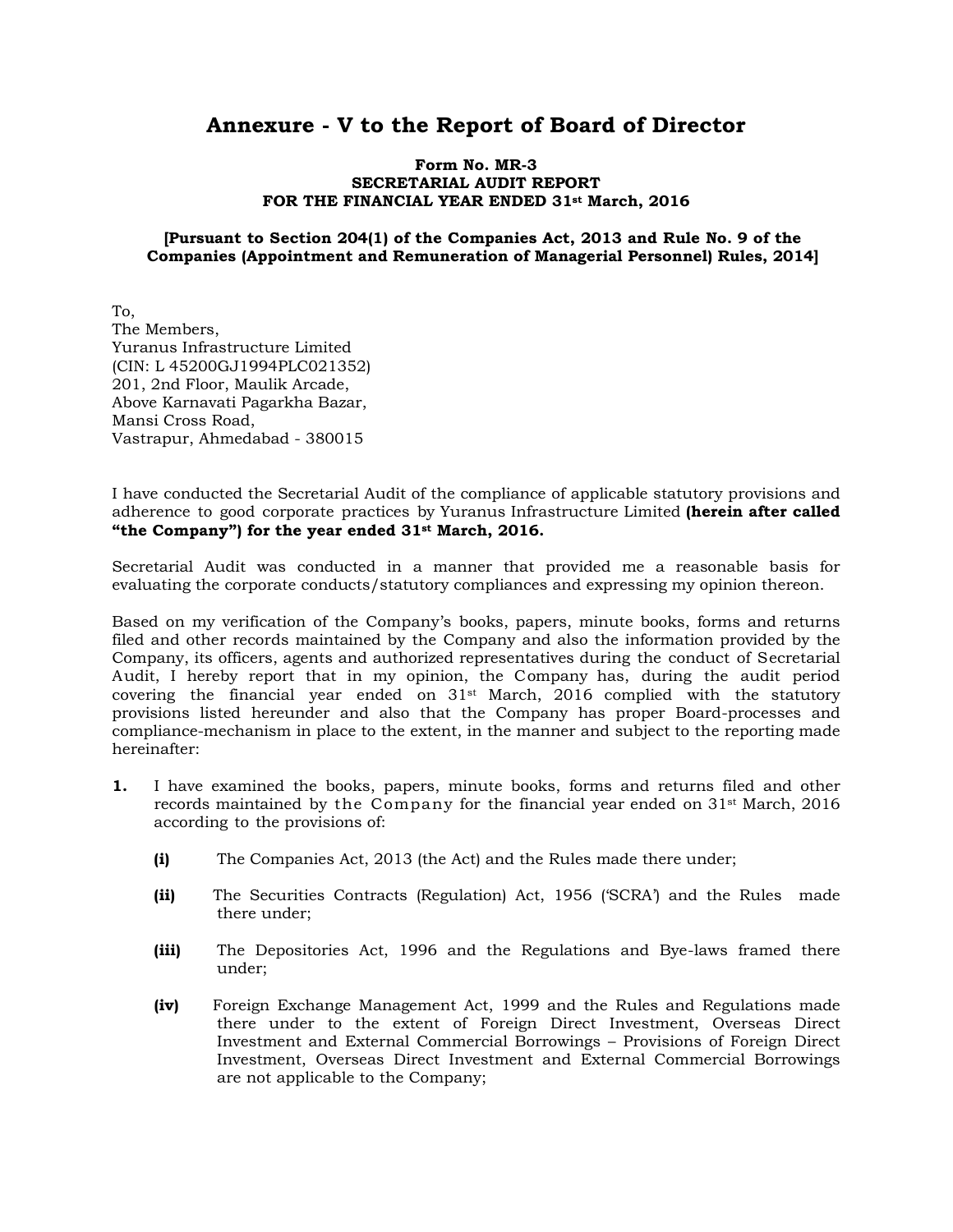# Annexure - V to the Report of Board of Director

**Form No. MR-3**
**SECRETARIAL AUDIT REPORT**
**FOR THE FINANCIAL YEAR ENDED 31st March, 2016**

**[Pursuant to Section 204(1) of the Companies Act, 2013 and Rule No. 9 of the Companies (Appointment and Remuneration of Managerial Personnel) Rules, 2014]**

To,
The Members,
Yuranus Infrastructure Limited
(CIN: L 45200GJ1994PLC021352)
201, 2nd Floor, Maulik Arcade,
Above Karnavati Pagarkha Bazar,
Mansi Cross Road,
Vastrapur, Ahmedabad - 380015

I have conducted the Secretarial Audit of the compliance of applicable statutory provisions and adherence to good corporate practices by Yuranus Infrastructure Limited **(herein after called "the Company") for the year ended 31st March, 2016.**

Secretarial Audit was conducted in a manner that provided me a reasonable basis for evaluating the corporate conducts/statutory compliances and expressing my opinion thereon.

Based on my verification of the Company's books, papers, minute books, forms and returns filed and other records maintained by the Company and also the information provided by the Company, its officers, agents and authorized representatives during the conduct of Secretarial Audit, I hereby report that in my opinion, the Company has, during the audit period covering the financial year ended on 31st March, 2016 complied with the statutory provisions listed hereunder and also that the Company has proper Board-processes and compliance-mechanism in place to the extent, in the manner and subject to the reporting made hereinafter:

**1.** I have examined the books, papers, minute books, forms and returns filed and other records maintained by the Company for the financial year ended on 31st March, 2016 according to the provisions of:

- **(i)** The Companies Act, 2013 (the Act) and the Rules made there under;
- **(ii)** The Securities Contracts (Regulation) Act, 1956 ('SCRA') and the Rules made there under;
- **(iii)** The Depositories Act, 1996 and the Regulations and Bye-laws framed there under;
- **(iv)** Foreign Exchange Management Act, 1999 and the Rules and Regulations made there under to the extent of Foreign Direct Investment, Overseas Direct Investment and External Commercial Borrowings – Provisions of Foreign Direct Investment, Overseas Direct Investment and External Commercial Borrowings are not applicable to the Company;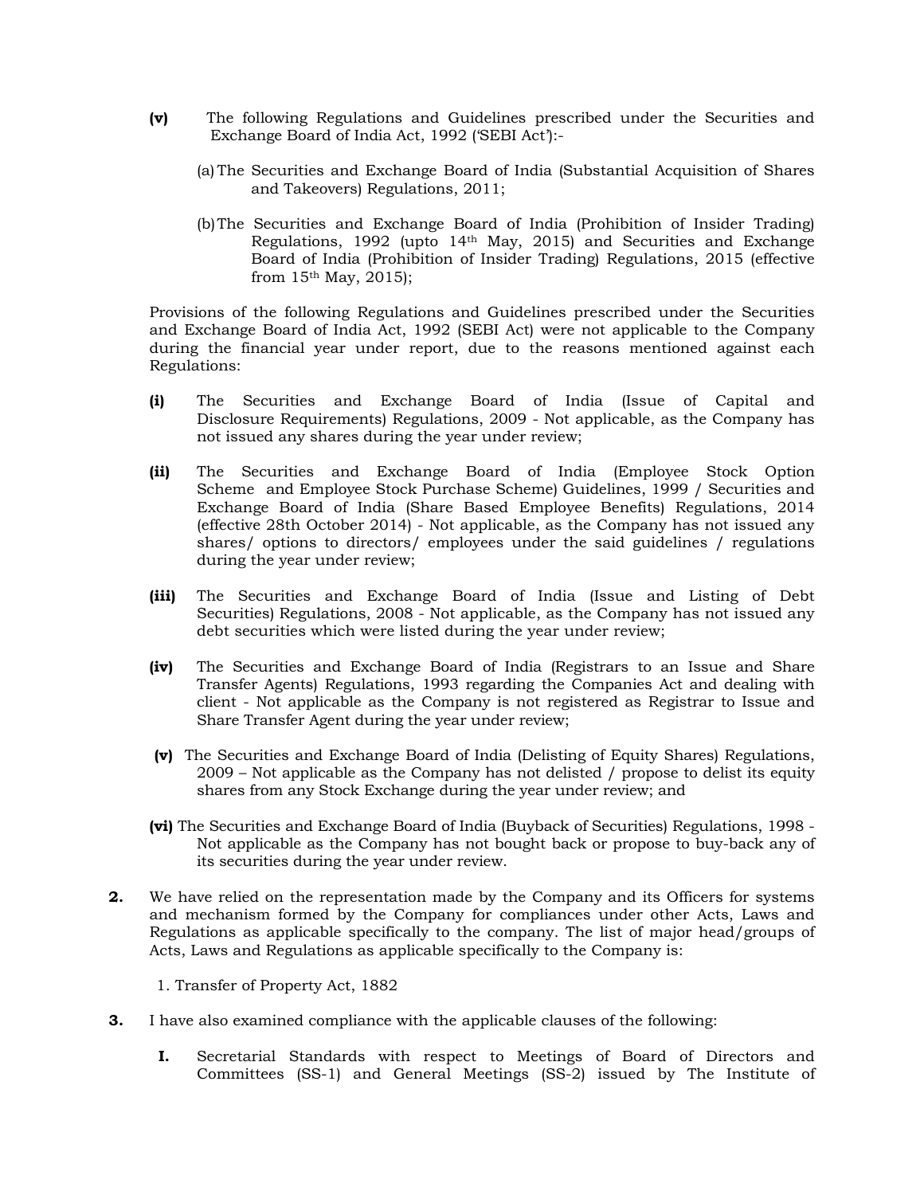**(v)** The following Regulations and Guidelines prescribed under the Securities and Exchange Board of India Act, 1992 ('SEBI Act'):-

(a) The Securities and Exchange Board of India (Substantial Acquisition of Shares and Takeovers) Regulations, 2011;

(b) The Securities and Exchange Board of India (Prohibition of Insider Trading) Regulations, 1992 (upto 14th May, 2015) and Securities and Exchange Board of India (Prohibition of Insider Trading) Regulations, 2015 (effective from 15th May, 2015);

Provisions of the following Regulations and Guidelines prescribed under the Securities and Exchange Board of India Act, 1992 (SEBI Act) were not applicable to the Company during the financial year under report, due to the reasons mentioned against each Regulations:

**(i)** The Securities and Exchange Board of India (Issue of Capital and Disclosure Requirements) Regulations, 2009 - Not applicable, as the Company has not issued any shares during the year under review;

**(ii)** The Securities and Exchange Board of India (Employee Stock Option Scheme and Employee Stock Purchase Scheme) Guidelines, 1999 / Securities and Exchange Board of India (Share Based Employee Benefits) Regulations, 2014 (effective 28th October 2014) - Not applicable, as the Company has not issued any shares/ options to directors/ employees under the said guidelines / regulations during the year under review;

**(iii)** The Securities and Exchange Board of India (Issue and Listing of Debt Securities) Regulations, 2008 - Not applicable, as the Company has not issued any debt securities which were listed during the year under review;

**(iv)** The Securities and Exchange Board of India (Registrars to an Issue and Share Transfer Agents) Regulations, 1993 regarding the Companies Act and dealing with client - Not applicable as the Company is not registered as Registrar to Issue and Share Transfer Agent during the year under review;

**(v)** The Securities and Exchange Board of India (Delisting of Equity Shares) Regulations, 2009 – Not applicable as the Company has not delisted / propose to delist its equity shares from any Stock Exchange during the year under review; and

**(vi)** The Securities and Exchange Board of India (Buyback of Securities) Regulations, 1998 - Not applicable as the Company has not bought back or propose to buy-back any of its securities during the year under review.

**2.** We have relied on the representation made by the Company and its Officers for systems and mechanism formed by the Company for compliances under other Acts, Laws and Regulations as applicable specifically to the company. The list of major head/groups of Acts, Laws and Regulations as applicable specifically to the Company is:

1. Transfer of Property Act, 1882

**3.** I have also examined compliance with the applicable clauses of the following:

**I.** Secretarial Standards with respect to Meetings of Board of Directors and Committees (SS-1) and General Meetings (SS-2) issued by The Institute of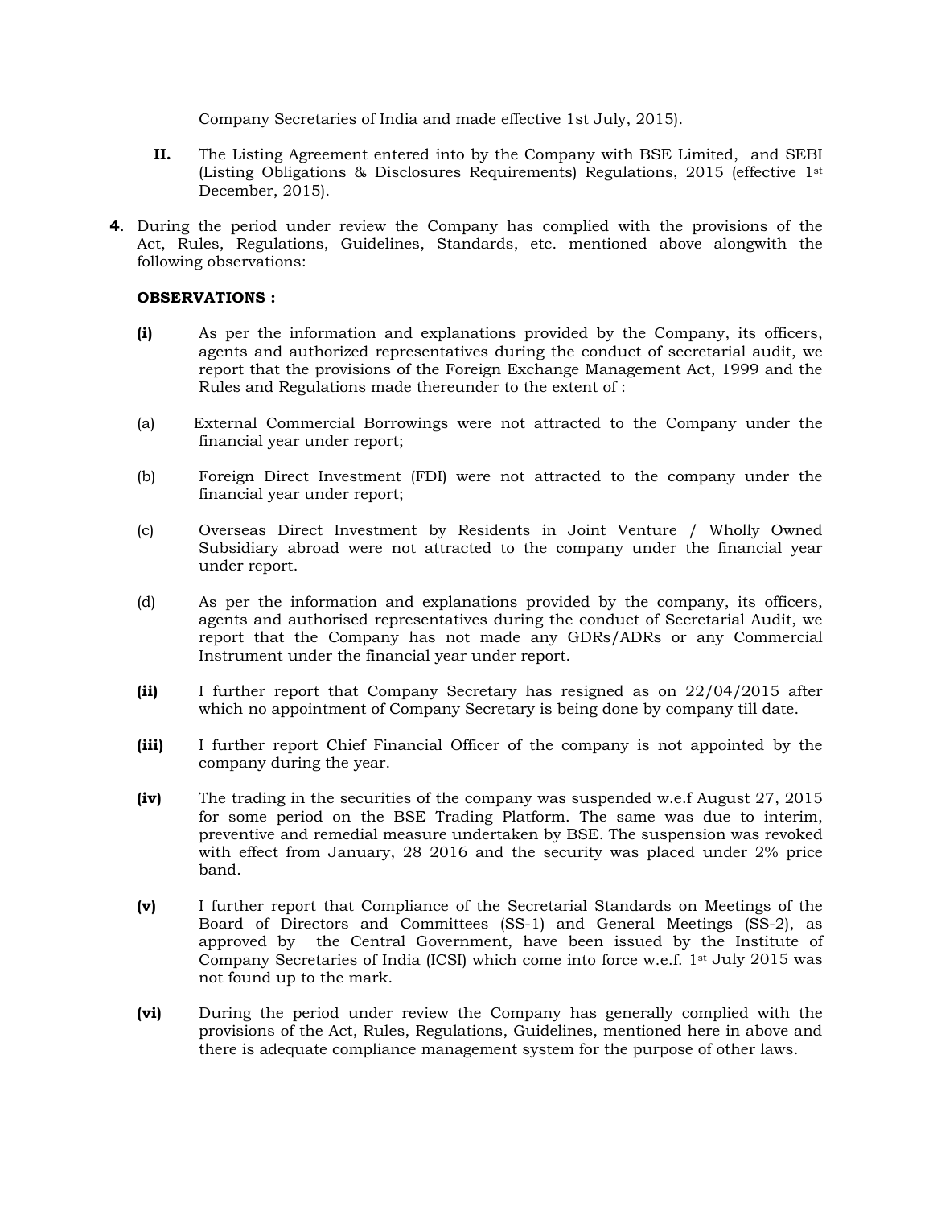Company Secretaries of India and made effective 1st July, 2015).

**II.** The Listing Agreement entered into by the Company with BSE Limited, and SEBI (Listing Obligations & Disclosures Requirements) Regulations, 2015 (effective 1st December, 2015).

**4**. During the period under review the Company has complied with the provisions of the Act, Rules, Regulations, Guidelines, Standards, etc. mentioned above alongwith the following observations:

**OBSERVATIONS :**

**(i)** As per the information and explanations provided by the Company, its officers, agents and authorized representatives during the conduct of secretarial audit, we report that the provisions of the Foreign Exchange Management Act, 1999 and the Rules and Regulations made thereunder to the extent of :

(a) External Commercial Borrowings were not attracted to the Company under the financial year under report;

(b) Foreign Direct Investment (FDI) were not attracted to the company under the financial year under report;

(c) Overseas Direct Investment by Residents in Joint Venture / Wholly Owned Subsidiary abroad were not attracted to the company under the financial year under report.

(d) As per the information and explanations provided by the company, its officers, agents and authorised representatives during the conduct of Secretarial Audit, we report that the Company has not made any GDRs/ADRs or any Commercial Instrument under the financial year under report.

**(ii)** I further report that Company Secretary has resigned as on 22/04/2015 after which no appointment of Company Secretary is being done by company till date.

**(iii)** I further report Chief Financial Officer of the company is not appointed by the company during the year.

**(iv)** The trading in the securities of the company was suspended w.e.f August 27, 2015 for some period on the BSE Trading Platform. The same was due to interim, preventive and remedial measure undertaken by BSE. The suspension was revoked with effect from January, 28 2016 and the security was placed under 2% price band.

**(v)** I further report that Compliance of the Secretarial Standards on Meetings of the Board of Directors and Committees (SS-1) and General Meetings (SS-2), as approved by the Central Government, have been issued by the Institute of Company Secretaries of India (ICSI) which come into force w.e.f. 1st July 2015 was not found up to the mark.

**(vi)** During the period under review the Company has generally complied with the provisions of the Act, Rules, Regulations, Guidelines, mentioned here in above and there is adequate compliance management system for the purpose of other laws.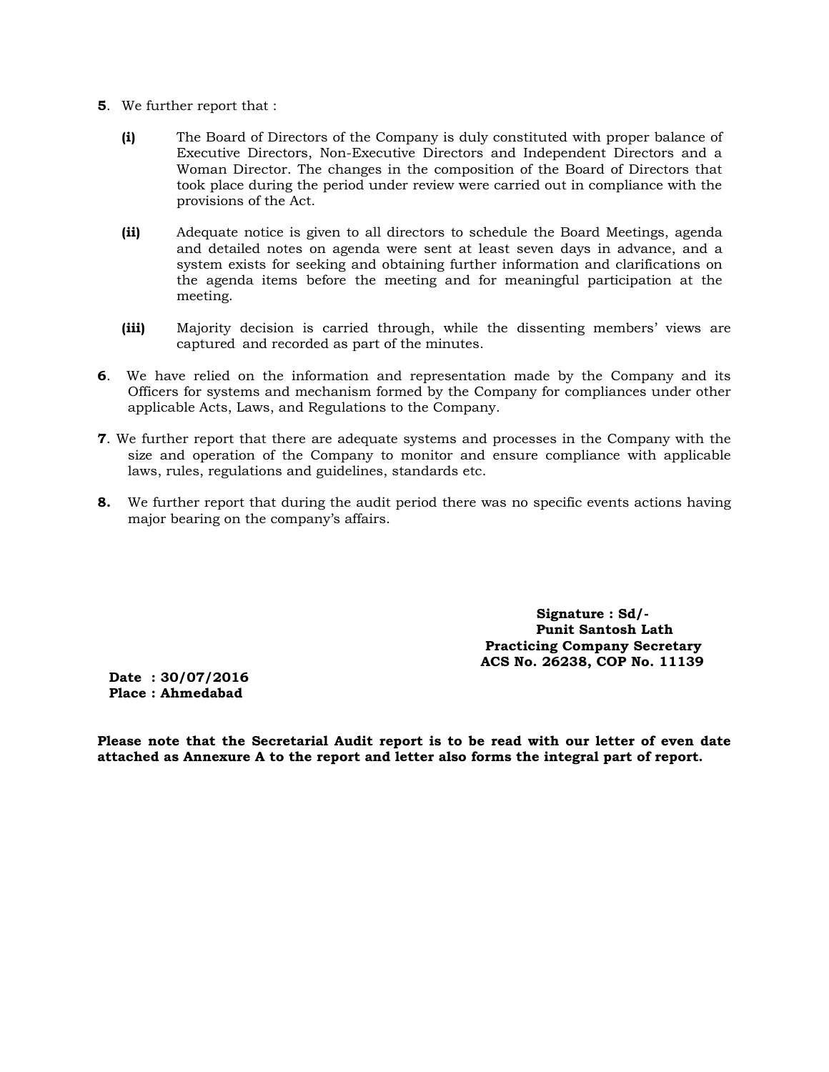**5**. We further report that :

**(i)** The Board of Directors of the Company is duly constituted with proper balance of Executive Directors, Non-Executive Directors and Independent Directors and a Woman Director. The changes in the composition of the Board of Directors that took place during the period under review were carried out in compliance with the provisions of the Act.

**(ii)** Adequate notice is given to all directors to schedule the Board Meetings, agenda and detailed notes on agenda were sent at least seven days in advance, and a system exists for seeking and obtaining further information and clarifications on the agenda items before the meeting and for meaningful participation at the meeting.

**(iii)** Majority decision is carried through, while the dissenting members' views are captured and recorded as part of the minutes.

**6**. We have relied on the information and representation made by the Company and its Officers for systems and mechanism formed by the Company for compliances under other applicable Acts, Laws, and Regulations to the Company.

**7**. We further report that there are adequate systems and processes in the Company with the size and operation of the Company to monitor and ensure compliance with applicable laws, rules, regulations and guidelines, standards etc.

**8.** We further report that during the audit period there was no specific events actions having major bearing on the company's affairs.

**Signature : Sd/-**
**Punit Santosh Lath**
**Practicing Company Secretary**
**ACS No. 26238, COP No. 11139**

**Date : 30/07/2016**
**Place : Ahmedabad**

**Please note that the Secretarial Audit report is to be read with our letter of even date attached as Annexure A to the report and letter also forms the integral part of report.**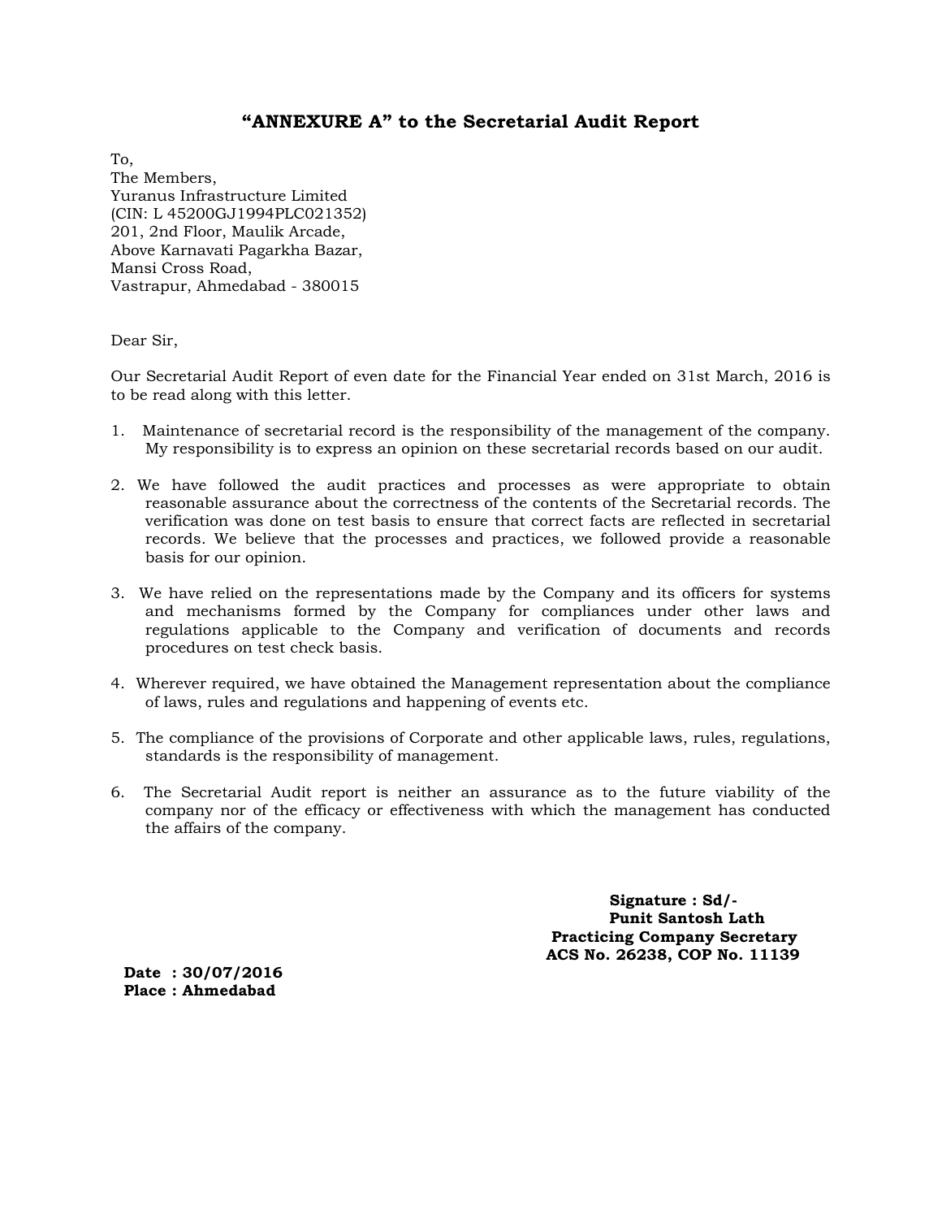## "ANNEXURE A" to the Secretarial Audit Report

To,
The Members,
Yuranus Infrastructure Limited
(CIN: L 45200GJ1994PLC021352)
201, 2nd Floor, Maulik Arcade,
Above Karnavati Pagarkha Bazar,
Mansi Cross Road,
Vastrapur, Ahmedabad - 380015

Dear Sir,

Our Secretarial Audit Report of even date for the Financial Year ended on 31st March, 2016 is to be read along with this letter.

1. Maintenance of secretarial record is the responsibility of the management of the company. My responsibility is to express an opinion on these secretarial records based on our audit.

2. We have followed the audit practices and processes as were appropriate to obtain reasonable assurance about the correctness of the contents of the Secretarial records. The verification was done on test basis to ensure that correct facts are reflected in secretarial records. We believe that the processes and practices, we followed provide a reasonable basis for our opinion.

3. We have relied on the representations made by the Company and its officers for systems and mechanisms formed by the Company for compliances under other laws and regulations applicable to the Company and verification of documents and records procedures on test check basis.

4. Wherever required, we have obtained the Management representation about the compliance of laws, rules and regulations and happening of events etc.

5. The compliance of the provisions of Corporate and other applicable laws, rules, regulations, standards is the responsibility of management.

6. The Secretarial Audit report is neither an assurance as to the future viability of the company nor of the efficacy or effectiveness with which the management has conducted the affairs of the company.

**Signature : Sd/-**
**Punit Santosh Lath**
**Practicing Company Secretary**
**ACS No. 26238, COP No. 11139**

**Date : 30/07/2016**
**Place : Ahmedabad**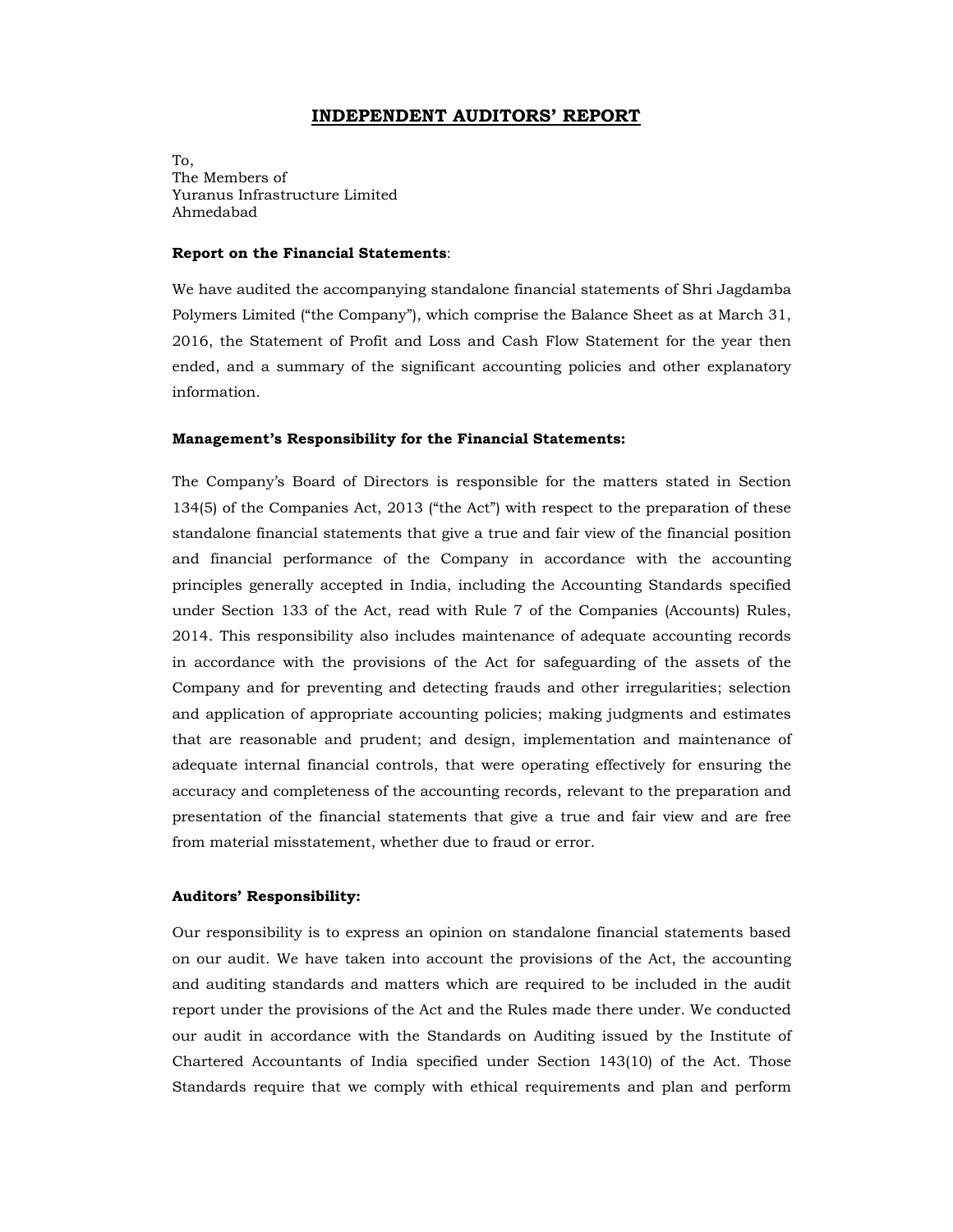# INDEPENDENT AUDITORS' REPORT

To,
The Members of
Yuranus Infrastructure Limited
Ahmedabad

**Report on the Financial Statements**:

We have audited the accompanying standalone financial statements of Shri Jagdamba Polymers Limited ("the Company"), which comprise the Balance Sheet as at March 31, 2016, the Statement of Profit and Loss and Cash Flow Statement for the year then ended, and a summary of the significant accounting policies and other explanatory information.

**Management's Responsibility for the Financial Statements:**

The Company's Board of Directors is responsible for the matters stated in Section 134(5) of the Companies Act, 2013 ("the Act") with respect to the preparation of these standalone financial statements that give a true and fair view of the financial position and financial performance of the Company in accordance with the accounting principles generally accepted in India, including the Accounting Standards specified under Section 133 of the Act, read with Rule 7 of the Companies (Accounts) Rules, 2014. This responsibility also includes maintenance of adequate accounting records in accordance with the provisions of the Act for safeguarding of the assets of the Company and for preventing and detecting frauds and other irregularities; selection and application of appropriate accounting policies; making judgments and estimates that are reasonable and prudent; and design, implementation and maintenance of adequate internal financial controls, that were operating effectively for ensuring the accuracy and completeness of the accounting records, relevant to the preparation and presentation of the financial statements that give a true and fair view and are free from material misstatement, whether due to fraud or error.

**Auditors' Responsibility:**

Our responsibility is to express an opinion on standalone financial statements based on our audit. We have taken into account the provisions of the Act, the accounting and auditing standards and matters which are required to be included in the audit report under the provisions of the Act and the Rules made there under. We conducted our audit in accordance with the Standards on Auditing issued by the Institute of Chartered Accountants of India specified under Section 143(10) of the Act. Those Standards require that we comply with ethical requirements and plan and perform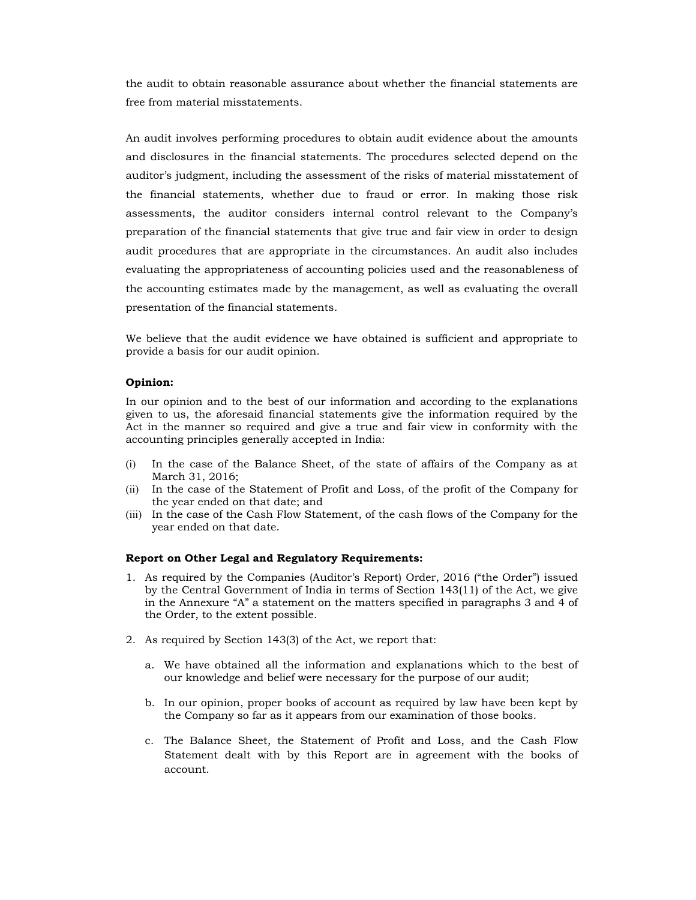the audit to obtain reasonable assurance about whether the financial statements are free from material misstatements.

An audit involves performing procedures to obtain audit evidence about the amounts and disclosures in the financial statements. The procedures selected depend on the auditor's judgment, including the assessment of the risks of material misstatement of the financial statements, whether due to fraud or error. In making those risk assessments, the auditor considers internal control relevant to the Company's preparation of the financial statements that give true and fair view in order to design audit procedures that are appropriate in the circumstances. An audit also includes evaluating the appropriateness of accounting policies used and the reasonableness of the accounting estimates made by the management, as well as evaluating the overall presentation of the financial statements.

We believe that the audit evidence we have obtained is sufficient and appropriate to provide a basis for our audit opinion.

**Opinion:**

In our opinion and to the best of our information and according to the explanations given to us, the aforesaid financial statements give the information required by the Act in the manner so required and give a true and fair view in conformity with the accounting principles generally accepted in India:

(i) In the case of the Balance Sheet, of the state of affairs of the Company as at March 31, 2016;
(ii) In the case of the Statement of Profit and Loss, of the profit of the Company for the year ended on that date; and
(iii) In the case of the Cash Flow Statement, of the cash flows of the Company for the year ended on that date.

**Report on Other Legal and Regulatory Requirements:**

1. As required by the Companies (Auditor's Report) Order, 2016 ("the Order") issued by the Central Government of India in terms of Section 143(11) of the Act, we give in the Annexure "A" a statement on the matters specified in paragraphs 3 and 4 of the Order, to the extent possible.

2. As required by Section 143(3) of the Act, we report that:

    a. We have obtained all the information and explanations which to the best of our knowledge and belief were necessary for the purpose of our audit;

    b. In our opinion, proper books of account as required by law have been kept by the Company so far as it appears from our examination of those books.

    c. The Balance Sheet, the Statement of Profit and Loss, and the Cash Flow Statement dealt with by this Report are in agreement with the books of account.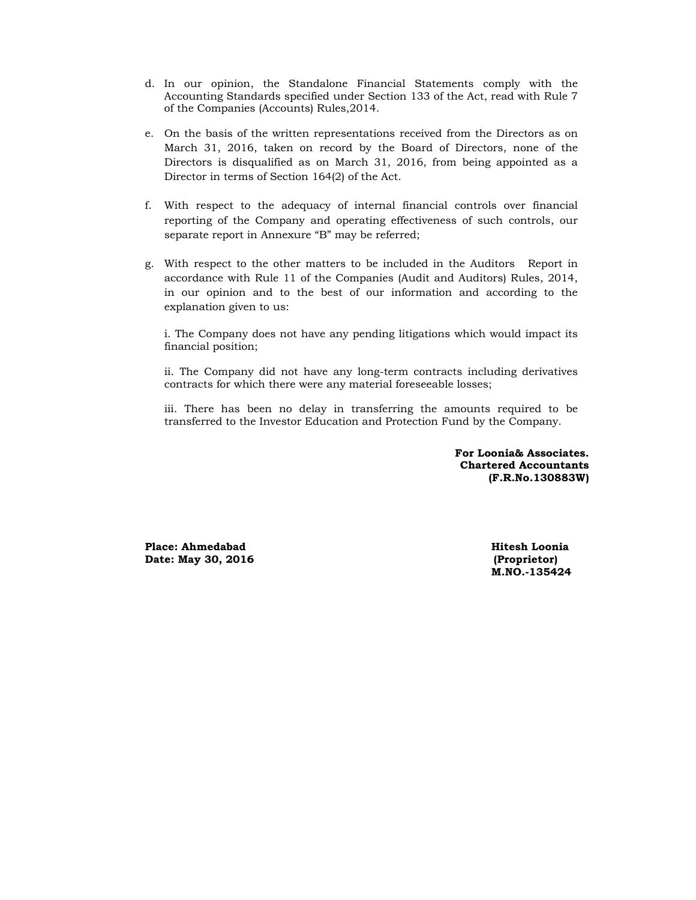d. In our opinion, the Standalone Financial Statements comply with the Accounting Standards specified under Section 133 of the Act, read with Rule 7 of the Companies (Accounts) Rules,2014.

e. On the basis of the written representations received from the Directors as on March 31, 2016, taken on record by the Board of Directors, none of the Directors is disqualified as on March 31, 2016, from being appointed as a Director in terms of Section 164(2) of the Act.

f. With respect to the adequacy of internal financial controls over financial reporting of the Company and operating effectiveness of such controls, our separate report in Annexure "B" may be referred;

g. With respect to the other matters to be included in the Auditors Report in accordance with Rule 11 of the Companies (Audit and Auditors) Rules, 2014, in our opinion and to the best of our information and according to the explanation given to us:

   i. The Company does not have any pending litigations which would impact its financial position;

   ii. The Company did not have any long-term contracts including derivatives contracts for which there were any material foreseeable losses;

   iii. There has been no delay in transferring the amounts required to be transferred to the Investor Education and Protection Fund by the Company.

**For Loonia& Associates.**
**Chartered Accountants**
**(F.R.No.130883W)**

**Place: Ahmedabad**
**Date: May 30, 2016**

**Hitesh Loonia**
**(Proprietor)**
**M.NO.-135424**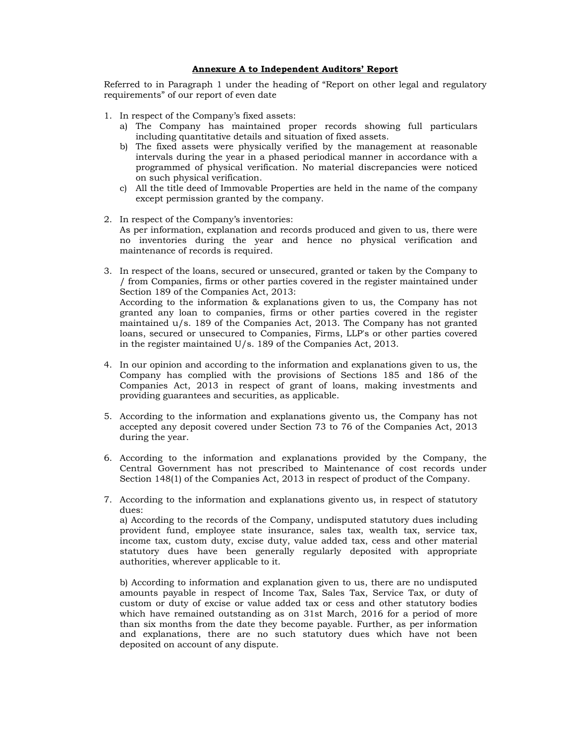**Annexure A to Independent Auditors' Report**

Referred to in Paragraph 1 under the heading of "Report on other legal and regulatory requirements" of our report of even date

1. In respect of the Company's fixed assets:
   a) The Company has maintained proper records showing full particulars including quantitative details and situation of fixed assets.
   b) The fixed assets were physically verified by the management at reasonable intervals during the year in a phased periodical manner in accordance with a programmed of physical verification. No material discrepancies were noticed on such physical verification.
   c) All the title deed of Immovable Properties are held in the name of the company except permission granted by the company.

2. In respect of the Company's inventories:
   As per information, explanation and records produced and given to us, there were no inventories during the year and hence no physical verification and maintenance of records is required.

3. In respect of the loans, secured or unsecured, granted or taken by the Company to / from Companies, firms or other parties covered in the register maintained under Section 189 of the Companies Act, 2013:
   According to the information & explanations given to us, the Company has not granted any loan to companies, firms or other parties covered in the register maintained u/s. 189 of the Companies Act, 2013. The Company has not granted loans, secured or unsecured to Companies, Firms, LLP's or other parties covered in the register maintained U/s. 189 of the Companies Act, 2013.

4. In our opinion and according to the information and explanations given to us, the Company has complied with the provisions of Sections 185 and 186 of the Companies Act, 2013 in respect of grant of loans, making investments and providing guarantees and securities, as applicable.

5. According to the information and explanations givento us, the Company has not accepted any deposit covered under Section 73 to 76 of the Companies Act, 2013 during the year.

6. According to the information and explanations provided by the Company, the Central Government has not prescribed to Maintenance of cost records under Section 148(1) of the Companies Act, 2013 in respect of product of the Company.

7. According to the information and explanations givento us, in respect of statutory dues:
   a) According to the records of the Company, undisputed statutory dues including provident fund, employee state insurance, sales tax, wealth tax, service tax, income tax, custom duty, excise duty, value added tax, cess and other material statutory dues have been generally regularly deposited with appropriate authorities, wherever applicable to it.

   b) According to information and explanation given to us, there are no undisputed amounts payable in respect of Income Tax, Sales Tax, Service Tax, or duty of custom or duty of excise or value added tax or cess and other statutory bodies which have remained outstanding as on 31st March, 2016 for a period of more than six months from the date they become payable. Further, as per information and explanations, there are no such statutory dues which have not been deposited on account of any dispute.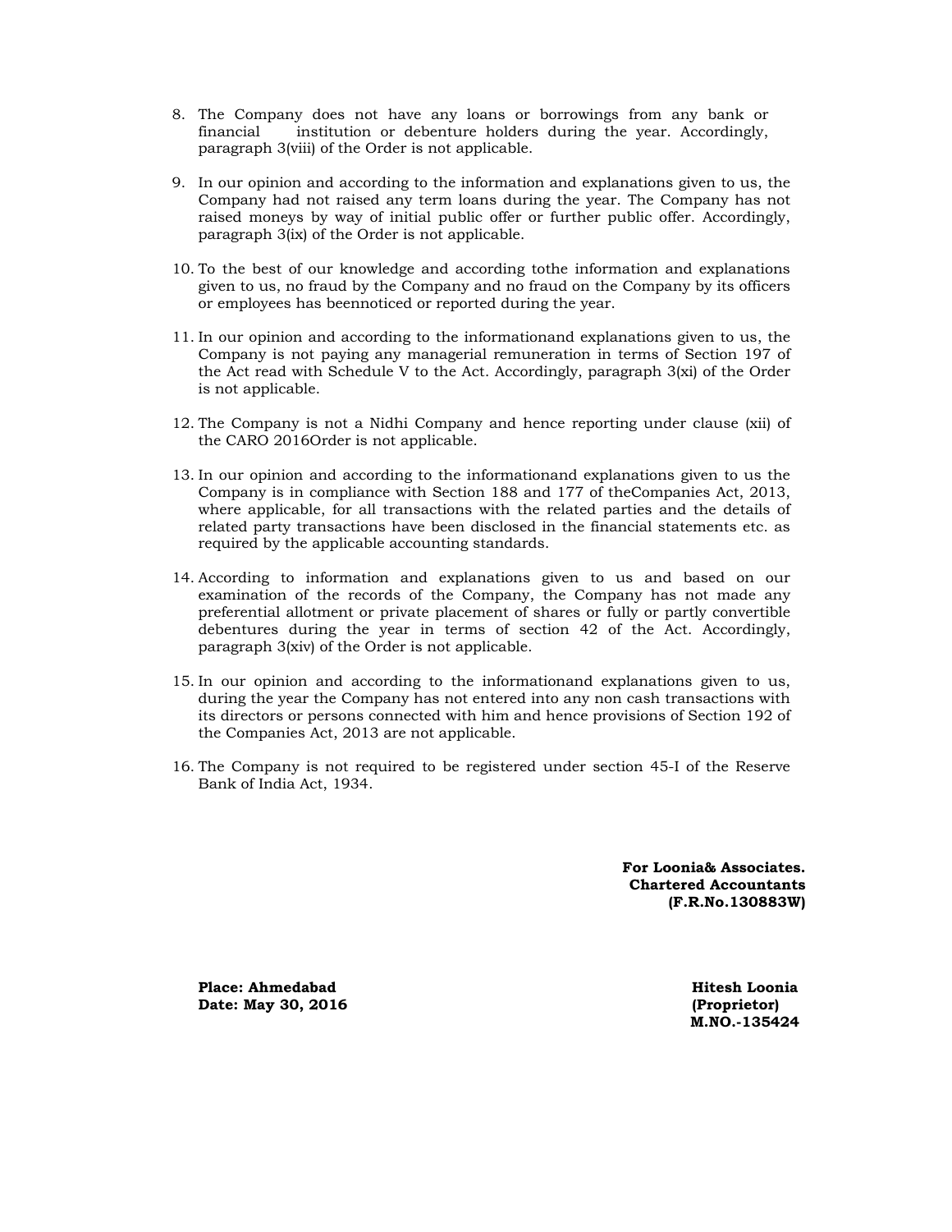8. The Company does not have any loans or borrowings from any bank or financial institution or debenture holders during the year. Accordingly, paragraph 3(viii) of the Order is not applicable.

9. In our opinion and according to the information and explanations given to us, the Company had not raised any term loans during the year. The Company has not raised moneys by way of initial public offer or further public offer. Accordingly, paragraph 3(ix) of the Order is not applicable.

10. To the best of our knowledge and according tothe information and explanations given to us, no fraud by the Company and no fraud on the Company by its officers or employees has beennoticed or reported during the year.

11. In our opinion and according to the informationand explanations given to us, the Company is not paying any managerial remuneration in terms of Section 197 of the Act read with Schedule V to the Act. Accordingly, paragraph 3(xi) of the Order is not applicable.

12. The Company is not a Nidhi Company and hence reporting under clause (xii) of the CARO 2016Order is not applicable.

13. In our opinion and according to the informationand explanations given to us the Company is in compliance with Section 188 and 177 of theCompanies Act, 2013, where applicable, for all transactions with the related parties and the details of related party transactions have been disclosed in the financial statements etc. as required by the applicable accounting standards.

14. According to information and explanations given to us and based on our examination of the records of the Company, the Company has not made any preferential allotment or private placement of shares or fully or partly convertible debentures during the year in terms of section 42 of the Act. Accordingly, paragraph 3(xiv) of the Order is not applicable.

15. In our opinion and according to the informationand explanations given to us, during the year the Company has not entered into any non cash transactions with its directors or persons connected with him and hence provisions of Section 192 of the Companies Act, 2013 are not applicable.

16. The Company is not required to be registered under section 45-I of the Reserve Bank of India Act, 1934.

**For Loonia& Associates.**
**Chartered Accountants**
**(F.R.No.130883W)**

**Place: Ahmedabad**
**Date: May 30, 2016**

**Hitesh Loonia**
**(Proprietor)**
**M.NO.-135424**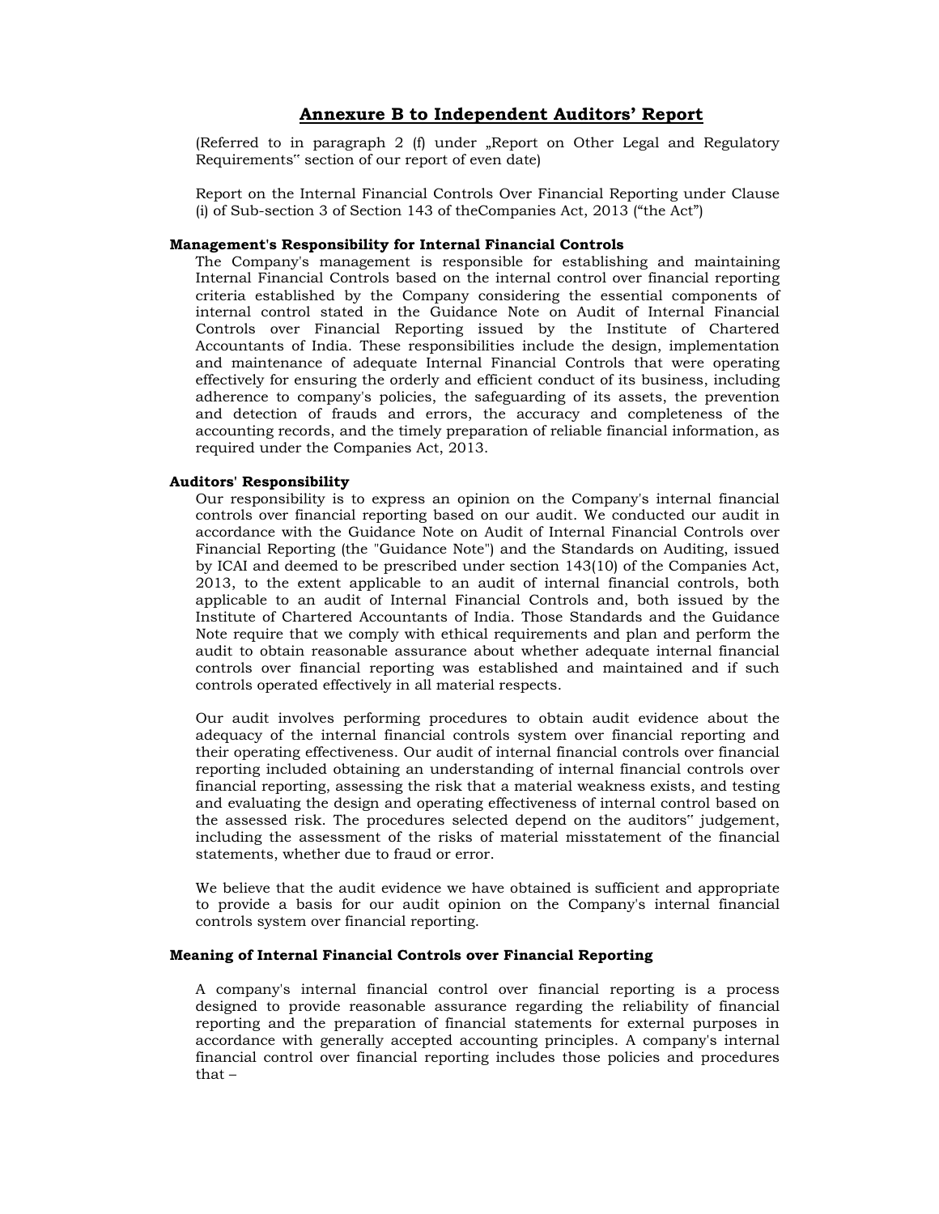## Annexure B to Independent Auditors' Report

(Referred to in paragraph 2 (f) under „Report on Other Legal and Regulatory Requirements" section of our report of even date)

Report on the Internal Financial Controls Over Financial Reporting under Clause (i) of Sub-section 3 of Section 143 of theCompanies Act, 2013 ("the Act")

**Management's Responsibility for Internal Financial Controls**

The Company's management is responsible for establishing and maintaining Internal Financial Controls based on the internal control over financial reporting criteria established by the Company considering the essential components of internal control stated in the Guidance Note on Audit of Internal Financial Controls over Financial Reporting issued by the Institute of Chartered Accountants of India. These responsibilities include the design, implementation and maintenance of adequate Internal Financial Controls that were operating effectively for ensuring the orderly and efficient conduct of its business, including adherence to company's policies, the safeguarding of its assets, the prevention and detection of frauds and errors, the accuracy and completeness of the accounting records, and the timely preparation of reliable financial information, as required under the Companies Act, 2013.

**Auditors' Responsibility**

Our responsibility is to express an opinion on the Company's internal financial controls over financial reporting based on our audit. We conducted our audit in accordance with the Guidance Note on Audit of Internal Financial Controls over Financial Reporting (the "Guidance Note") and the Standards on Auditing, issued by ICAI and deemed to be prescribed under section 143(10) of the Companies Act, 2013, to the extent applicable to an audit of internal financial controls, both applicable to an audit of Internal Financial Controls and, both issued by the Institute of Chartered Accountants of India. Those Standards and the Guidance Note require that we comply with ethical requirements and plan and perform the audit to obtain reasonable assurance about whether adequate internal financial controls over financial reporting was established and maintained and if such controls operated effectively in all material respects.

Our audit involves performing procedures to obtain audit evidence about the adequacy of the internal financial controls system over financial reporting and their operating effectiveness. Our audit of internal financial controls over financial reporting included obtaining an understanding of internal financial controls over financial reporting, assessing the risk that a material weakness exists, and testing and evaluating the design and operating effectiveness of internal control based on the assessed risk. The procedures selected depend on the auditors" judgement, including the assessment of the risks of material misstatement of the financial statements, whether due to fraud or error.

We believe that the audit evidence we have obtained is sufficient and appropriate to provide a basis for our audit opinion on the Company's internal financial controls system over financial reporting.

**Meaning of Internal Financial Controls over Financial Reporting**

A company's internal financial control over financial reporting is a process designed to provide reasonable assurance regarding the reliability of financial reporting and the preparation of financial statements for external purposes in accordance with generally accepted accounting principles. A company's internal financial control over financial reporting includes those policies and procedures that –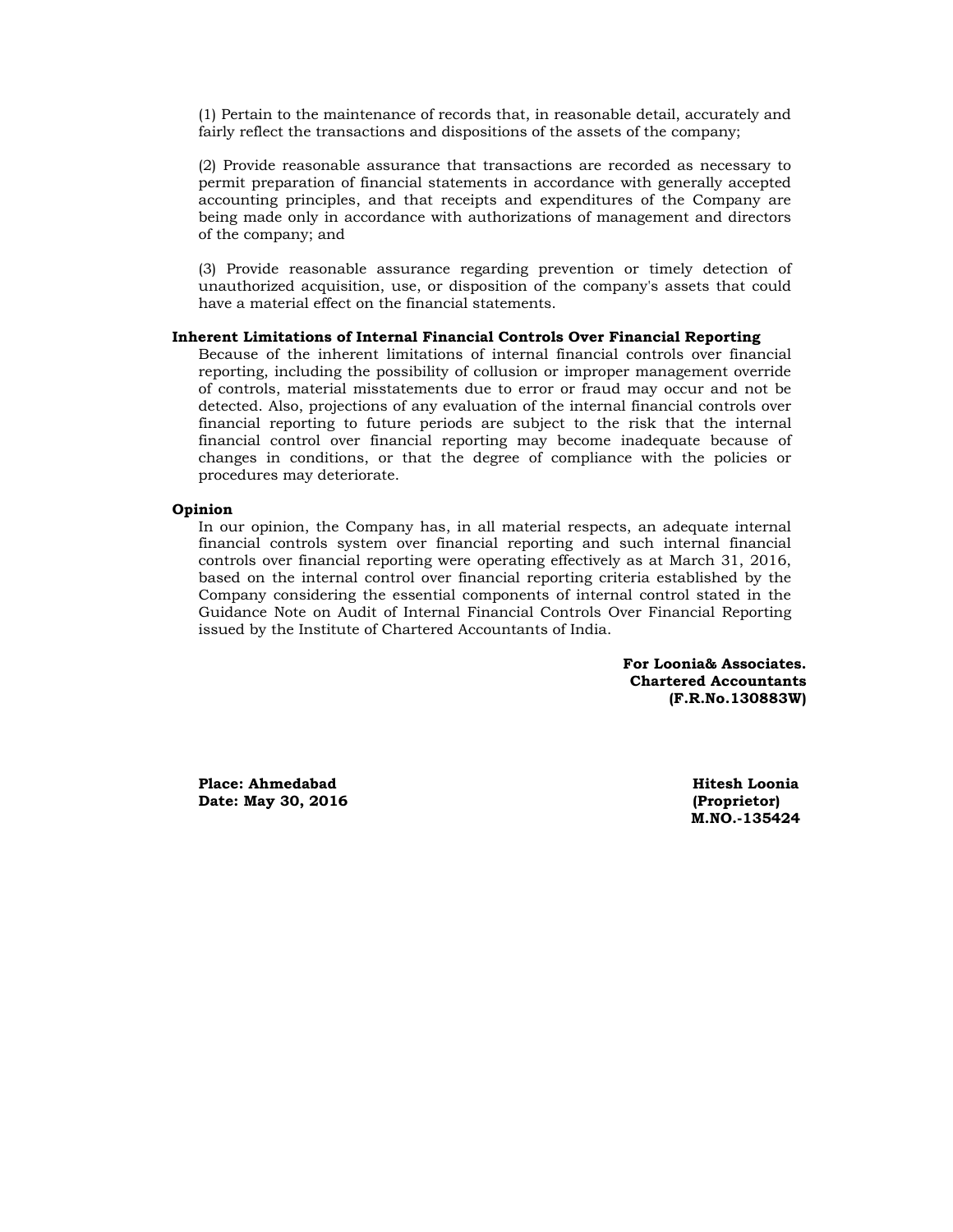(1) Pertain to the maintenance of records that, in reasonable detail, accurately and fairly reflect the transactions and dispositions of the assets of the company;

(2) Provide reasonable assurance that transactions are recorded as necessary to permit preparation of financial statements in accordance with generally accepted accounting principles, and that receipts and expenditures of the Company are being made only in accordance with authorizations of management and directors of the company; and

(3) Provide reasonable assurance regarding prevention or timely detection of unauthorized acquisition, use, or disposition of the company's assets that could have a material effect on the financial statements.

**Inherent Limitations of Internal Financial Controls Over Financial Reporting**

Because of the inherent limitations of internal financial controls over financial reporting, including the possibility of collusion or improper management override of controls, material misstatements due to error or fraud may occur and not be detected. Also, projections of any evaluation of the internal financial controls over financial reporting to future periods are subject to the risk that the internal financial control over financial reporting may become inadequate because of changes in conditions, or that the degree of compliance with the policies or procedures may deteriorate.

**Opinion**

In our opinion, the Company has, in all material respects, an adequate internal financial controls system over financial reporting and such internal financial controls over financial reporting were operating effectively as at March 31, 2016, based on the internal control over financial reporting criteria established by the Company considering the essential components of internal control stated in the Guidance Note on Audit of Internal Financial Controls Over Financial Reporting issued by the Institute of Chartered Accountants of India.

**For Loonia& Associates.**
**Chartered Accountants**
**(F.R.No.130883W)**

**Place: Ahmedabad**
**Date: May 30, 2016**

**Hitesh Loonia**
**(Proprietor)**
**M.NO.-135424**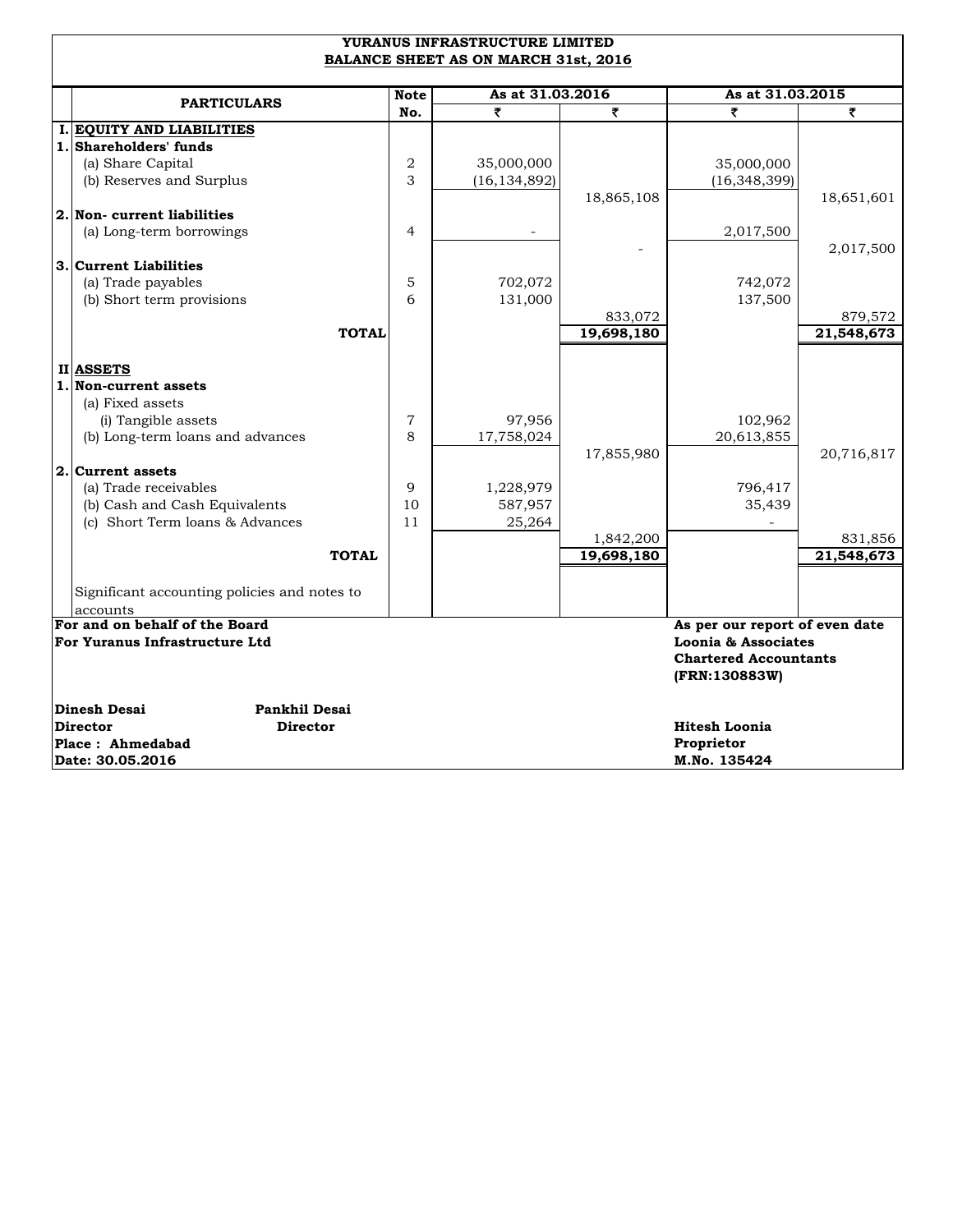# YURANUS INFRASTRUCTURE LIMITED

## BALANCE SHEET AS ON MARCH 31st, 2016

| | PARTICULARS | Note No. | As at 31.03.2016 | | As at 31.03.2015 | |
|---|---|---|---|---|---|---|
| | | | ₹ | ₹ | ₹ | ₹ |
| **I.** | **EQUITY AND LIABILITIES** | | | | | |
| **1.** | **Shareholders' funds** | | | | | |
| | (a) Share Capital | 2 | 35,000,000 | | 35,000,000 | |
| | (b) Reserves and Surplus | 3 | (16,134,892) | | (16,348,399) | |
| | | | | 18,865,108 | | 18,651,601 |
| **2.** | **Non- current liabilities** | | | | | |
| | (a) Long-term borrowings | 4 | - | | 2,017,500 | |
| | | | | - | | 2,017,500 |
| **3.** | **Current Liabilities** | | | | | |
| | (a) Trade payables | 5 | 702,072 | | 742,072 | |
| | (b) Short term provisions | 6 | 131,000 | | 137,500 | |
| | | | | 833,072 | | 879,572 |
| | **TOTAL** | | | **19,698,180** | | **21,548,673** |
| **II** | **ASSETS** | | | | | |
| **1.** | **Non-current assets** | | | | | |
| | (a) Fixed assets | | | | | |
| | (i) Tangible assets | 7 | 97,956 | | 102,962 | |
| | (b) Long-term loans and advances | 8 | 17,758,024 | | 20,613,855 | |
| | | | | 17,855,980 | | 20,716,817 |
| **2.** | **Current assets** | | | | | |
| | (a) Trade receivables | 9 | 1,228,979 | | 796,417 | |
| | (b) Cash and Cash Equivalents | 10 | 587,957 | | 35,439 | |
| | (c) Short Term loans & Advances | 11 | 25,264 | | - | |
| | | | | 1,842,200 | | 831,856 |
| | **TOTAL** | | | **19,698,180** | | **21,548,673** |
| | Significant accounting policies and notes to accounts | | | | | |

**For and on behalf of the Board**
**For Yuranus Infrastructure Ltd**

**Dinesh Desai** — **Director**
**Pankhil Desai** — **Director**

**Place : Ahmedabad**
**Date: 30.05.2016**

**As per our report of even date**
**Loonia & Associates**
**Chartered Accountants**
**(FRN:130883W)**

**Hitesh Loonia**
**Proprietor**
**M.No. 135424**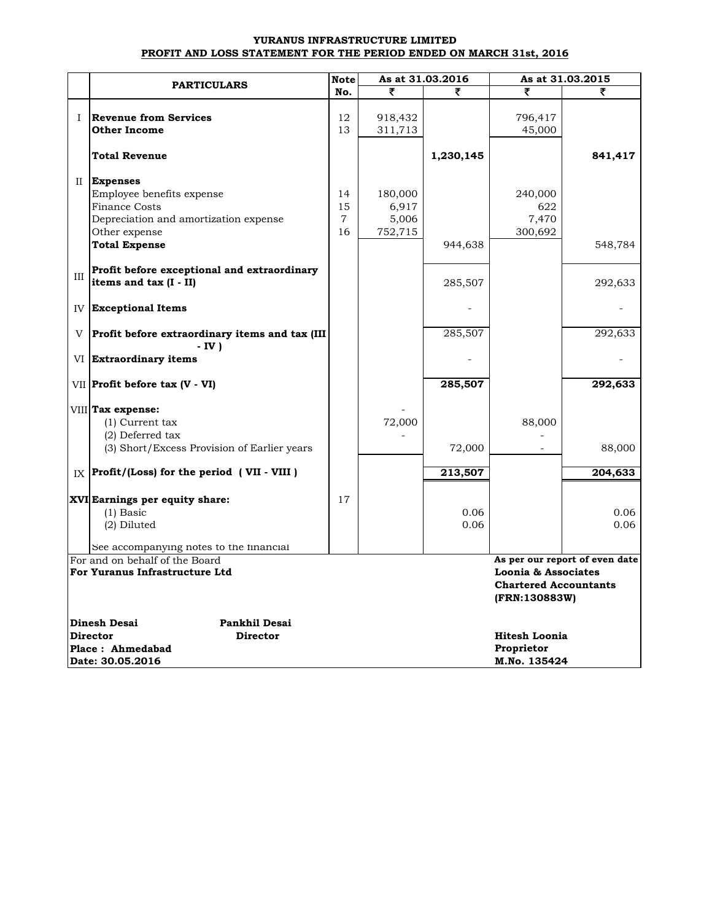# YURANUS INFRASTRUCTURE LIMITED

## PROFIT AND LOSS STATEMENT FOR THE PERIOD ENDED ON MARCH 31st, 2016

| | PARTICULARS | Note No. | As at 31.03.2016 | | As at 31.03.2015 | |
|---|---|---|---|---|---|---|
| | | | ₹ | ₹ | ₹ | ₹ |
| I | **Revenue from Services** | 12 | 918,432 | | 796,417 | |
| | **Other Income** | 13 | 311,713 | | 45,000 | |
| | **Total Revenue** | | | **1,230,145** | | **841,417** |
| II | **Expenses** | | | | | |
| | Employee benefits expense | 14 | 180,000 | | 240,000 | |
| | Finance Costs | 15 | 6,917 | | 622 | |
| | Depreciation and amortization expense | 7 | 5,006 | | 7,470 | |
| | Other expense | 16 | 752,715 | | 300,692 | |
| | **Total Expense** | | | 944,638 | | 548,784 |
| III | **Profit before exceptional and extraordinary items and tax (I - II)** | | | 285,507 | | 292,633 |
| IV | **Exceptional Items** | | | - | | - |
| V | **Profit before extraordinary items and tax (III - IV )** | | | 285,507 | | 292,633 |
| VI | **Extraordinary items** | | | - | | - |
| VII | **Profit before tax (V - VI)** | | | **285,507** | | **292,633** |
| VIII | **Tax expense:** | | - | | | |
| | (1) Current tax | | 72,000 | | 88,000 | |
| | (2) Deferred tax | | - | | - | |
| | (3) Short/Excess Provision of Earlier years | | | 72,000 | - | 88,000 |
| IX | **Profit/(Loss) for the period ( VII - VIII )** | | | **213,507** | | **204,633** |
| XVI | **Earnings per equity share:** | 17 | | | | |
| | (1) Basic | | | 0.06 | | 0.06 |
| | (2) Diluted | | | 0.06 | | 0.06 |
| | See accompanying notes to the financial | | | | | |

For and on behalf of the Board
**For Yuranus Infrastructure Ltd**

**As per our report of even date**
**Loonia & Associates**
**Chartered Accountants**
**(FRN:130883W)**

**Dinesh Desai** — **Director**
**Pankhil Desai** — **Director**

**Place : Ahmedabad**
**Date: 30.05.2016**

**Hitesh Loonia**
**Proprietor**
**M.No. 135424**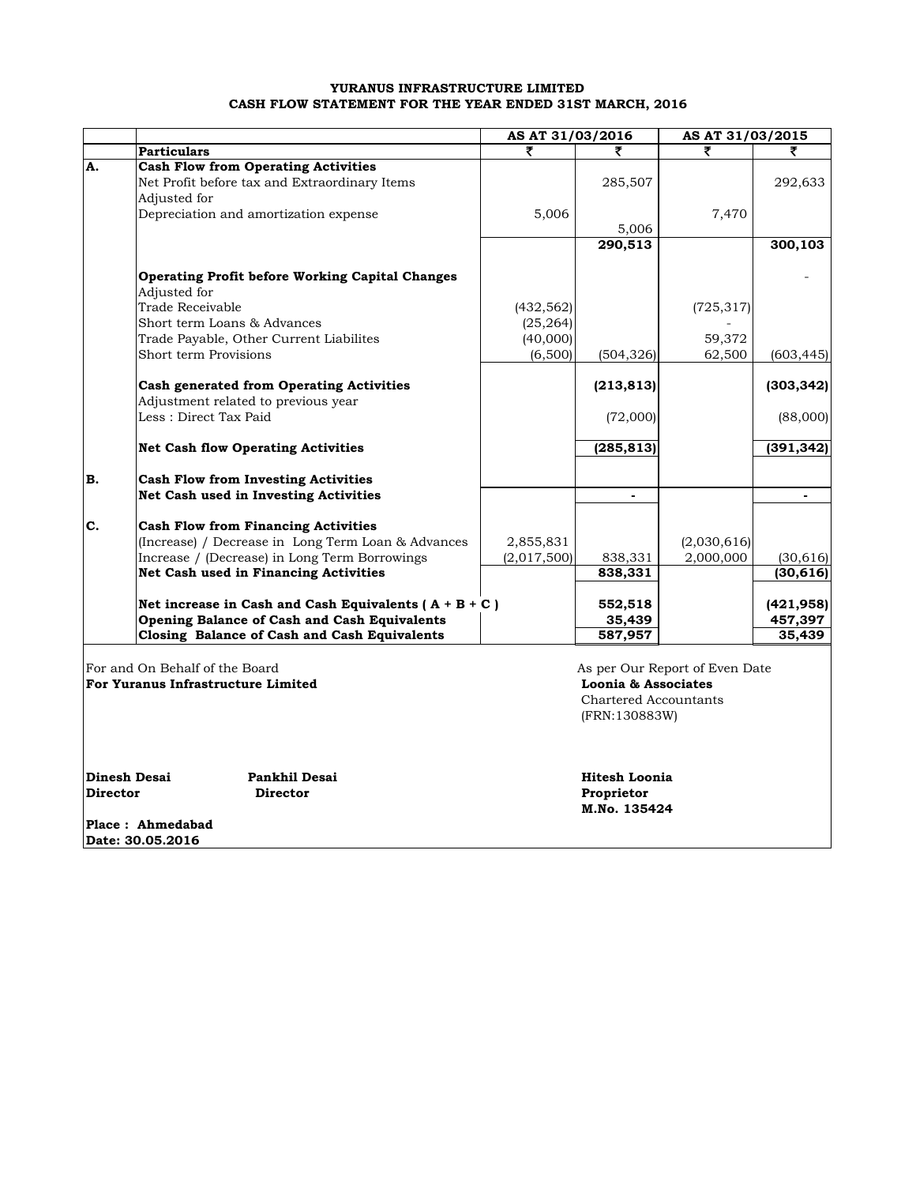**YURANUS INFRASTRUCTURE LIMITED**
**CASH FLOW STATEMENT FOR THE YEAR ENDED 31ST MARCH, 2016**

| | | AS AT 31/03/2016 | | AS AT 31/03/2015 | |
|---|---|---|---|---|---|
| | **Particulars** | ₹ | ₹ | ₹ | ₹ |
| **A.** | **Cash Flow from Operating Activities** | | | | |
| | Net Profit before tax and Extraordinary Items | | 285,507 | | 292,633 |
| | Adjusted for | | | | |
| | Depreciation and amortization expense | 5,006 | | 7,470 | |
| | | | 5,006 | | |
| | | | **290,513** | | **300,103** |
| | **Operating Profit before Working Capital Changes** | | | | - |
| | Adjusted for | | | | |
| | Trade Receivable | (432,562) | | (725,317) | |
| | Short term Loans & Advances | (25,264) | | - | |
| | Trade Payable, Other Current Liabilites | (40,000) | | 59,372 | |
| | Short term Provisions | (6,500) | (504,326) | 62,500 | (603,445) |
| | **Cash generated from Operating Activities** | | **(213,813)** | | **(303,342)** |
| | Adjustment related to previous year | | | | |
| | Less : Direct Tax Paid | | (72,000) | | (88,000) |
| | **Net Cash flow Operating Activities** | | **(285,813)** | | **(391,342)** |
| **B.** | **Cash Flow from Investing Activities** | | | | |
| | **Net Cash used in Investing Activities** | | **-** | | **-** |
| **C.** | **Cash Flow from Financing Activities** | | | | |
| | (Increase) / Decrease in Long Term Loan & Advances | 2,855,831 | | (2,030,616) | |
| | Increase / (Decrease) in Long Term Borrowings | (2,017,500) | 838,331 | 2,000,000 | (30,616) |
| | **Net Cash used in Financing Activities** | | **838,331** | | **(30,616)** |
| | **Net increase in Cash and Cash Equivalents ( A + B + C )** | | **552,518** | | **(421,958)** |
| | **Opening Balance of Cash and Cash Equivalents** | | **35,439** | | **457,397** |
| | **Closing Balance of Cash and Cash Equivalents** | | **587,957** | | **35,439** |

For and On Behalf of the Board
**For Yuranus Infrastructure Limited**

As per Our Report of Even Date
**Loonia & Associates**
Chartered Accountants
(FRN:130883W)

**Dinesh Desai** — **Director**
**Pankhil Desai** — **Director**

**Hitesh Loonia**
**Proprietor**
**M.No. 135424**

**Place : Ahmedabad**
**Date: 30.05.2016**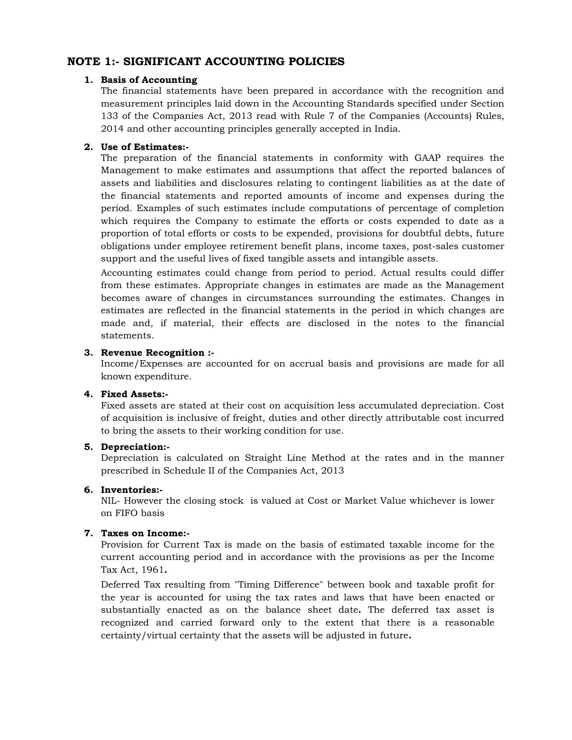## NOTE 1:- SIGNIFICANT ACCOUNTING POLICIES

1. **Basis of Accounting**
   The financial statements have been prepared in accordance with the recognition and measurement principles laid down in the Accounting Standards specified under Section 133 of the Companies Act, 2013 read with Rule 7 of the Companies (Accounts) Rules, 2014 and other accounting principles generally accepted in India.

2. **Use of Estimates:-**
   The preparation of the financial statements in conformity with GAAP requires the Management to make estimates and assumptions that affect the reported balances of assets and liabilities and disclosures relating to contingent liabilities as at the date of the financial statements and reported amounts of income and expenses during the period. Examples of such estimates include computations of percentage of completion which requires the Company to estimate the efforts or costs expended to date as a proportion of total efforts or costs to be expended, provisions for doubtful debts, future obligations under employee retirement benefit plans, income taxes, post-sales customer support and the useful lives of fixed tangible assets and intangible assets.

   Accounting estimates could change from period to period. Actual results could differ from these estimates. Appropriate changes in estimates are made as the Management becomes aware of changes in circumstances surrounding the estimates. Changes in estimates are reflected in the financial statements in the period in which changes are made and, if material, their effects are disclosed in the notes to the financial statements.

3. **Revenue Recognition :-**
   Income/Expenses are accounted for on accrual basis and provisions are made for all known expenditure.

4. **Fixed Assets:-**
   Fixed assets are stated at their cost on acquisition less accumulated depreciation. Cost of acquisition is inclusive of freight, duties and other directly attributable cost incurred to bring the assets to their working condition for use.

5. **Depreciation:-**
   Depreciation is calculated on Straight Line Method at the rates and in the manner prescribed in Schedule II of the Companies Act, 2013

6. **Inventories:-**
   NIL- However the closing stock is valued at Cost or Market Value whichever is lower on FIFO basis

7. **Taxes on Income:-**
   Provision for Current Tax is made on the basis of estimated taxable income for the current accounting period and in accordance with the provisions as per the Income Tax Act, 1961**.**

   Deferred Tax resulting from "Timing Difference" between book and taxable profit for the year is accounted for using the tax rates and laws that have been enacted or substantially enacted as on the balance sheet date**.** The deferred tax asset is recognized and carried forward only to the extent that there is a reasonable certainty/virtual certainty that the assets will be adjusted in future**.**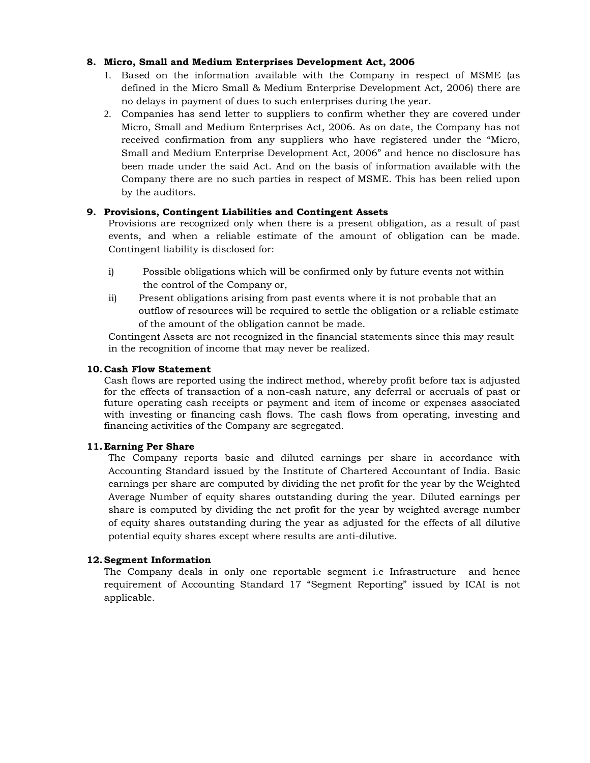**8. Micro, Small and Medium Enterprises Development Act, 2006**

1. Based on the information available with the Company in respect of MSME (as defined in the Micro Small & Medium Enterprise Development Act, 2006) there are no delays in payment of dues to such enterprises during the year.
2. Companies has send letter to suppliers to confirm whether they are covered under Micro, Small and Medium Enterprises Act, 2006. As on date, the Company has not received confirmation from any suppliers who have registered under the "Micro, Small and Medium Enterprise Development Act, 2006" and hence no disclosure has been made under the said Act. And on the basis of information available with the Company there are no such parties in respect of MSME. This has been relied upon by the auditors.

**9. Provisions, Contingent Liabilities and Contingent Assets**

Provisions are recognized only when there is a present obligation, as a result of past events, and when a reliable estimate of the amount of obligation can be made. Contingent liability is disclosed for:

i) Possible obligations which will be confirmed only by future events not within the control of the Company or,

ii) Present obligations arising from past events where it is not probable that an outflow of resources will be required to settle the obligation or a reliable estimate of the amount of the obligation cannot be made.

Contingent Assets are not recognized in the financial statements since this may result in the recognition of income that may never be realized.

**10. Cash Flow Statement**

Cash flows are reported using the indirect method, whereby profit before tax is adjusted for the effects of transaction of a non-cash nature, any deferral or accruals of past or future operating cash receipts or payment and item of income or expenses associated with investing or financing cash flows. The cash flows from operating, investing and financing activities of the Company are segregated.

**11. Earning Per Share**

The Company reports basic and diluted earnings per share in accordance with Accounting Standard issued by the Institute of Chartered Accountant of India. Basic earnings per share are computed by dividing the net profit for the year by the Weighted Average Number of equity shares outstanding during the year. Diluted earnings per share is computed by dividing the net profit for the year by weighted average number of equity shares outstanding during the year as adjusted for the effects of all dilutive potential equity shares except where results are anti-dilutive.

**12. Segment Information**

The Company deals in only one reportable segment i.e Infrastructure and hence requirement of Accounting Standard 17 "Segment Reporting" issued by ICAI is not applicable.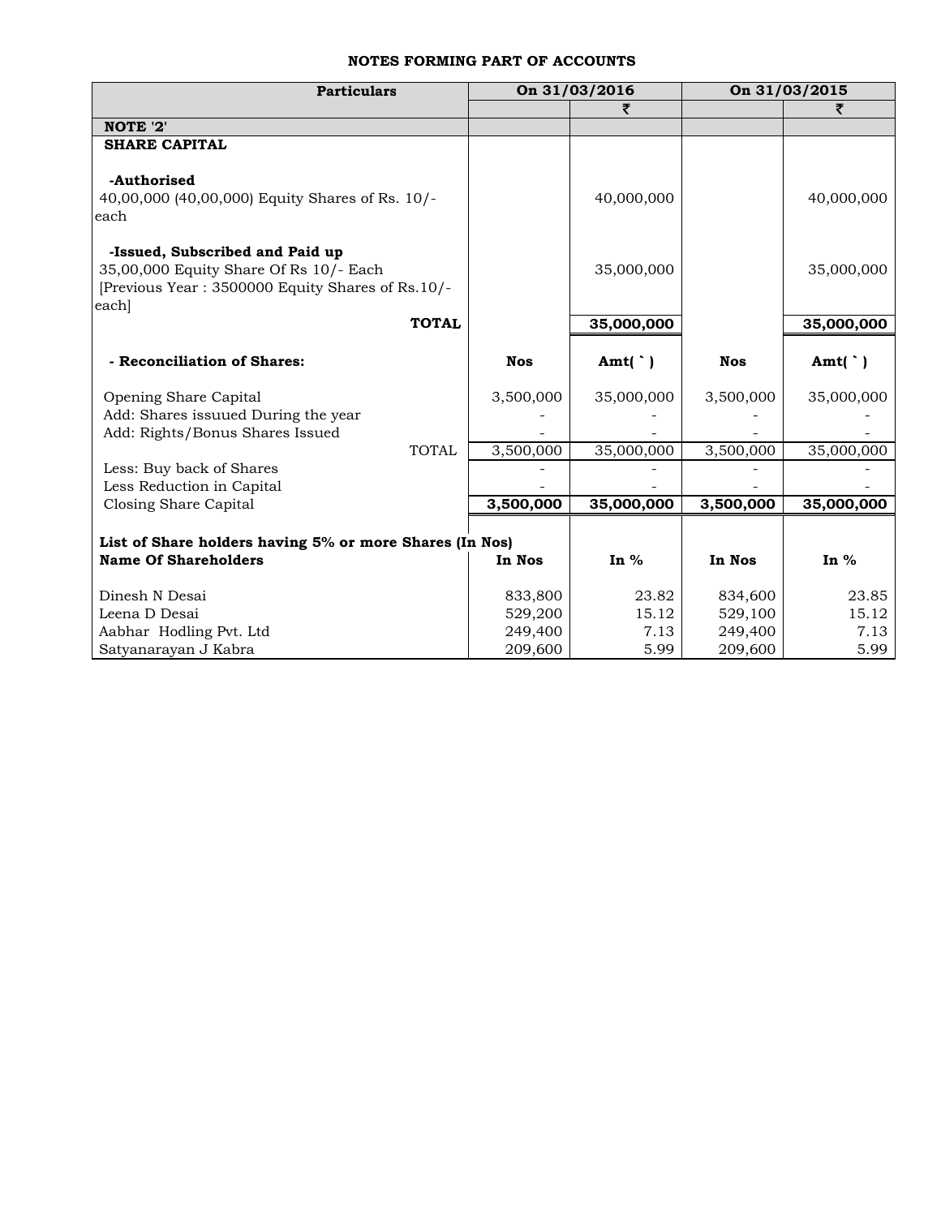### NOTES FORMING PART OF ACCOUNTS

| Particulars | On 31/03/2016 | | On 31/03/2015 | |
|---|---|---|---|---|
| | | ₹ | | ₹ |
| **NOTE '2'** | | | | |
| **SHARE CAPITAL** | | | | |
| **-Authorised** | | | | |
| 40,00,000 (40,00,000) Equity Shares of Rs. 10/- each | | 40,000,000 | | 40,000,000 |
| **-Issued, Subscribed and Paid up** | | | | |
| 35,00,000 Equity Share Of Rs 10/- Each [Previous Year : 3500000 Equity Shares of Rs.10/- each] | | 35,000,000 | | 35,000,000 |
| **TOTAL** | | **35,000,000** | | **35,000,000** |
| **- Reconciliation of Shares:** | **Nos** | **Amt( ` )** | **Nos** | **Amt( ` )** |
| Opening Share Capital | 3,500,000 | 35,000,000 | 3,500,000 | 35,000,000 |
| Add: Shares issuued During the year | - | - | - | - |
| Add: Rights/Bonus Shares Issued | - | - | - | - |
| TOTAL | 3,500,000 | 35,000,000 | 3,500,000 | 35,000,000 |
| Less: Buy back of Shares | - | - | - | - |
| Less Reduction in Capital | - | - | - | - |
| Closing Share Capital | **3,500,000** | **35,000,000** | **3,500,000** | **35,000,000** |
| **List of Share holders having 5% or more Shares (In Nos)** | | | | |
| **Name Of Shareholders** | **In Nos** | **In %** | **In Nos** | **In %** |
| Dinesh N Desai | 833,800 | 23.82 | 834,600 | 23.85 |
| Leena D Desai | 529,200 | 15.12 | 529,100 | 15.12 |
| Aabhar Hodling Pvt. Ltd | 249,400 | 7.13 | 249,400 | 7.13 |
| Satyanarayan J Kabra | 209,600 | 5.99 | 209,600 | 5.99 |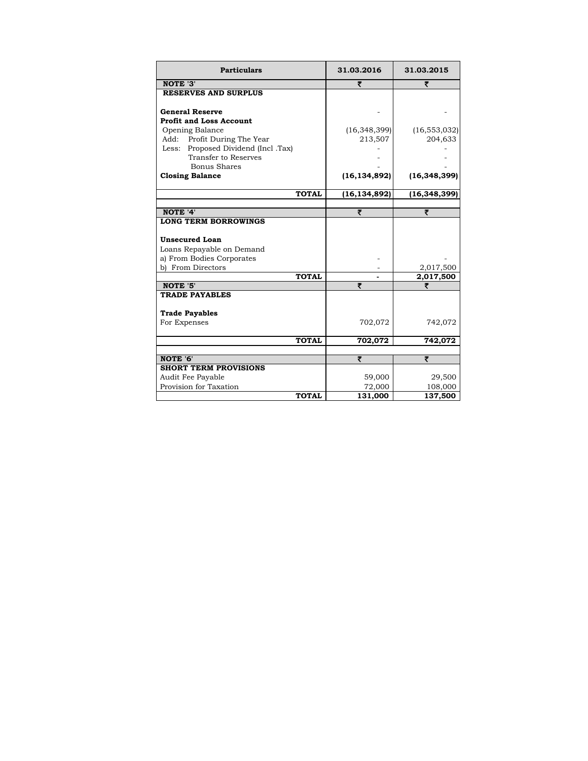| Particulars | 31.03.2016 | 31.03.2015 |
|---|---|---|
| **NOTE '3'** | ₹ | ₹ |
| **RESERVES AND SURPLUS** | | |
| | | |
| **General Reserve** | - | - |
| **Profit and Loss Account** | | |
| Opening Balance | (16,348,399) | (16,553,032) |
| Add: Profit During The Year | 213,507 | 204,633 |
| Less: Proposed Dividend (Incl .Tax) | - | - |
| Transfer to Reserves | - | - |
| Bonus Shares | - | - |
| **Closing Balance** | **(16,134,892)** | **(16,348,399)** |
| | | |
| **TOTAL** | **(16,134,892)** | **(16,348,399)** |
| | | |
| **NOTE '4'** | ₹ | ₹ |
| **LONG TERM BORROWINGS** | | |
| | | |
| **Unsecured Loan** | | |
| Loans Repayable on Demand | | |
| a) From Bodies Corporates | - | - |
| b) From Directors | - | 2,017,500 |
| **TOTAL** | **-** | **2,017,500** |
| **NOTE '5'** | ₹ | ₹ |
| **TRADE PAYABLES** | | |
| | | |
| **Trade Payables** | | |
| For Expenses | 702,072 | 742,072 |
| | | |
| **TOTAL** | **702,072** | **742,072** |
| | | |
| **NOTE '6'** | ₹ | ₹ |
| **SHORT TERM PROVISIONS** | | |
| Audit Fee Payable | 59,000 | 29,500 |
| Provision for Taxation | 72,000 | 108,000 |
| **TOTAL** | **131,000** | **137,500** |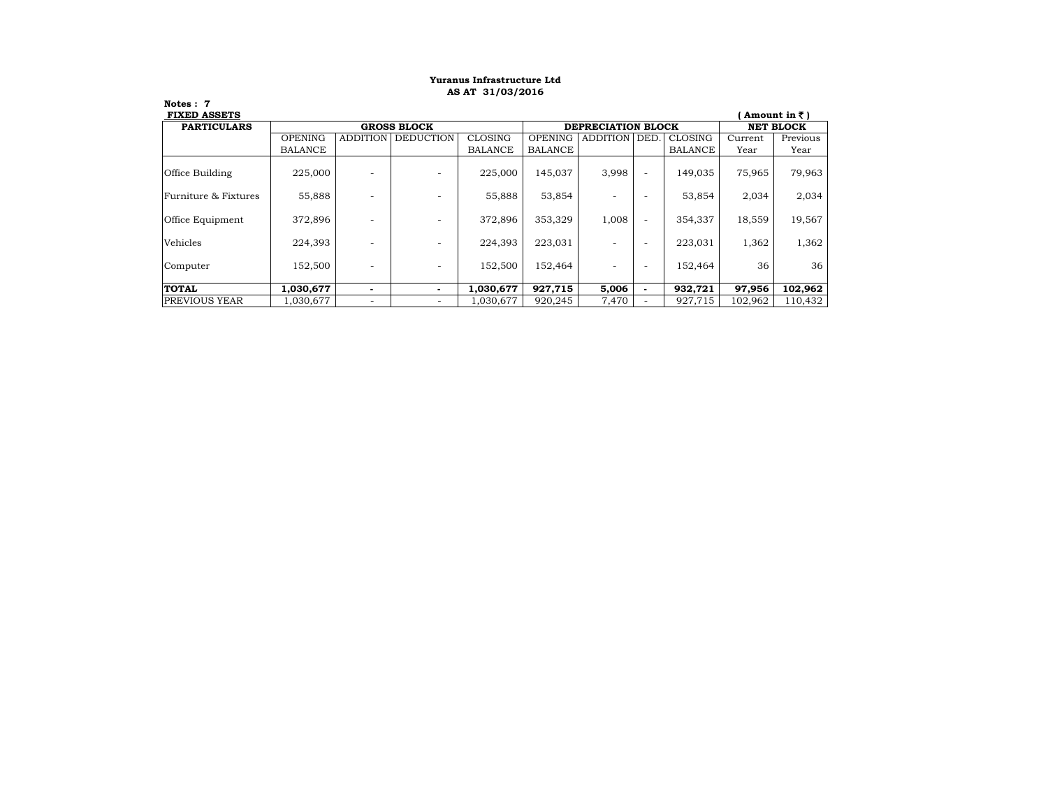**Yuranus Infrastructure Ltd**
**AS AT 31/03/2016**

**Notes : 7**

**FIXED ASSETS**

**( Amount in ₹ )**

| PARTICULARS | GROSS BLOCK | | | | DEPRECIATION BLOCK | | | | NET BLOCK | |
|---|---|---|---|---|---|---|---|---|---|---|
| | OPENING BALANCE | ADDITION | DEDUCTION | CLOSING BALANCE | OPENING BALANCE | ADDITION | DED. | CLOSING BALANCE | Current Year | Previous Year |
| Office Building | 225,000 | - | - | 225,000 | 145,037 | 3,998 | - | 149,035 | 75,965 | 79,963 |
| Furniture & Fixtures | 55,888 | - | - | 55,888 | 53,854 | - | - | 53,854 | 2,034 | 2,034 |
| Office Equipment | 372,896 | - | - | 372,896 | 353,329 | 1,008 | - | 354,337 | 18,559 | 19,567 |
| Vehicles | 224,393 | - | - | 224,393 | 223,031 | - | - | 223,031 | 1,362 | 1,362 |
| Computer | 152,500 | - | - | 152,500 | 152,464 | - | - | 152,464 | 36 | 36 |
| **TOTAL** | **1,030,677** | **-** | **-** | **1,030,677** | **927,715** | **5,006** | **-** | **932,721** | **97,956** | **102,962** |
| PREVIOUS YEAR | 1,030,677 | - | - | 1,030,677 | 920,245 | 7,470 | - | 927,715 | 102,962 | 110,432 |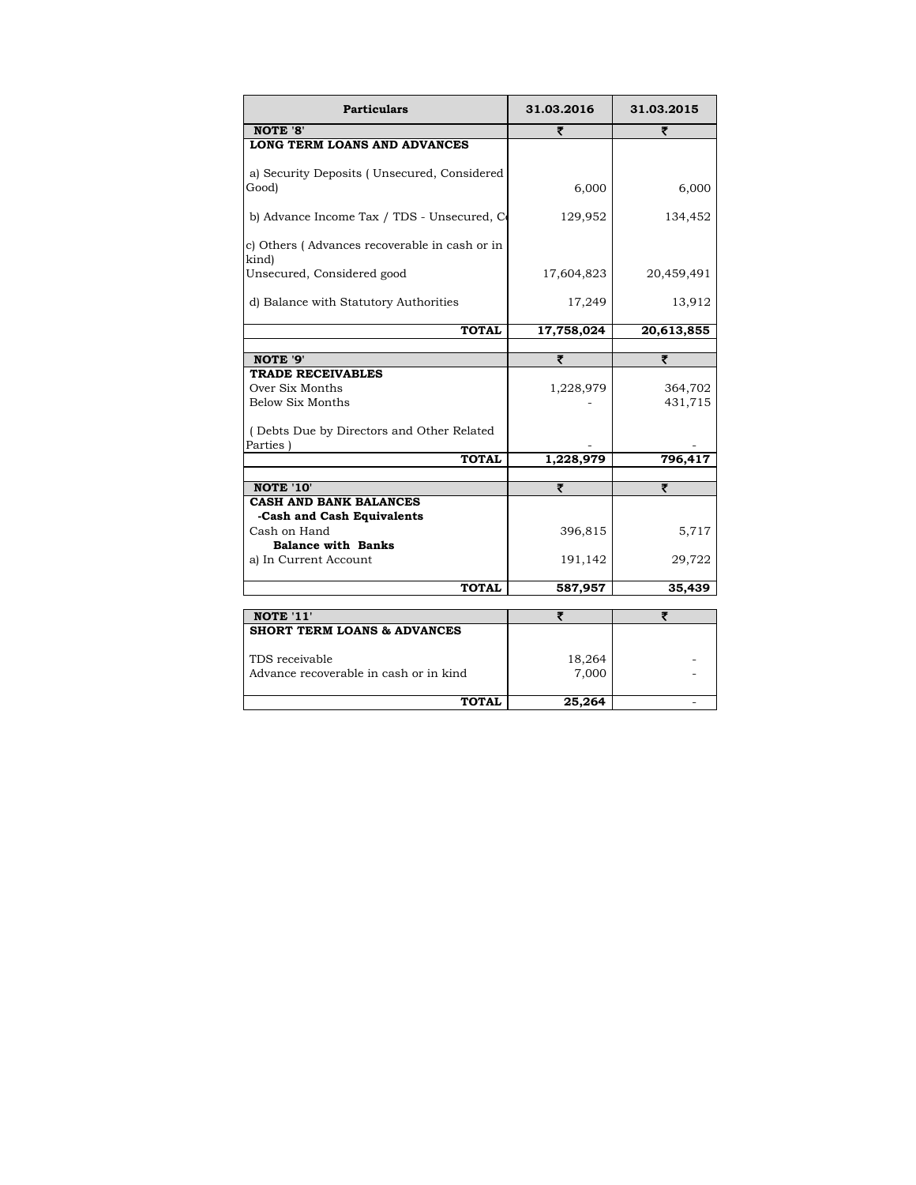| Particulars | 31.03.2016 | 31.03.2015 |
|---|---|---|
| **NOTE '8'** | ₹ | ₹ |
| **LONG TERM LOANS AND ADVANCES** | | |
| a) Security Deposits ( Unsecured, Considered Good) | 6,000 | 6,000 |
| b) Advance Income Tax / TDS - Unsecured, C | 129,952 | 134,452 |
| c) Others ( Advances recoverable in cash or in kind) | | |
| Unsecured, Considered good | 17,604,823 | 20,459,491 |
| d) Balance with Statutory Authorities | 17,249 | 13,912 |
| **TOTAL** | **17,758,024** | **20,613,855** |
| | | |
| **NOTE '9'** | ₹ | ₹ |
| **TRADE RECEIVABLES** | | |
| Over Six Months | 1,228,979 | 364,702 |
| Below Six Months | - | 431,715 |
| ( Debts Due by Directors and Other Related Parties ) | - | - |
| **TOTAL** | **1,228,979** | **796,417** |
| | | |
| **NOTE '10'** | ₹ | ₹ |
| **CASH AND BANK BALANCES** | | |
| **-Cash and Cash Equivalents** | | |
| Cash on Hand | 396,815 | 5,717 |
| **Balance with Banks** | | |
| a) In Current Account | 191,142 | 29,722 |
| **TOTAL** | **587,957** | **35,439** |

| **NOTE '11'** | ₹ | ₹ |
|---|---|---|
| **SHORT TERM LOANS & ADVANCES** | | |
| TDS receivable | 18,264 | - |
| Advance recoverable in cash or in kind | 7,000 | - |
| **TOTAL** | **25,264** | - |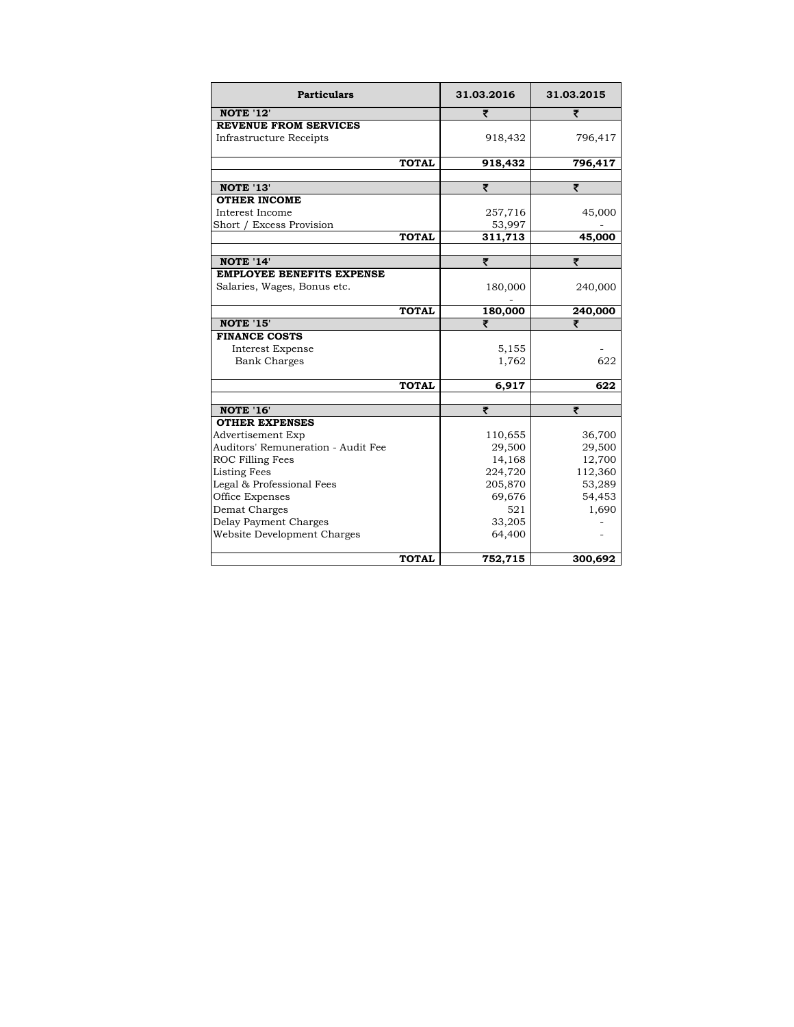| Particulars | 31.03.2016 | 31.03.2015 |
|---|---|---|
| **NOTE '12'** | ₹ | ₹ |
| **REVENUE FROM SERVICES** | | |
| Infrastructure Receipts | 918,432 | 796,417 |
| **TOTAL** | **918,432** | **796,417** |
| | | |
| **NOTE '13'** | ₹ | ₹ |
| **OTHER INCOME** | | |
| Interest Income | 257,716 | 45,000 |
| Short / Excess Provision | 53,997 | - |
| **TOTAL** | **311,713** | **45,000** |
| | | |
| **NOTE '14'** | ₹ | ₹ |
| **EMPLOYEE BENEFITS EXPENSE** | | |
| Salaries, Wages, Bonus etc. | 180,000 | 240,000 |
| | - | |
| **TOTAL** | **180,000** | **240,000** |
| **NOTE '15'** | ₹ | ₹ |
| **FINANCE COSTS** | | |
| Interest Expense | 5,155 | - |
| Bank Charges | 1,762 | 622 |
| **TOTAL** | **6,917** | **622** |
| | | |
| **NOTE '16'** | ₹ | ₹ |
| **OTHER EXPENSES** | | |
| Advertisement Exp | 110,655 | 36,700 |
| Auditors' Remuneration - Audit Fee | 29,500 | 29,500 |
| ROC Filling Fees | 14,168 | 12,700 |
| Listing Fees | 224,720 | 112,360 |
| Legal & Professional Fees | 205,870 | 53,289 |
| Office Expenses | 69,676 | 54,453 |
| Demat Charges | 521 | 1,690 |
| Delay Payment Charges | 33,205 | - |
| Website Development Charges | 64,400 | - |
| **TOTAL** | **752,715** | **300,692** |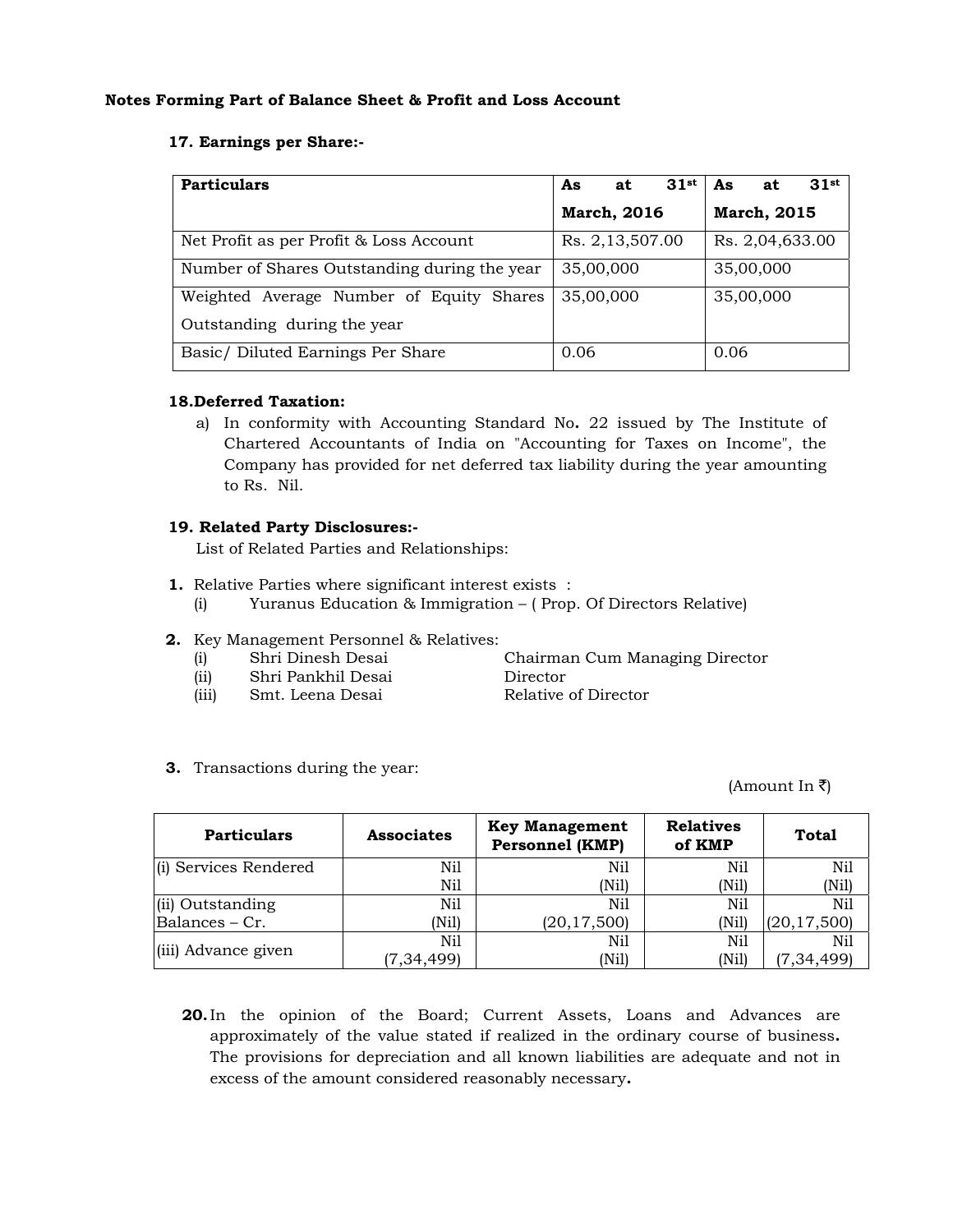**Notes Forming Part of Balance Sheet & Profit and Loss Account**

**17. Earnings per Share:-**

| **Particulars** | **As at 31st March, 2016** | **As at 31st March, 2015** |
|---|---|---|
| Net Profit as per Profit & Loss Account | Rs. 2,13,507.00 | Rs. 2,04,633.00 |
| Number of Shares Outstanding during the year | 35,00,000 | 35,00,000 |
| Weighted Average Number of Equity Shares Outstanding during the year | 35,00,000 | 35,00,000 |
| Basic/ Diluted Earnings Per Share | 0.06 | 0.06 |

**18.Deferred Taxation:**

a) In conformity with Accounting Standard No**.** 22 issued by The Institute of Chartered Accountants of India on "Accounting for Taxes on Income", the Company has provided for net deferred tax liability during the year amounting to Rs. Nil.

**19. Related Party Disclosures:-**

List of Related Parties and Relationships:

**1.** Relative Parties where significant interest exists :
   (i) Yuranus Education & Immigration – ( Prop. Of Directors Relative)

**2.** Key Management Personnel & Relatives:

| | | |
|---|---|---|
| (i) | Shri Dinesh Desai | Chairman Cum Managing Director |
| (ii) | Shri Pankhil Desai | Director |
| (iii) | Smt. Leena Desai | Relative of Director |

**3.** Transactions during the year:

(Amount In ₹)

| **Particulars** | **Associates** | **Key Management Personnel (KMP)** | **Relatives of KMP** | **Total** |
|---|---|---|---|---|
| (i) Services Rendered | Nil<br>Nil | Nil<br>(Nil) | Nil<br>(Nil) | Nil<br>(Nil) |
| (ii) Outstanding Balances – Cr. | Nil<br>(Nil) | Nil<br>(20,17,500) | Nil<br>(Nil) | Nil<br>(20,17,500) |
| (iii) Advance given | Nil<br>(7,34,499) | Nil<br>(Nil) | Nil<br>(Nil) | Nil<br>(7,34,499) |

**20.** In the opinion of the Board; Current Assets, Loans and Advances are approximately of the value stated if realized in the ordinary course of business**.** The provisions for depreciation and all known liabilities are adequate and not in excess of the amount considered reasonably necessary**.**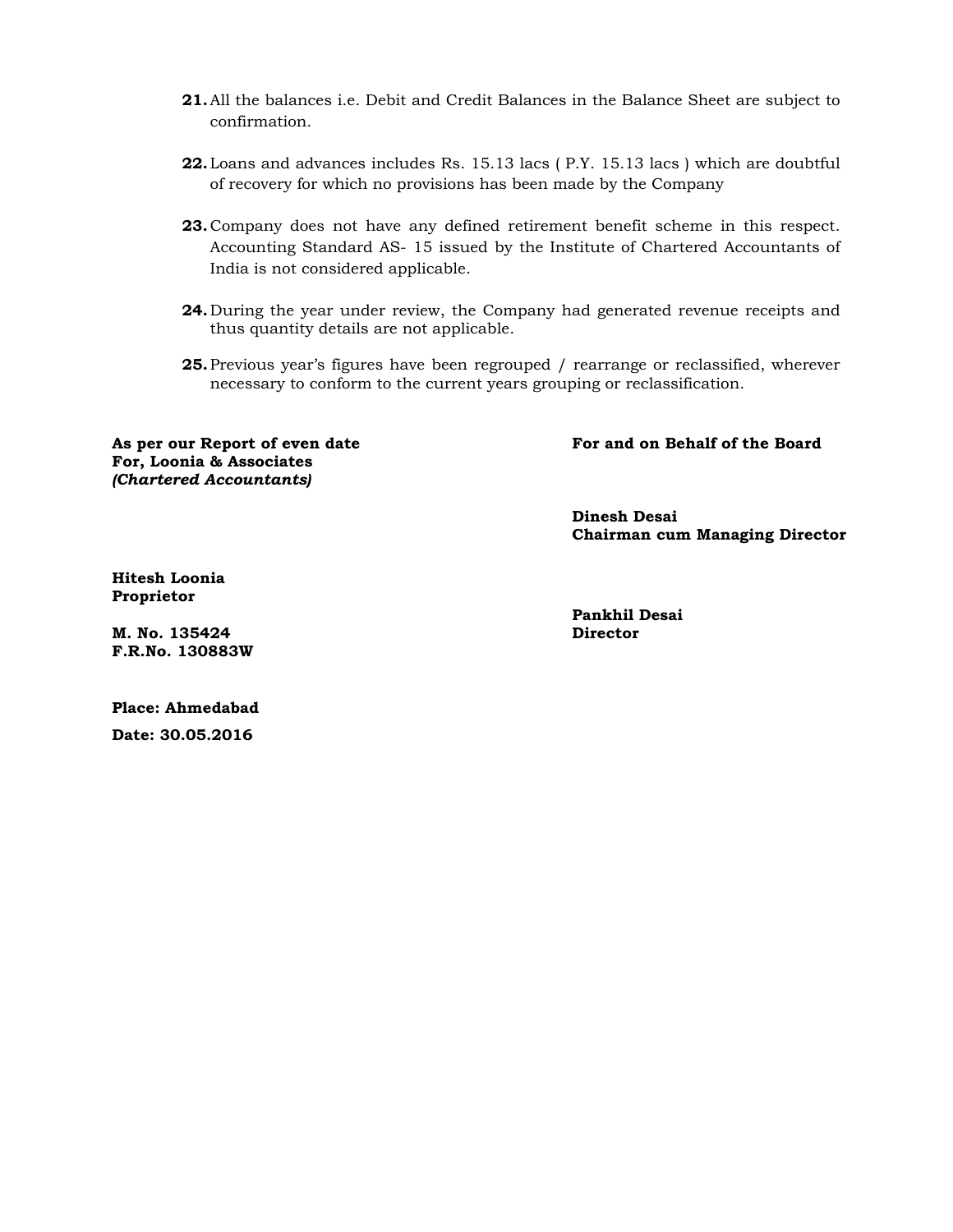21. All the balances i.e. Debit and Credit Balances in the Balance Sheet are subject to confirmation.

22. Loans and advances includes Rs. 15.13 lacs ( P.Y. 15.13 lacs ) which are doubtful of recovery for which no provisions has been made by the Company

23. Company does not have any defined retirement benefit scheme in this respect. Accounting Standard AS- 15 issued by the Institute of Chartered Accountants of India is not considered applicable.

24. During the year under review, the Company had generated revenue receipts and thus quantity details are not applicable.

25. Previous year's figures have been regrouped / rearrange or reclassified, wherever necessary to conform to the current years grouping or reclassification.

**As per our Report of even date**
**For, Loonia & Associates**
***(Chartered Accountants)***

**Hitesh Loonia**
**Proprietor**

**M. No. 135424**
**F.R.No. 130883W**

**Place: Ahmedabad**
**Date: 30.05.2016**

**For and on Behalf of the Board**

**Dinesh Desai**
**Chairman cum Managing Director**

**Pankhil Desai**
**Director**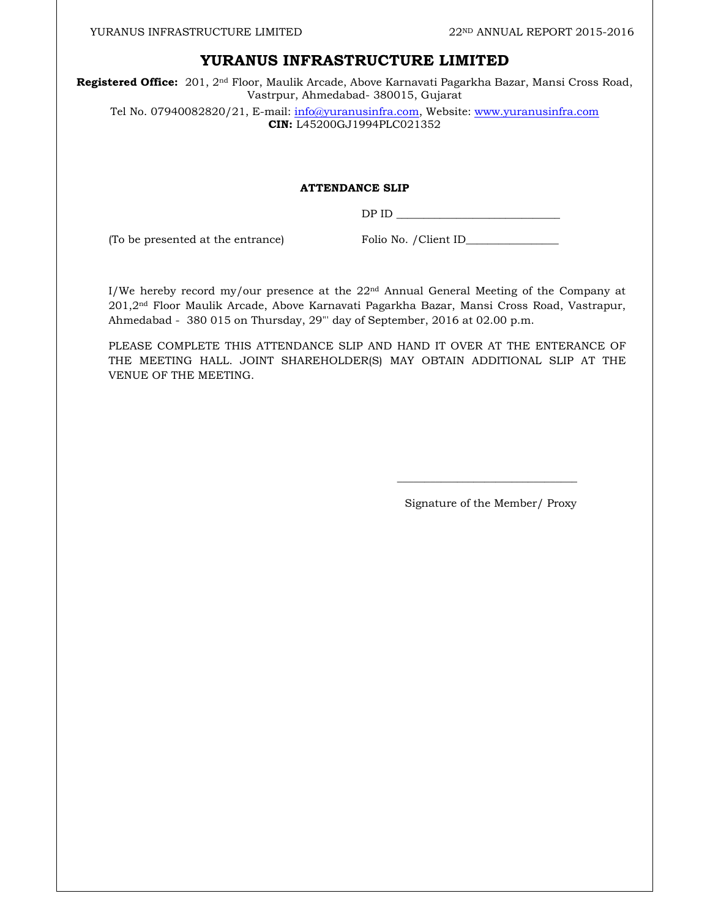# YURANUS INFRASTRUCTURE LIMITED

**Registered Office:** 201, 2nd Floor, Maulik Arcade, Above Karnavati Pagarkha Bazar, Mansi Cross Road, Vastrpur, Ahmedabad- 380015, Gujarat

Tel No. 07940082820/21, E-mail: info@yuranusinfra.com, Website: www.yuranusinfra.com
**CIN:** L45200GJ1994PLC021352

**ATTENDANCE SLIP**

DP ID ____________________________

(To be presented at the entrance) Folio No. /Client ID________________

I/We hereby record my/our presence at the 22nd Annual General Meeting of the Company at 201,2nd Floor Maulik Arcade, Above Karnavati Pagarkha Bazar, Mansi Cross Road, Vastrapur, Ahmedabad - 380 015 on Thursday, 29''' day of September, 2016 at 02.00 p.m.

PLEASE COMPLETE THIS ATTENDANCE SLIP AND HAND IT OVER AT THE ENTERANCE OF THE MEETING HALL. JOINT SHAREHOLDER(S) MAY OBTAIN ADDITIONAL SLIP AT THE VENUE OF THE MEETING.

_______________________________

Signature of the Member/ Proxy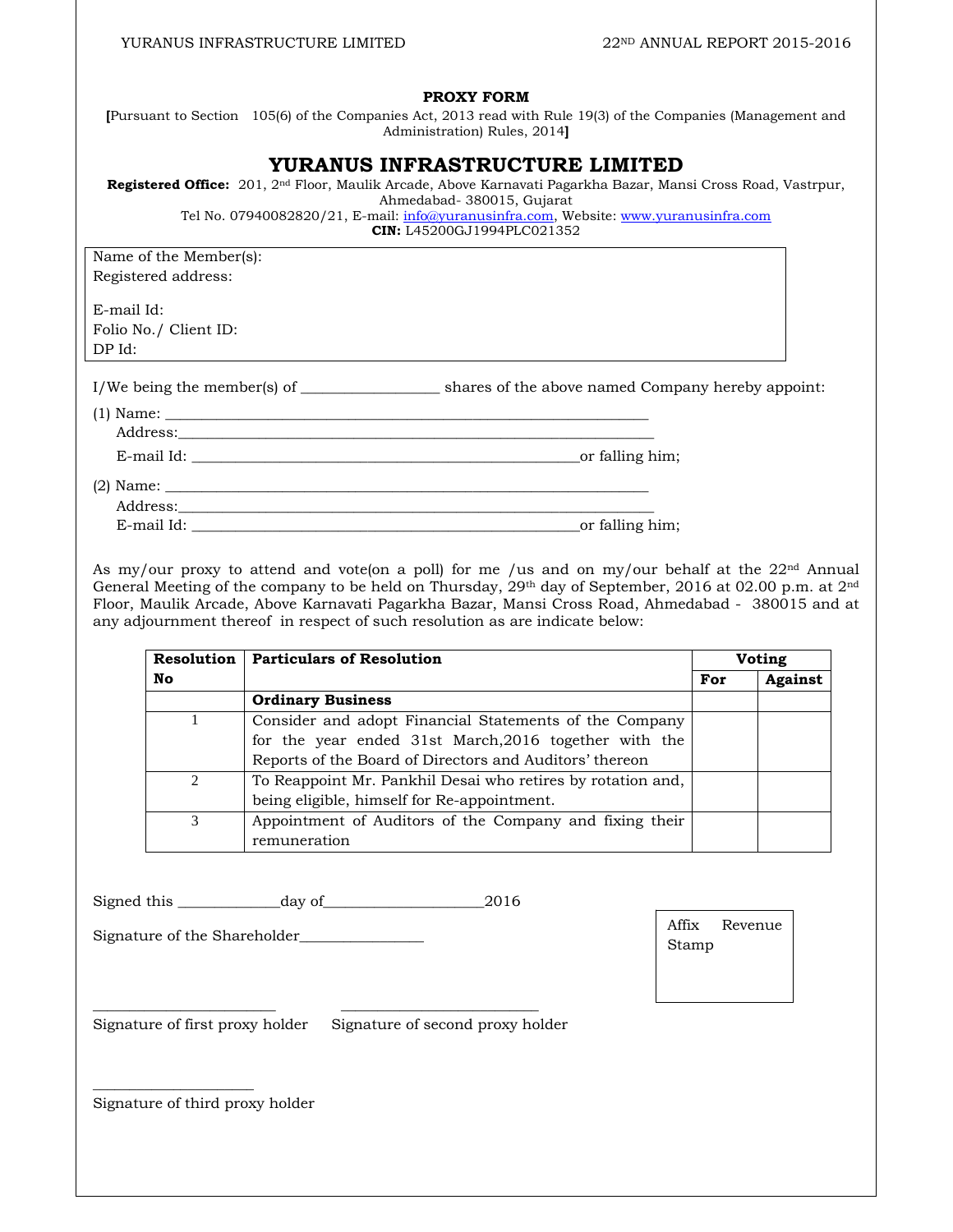**PROXY FORM**

**[**Pursuant to Section 105(6) of the Companies Act, 2013 read with Rule 19(3) of the Companies (Management and Administration) Rules, 2014**]**

# YURANUS INFRASTRUCTURE LIMITED

**Registered Office:** 201, 2nd Floor, Maulik Arcade, Above Karnavati Pagarkha Bazar, Mansi Cross Road, Vastrpur, Ahmedabad- 380015, Gujarat

Tel No. 07940082820/21, E-mail: info@yuranusinfra.com, Website: www.yuranusinfra.com

**CIN:** L45200GJ1994PLC021352

Name of the Member(s):
Registered address:

E-mail Id:
Folio No./ Client ID:
DP Id:

I/We being the member(s) of __________________ shares of the above named Company hereby appoint:

(1) Name: ____________________________________________________________________
Address:____________________________________________________________________
E-mail Id: ___________________________________________________or falling him;

(2) Name: ____________________________________________________________________
Address:____________________________________________________________________
E-mail Id: ___________________________________________________or falling him;

As my/our proxy to attend and vote(on a poll) for me /us and on my/our behalf at the 22nd Annual General Meeting of the company to be held on Thursday, 29th day of September, 2016 at 02.00 p.m. at 2nd Floor, Maulik Arcade, Above Karnavati Pagarkha Bazar, Mansi Cross Road, Ahmedabad - 380015 and at any adjournment thereof in respect of such resolution as are indicate below:

| Resolution No | Particulars of Resolution | Voting | |
|---|---|---|---|
| | | For | Against |
| | **Ordinary Business** | | |
| 1 | Consider and adopt Financial Statements of the Company for the year ended 31st March,2016 together with the Reports of the Board of Directors and Auditors' thereon | | |
| 2 | To Reappoint Mr. Pankhil Desai who retires by rotation and, being eligible, himself for Re-appointment. | | |
| 3 | Appointment of Auditors of the Company and fixing their remuneration | | |

Signed this _____________day of_____________________2016

Signature of the Shareholder________________

Affix Revenue Stamp

________________________ ________________________

Signature of first proxy holder Signature of second proxy holder

______________________

Signature of third proxy holder